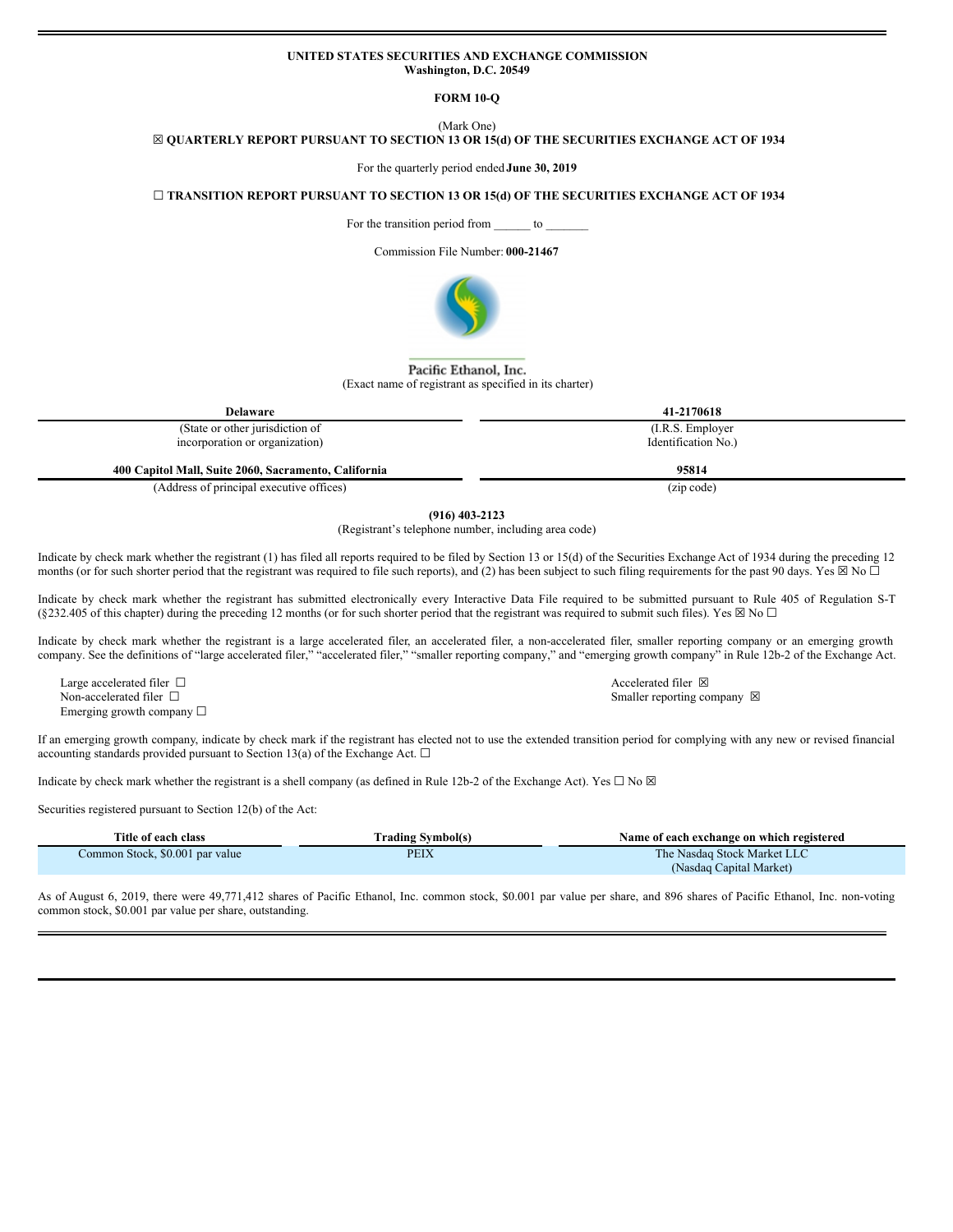**UNITED STATES SECURITIES AND EXCHANGE COMMISSION**
**Washington, D.C. 20549**

**FORM 10-Q**

(Mark One)

☒ **QUARTERLY REPORT PURSUANT TO SECTION 13 OR 15(d) OF THE SECURITIES EXCHANGE ACT OF 1934**

For the quarterly period ended **June 30, 2019**

☐ **TRANSITION REPORT PURSUANT TO SECTION 13 OR 15(d) OF THE SECURITIES EXCHANGE ACT OF 1934**

For the transition period from ______ to _______

Commission File Number: **000-21467**

Pacific Ethanol, Inc.
(Exact name of registrant as specified in its charter)

| **Delaware** | **41-2170618** |
|---|---|
| (State or other jurisdiction of incorporation or organization) | (I.R.S. Employer Identification No.) |
| **400 Capitol Mall, Suite 2060, Sacramento, California** | **95814** |
| (Address of principal executive offices) | (zip code) |

**(916) 403-2123**
(Registrant's telephone number, including area code)

Indicate by check mark whether the registrant (1) has filed all reports required to be filed by Section 13 or 15(d) of the Securities Exchange Act of 1934 during the preceding 12 months (or for such shorter period that the registrant was required to file such reports), and (2) has been subject to such filing requirements for the past 90 days. Yes ☒ No ☐

Indicate by check mark whether the registrant has submitted electronically every Interactive Data File required to be submitted pursuant to Rule 405 of Regulation S-T (§232.405 of this chapter) during the preceding 12 months (or for such shorter period that the registrant was required to submit such files). Yes ☒ No ☐

Indicate by check mark whether the registrant is a large accelerated filer, an accelerated filer, a non-accelerated filer, smaller reporting company or an emerging growth company. See the definitions of "large accelerated filer," "accelerated filer," "smaller reporting company," and "emerging growth company" in Rule 12b-2 of the Exchange Act.

Large accelerated filer ☐
Accelerated filer ☒
Non-accelerated filer ☐
Smaller reporting company ☒
Emerging growth company ☐

If an emerging growth company, indicate by check mark if the registrant has elected not to use the extended transition period for complying with any new or revised financial accounting standards provided pursuant to Section 13(a) of the Exchange Act. ☐

Indicate by check mark whether the registrant is a shell company (as defined in Rule 12b-2 of the Exchange Act). Yes ☐ No ☒

Securities registered pursuant to Section 12(b) of the Act:

| Title of each class | Trading Symbol(s) | Name of each exchange on which registered |
|---|---|---|
| Common Stock, $0.001 par value | PEIX | The Nasdaq Stock Market LLC (Nasdaq Capital Market) |

As of August 6, 2019, there were 49,771,412 shares of Pacific Ethanol, Inc. common stock, $0.001 par value per share, and 896 shares of Pacific Ethanol, Inc. non-voting common stock, $0.001 par value per share, outstanding.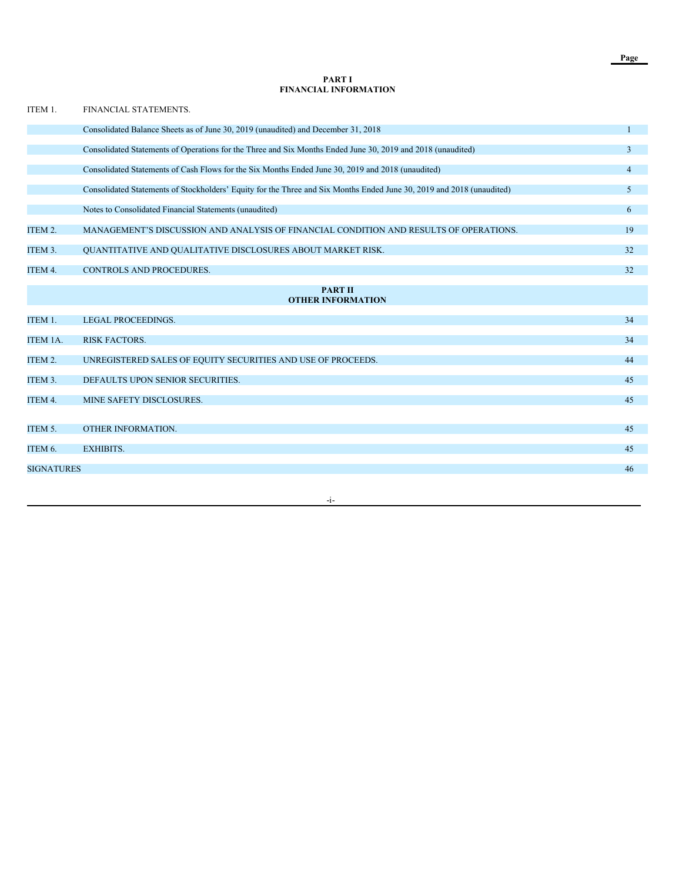| | | Page |
|---|---|---|
| | **PART I**<br>**FINANCIAL INFORMATION** | |
| ITEM 1. | FINANCIAL STATEMENTS. | |
| | Consolidated Balance Sheets as of June 30, 2019 (unaudited) and December 31, 2018 | 1 |
| | Consolidated Statements of Operations for the Three and Six Months Ended June 30, 2019 and 2018 (unaudited) | 3 |
| | Consolidated Statements of Cash Flows for the Six Months Ended June 30, 2019 and 2018 (unaudited) | 4 |
| | Consolidated Statements of Stockholders' Equity for the Three and Six Months Ended June 30, 2019 and 2018 (unaudited) | 5 |
| | Notes to Consolidated Financial Statements (unaudited) | 6 |
| ITEM 2. | MANAGEMENT'S DISCUSSION AND ANALYSIS OF FINANCIAL CONDITION AND RESULTS OF OPERATIONS. | 19 |
| ITEM 3. | QUANTITATIVE AND QUALITATIVE DISCLOSURES ABOUT MARKET RISK. | 32 |
| ITEM 4. | CONTROLS AND PROCEDURES. | 32 |
| | **PART II**<br>**OTHER INFORMATION** | |
| ITEM 1. | LEGAL PROCEEDINGS. | 34 |
| ITEM 1A. | RISK FACTORS. | 34 |
| ITEM 2. | UNREGISTERED SALES OF EQUITY SECURITIES AND USE OF PROCEEDS. | 44 |
| ITEM 3. | DEFAULTS UPON SENIOR SECURITIES. | 45 |
| ITEM 4. | MINE SAFETY DISCLOSURES. | 45 |
| ITEM 5. | OTHER INFORMATION. | 45 |
| ITEM 6. | EXHIBITS. | 45 |
| SIGNATURES | | 46 |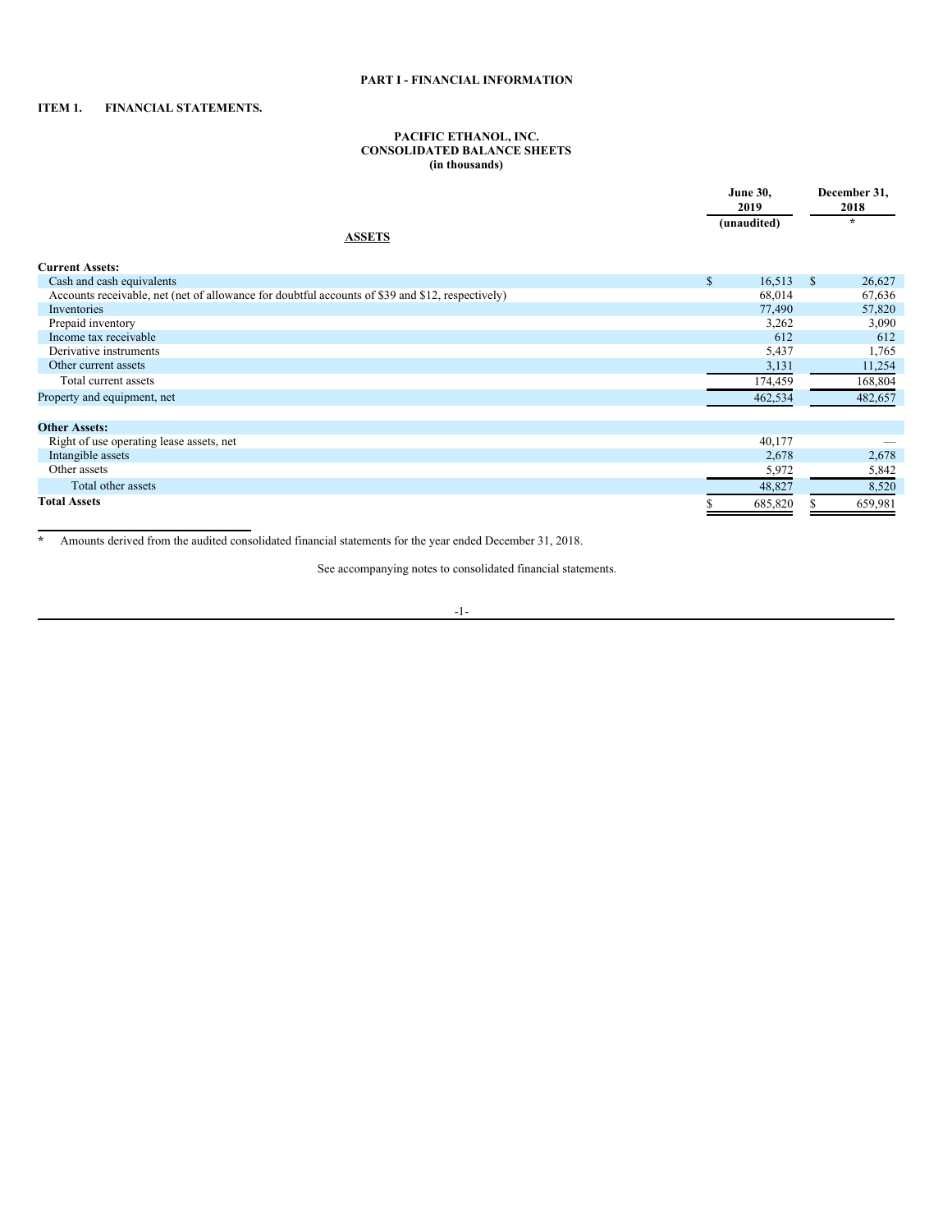# PART I - FINANCIAL INFORMATION

## ITEM 1. FINANCIAL STATEMENTS.

### PACIFIC ETHANOL, INC.
### CONSOLIDATED BALANCE SHEETS
### (in thousands)

| ASSETS | June 30, 2019 (unaudited) | December 31, 2018 * |
|---|---|---|
| **Current Assets:** | | |
| Cash and cash equivalents | $ 16,513 | $ 26,627 |
| Accounts receivable, net (net of allowance for doubtful accounts of $39 and $12, respectively) | 68,014 | 67,636 |
| Inventories | 77,490 | 57,820 |
| Prepaid inventory | 3,262 | 3,090 |
| Income tax receivable | 612 | 612 |
| Derivative instruments | 5,437 | 1,765 |
| Other current assets | 3,131 | 11,254 |
| Total current assets | 174,459 | 168,804 |
| Property and equipment, net | 462,534 | 482,657 |
| **Other Assets:** | | |
| Right of use operating lease assets, net | 40,177 | — |
| Intangible assets | 2,678 | 2,678 |
| Other assets | 5,972 | 5,842 |
| Total other assets | 48,827 | 8,520 |
| **Total Assets** | $ 685,820 | $ 659,981 |

\* Amounts derived from the audited consolidated financial statements for the year ended December 31, 2018.

See accompanying notes to consolidated financial statements.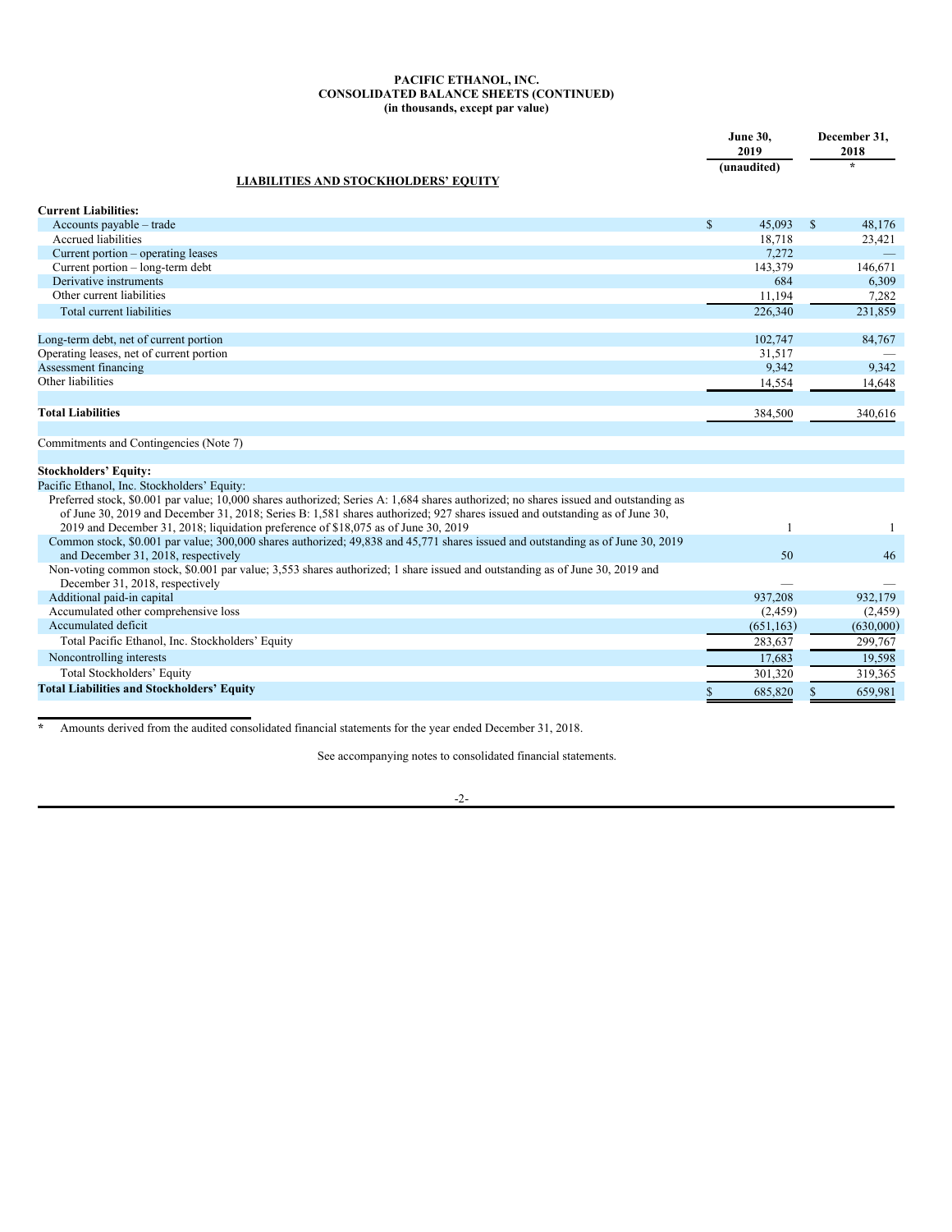**PACIFIC ETHANOL, INC.**
**CONSOLIDATED BALANCE SHEETS (CONTINUED)**
**(in thousands, except par value)**

| LIABILITIES AND STOCKHOLDERS' EQUITY | June 30, 2019 (unaudited) | December 31, 2018 * |
|---|---|---|
| **Current Liabilities:** | | |
| Accounts payable – trade | $ 45,093 | $ 48,176 |
| Accrued liabilities | 18,718 | 23,421 |
| Current portion – operating leases | 7,272 | — |
| Current portion – long-term debt | 143,379 | 146,671 |
| Derivative instruments | 684 | 6,309 |
| Other current liabilities | 11,194 | 7,282 |
| Total current liabilities | 226,340 | 231,859 |
| | | |
| Long-term debt, net of current portion | 102,747 | 84,767 |
| Operating leases, net of current portion | 31,517 | — |
| Assessment financing | 9,342 | 9,342 |
| Other liabilities | 14,554 | 14,648 |
| | | |
| **Total Liabilities** | 384,500 | 340,616 |
| | | |
| Commitments and Contingencies (Note 7) | | |
| | | |
| **Stockholders' Equity:** | | |
| Pacific Ethanol, Inc. Stockholders' Equity: | | |
| Preferred stock, $0.001 par value; 10,000 shares authorized; Series A: 1,684 shares authorized; no shares issued and outstanding as of June 30, 2019 and December 31, 2018; Series B: 1,581 shares authorized; 927 shares issued and outstanding as of June 30, 2019 and December 31, 2018; liquidation preference of $18,075 as of June 30, 2019 | 1 | 1 |
| Common stock, $0.001 par value; 300,000 shares authorized; 49,838 and 45,771 shares issued and outstanding as of June 30, 2019 and December 31, 2018, respectively | 50 | 46 |
| Non-voting common stock, $0.001 par value; 3,553 shares authorized; 1 share issued and outstanding as of June 30, 2019 and December 31, 2018, respectively | — | — |
| Additional paid-in capital | 937,208 | 932,179 |
| Accumulated other comprehensive loss | (2,459) | (2,459) |
| Accumulated deficit | (651,163) | (630,000) |
| Total Pacific Ethanol, Inc. Stockholders' Equity | 283,637 | 299,767 |
| Noncontrolling interests | 17,683 | 19,598 |
| Total Stockholders' Equity | 301,320 | 319,365 |
| **Total Liabilities and Stockholders' Equity** | $ 685,820 | $ 659,981 |

\* Amounts derived from the audited consolidated financial statements for the year ended December 31, 2018.

See accompanying notes to consolidated financial statements.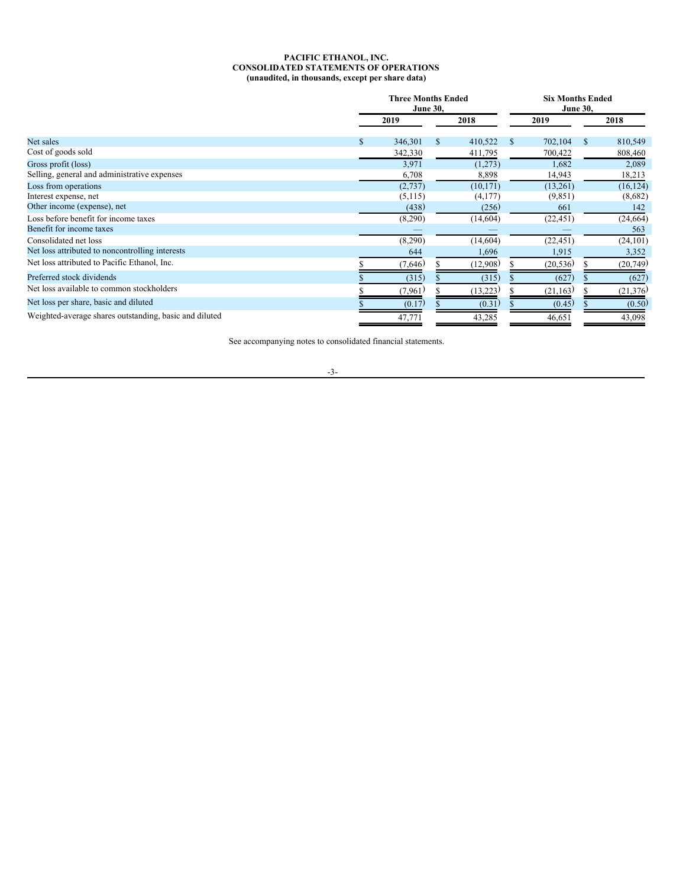**PACIFIC ETHANOL, INC.**
**CONSOLIDATED STATEMENTS OF OPERATIONS**
**(unaudited, in thousands, except per share data)**

| | Three Months Ended June 30, | | Six Months Ended June 30, | |
|---|---|---|---|---|
| | 2019 | 2018 | 2019 | 2018 |
| Net sales | $ 346,301 | $ 410,522 | $ 702,104 | $ 810,549 |
| Cost of goods sold | 342,330 | 411,795 | 700,422 | 808,460 |
| Gross profit (loss) | 3,971 | (1,273) | 1,682 | 2,089 |
| Selling, general and administrative expenses | 6,708 | 8,898 | 14,943 | 18,213 |
| Loss from operations | (2,737) | (10,171) | (13,261) | (16,124) |
| Interest expense, net | (5,115) | (4,177) | (9,851) | (8,682) |
| Other income (expense), net | (438) | (256) | 661 | 142 |
| Loss before benefit for income taxes | (8,290) | (14,604) | (22,451) | (24,664) |
| Benefit for income taxes | — | — | — | 563 |
| Consolidated net loss | (8,290) | (14,604) | (22,451) | (24,101) |
| Net loss attributed to noncontrolling interests | 644 | 1,696 | 1,915 | 3,352 |
| Net loss attributed to Pacific Ethanol, Inc. | $ (7,646) | $ (12,908) | $ (20,536) | $ (20,749) |
| Preferred stock dividends | $ (315) | $ (315) | $ (627) | $ (627) |
| Net loss available to common stockholders | $ (7,961) | $ (13,223) | $ (21,163) | $ (21,376) |
| Net loss per share, basic and diluted | $ (0.17) | $ (0.31) | $ (0.45) | $ (0.50) |
| Weighted-average shares outstanding, basic and diluted | 47,771 | 43,285 | 46,651 | 43,098 |

See accompanying notes to consolidated financial statements.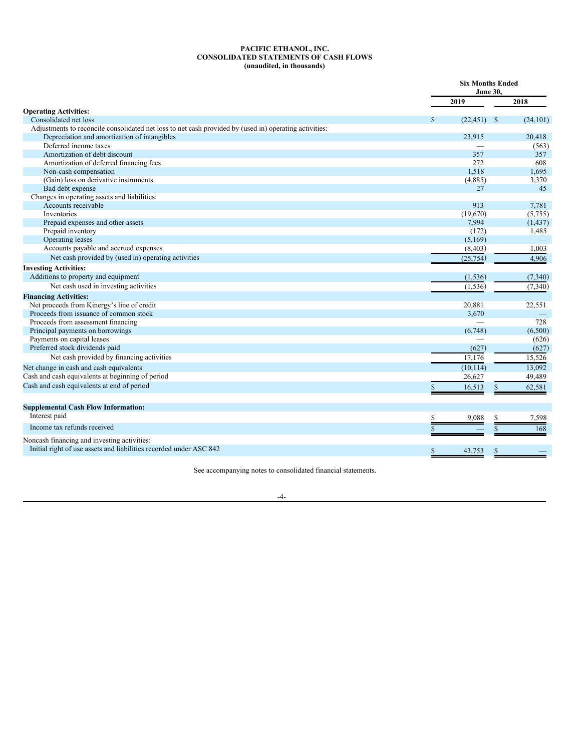**PACIFIC ETHANOL, INC.**
**CONSOLIDATED STATEMENTS OF CASH FLOWS**
**(unaudited, in thousands)**

| | Six Months Ended June 30, | |
|---|---|---|
| | 2019 | 2018 |
| **Operating Activities:** | | |
| Consolidated net loss | $ (22,451) | $ (24,101) |
| Adjustments to reconcile consolidated net loss to net cash provided by (used in) operating activities: | | |
| Depreciation and amortization of intangibles | 23,915 | 20,418 |
| Deferred income taxes | — | (563) |
| Amortization of debt discount | 357 | 357 |
| Amortization of deferred financing fees | 272 | 608 |
| Non-cash compensation | 1,518 | 1,695 |
| (Gain) loss on derivative instruments | (4,885) | 3,370 |
| Bad debt expense | 27 | 45 |
| Changes in operating assets and liabilities: | | |
| Accounts receivable | 913 | 7,781 |
| Inventories | (19,670) | (5,755) |
| Prepaid expenses and other assets | 7,994 | (1,437) |
| Prepaid inventory | (172) | 1,485 |
| Operating leases | (5,169) | — |
| Accounts payable and accrued expenses | (8,403) | 1,003 |
| Net cash provided by (used in) operating activities | (25,754) | 4,906 |
| **Investing Activities:** | | |
| Additions to property and equipment | (1,536) | (7,340) |
| Net cash used in investing activities | (1,536) | (7,340) |
| **Financing Activities:** | | |
| Net proceeds from Kinergy's line of credit | 20,881 | 22,551 |
| Proceeds from issuance of common stock | 3,670 | — |
| Proceeds from assessment financing | — | 728 |
| Principal payments on borrowings | (6,748) | (6,500) |
| Payments on capital leases | — | (626) |
| Preferred stock dividends paid | (627) | (627) |
| Net cash provided by financing activities | 17,176 | 15,526 |
| Net change in cash and cash equivalents | (10,114) | 13,092 |
| Cash and cash equivalents at beginning of period | 26,627 | 49,489 |
| Cash and cash equivalents at end of period | $ 16,513 | $ 62,581 |
| | | |
| **Supplemental Cash Flow Information:** | | |
| Interest paid | $ 9,088 | $ 7,598 |
| Income tax refunds received | $ — | $ 168 |
| Noncash financing and investing activities: | | |
| Initial right of use assets and liabilities recorded under ASC 842 | $ 43,753 | $ — |

See accompanying notes to consolidated financial statements.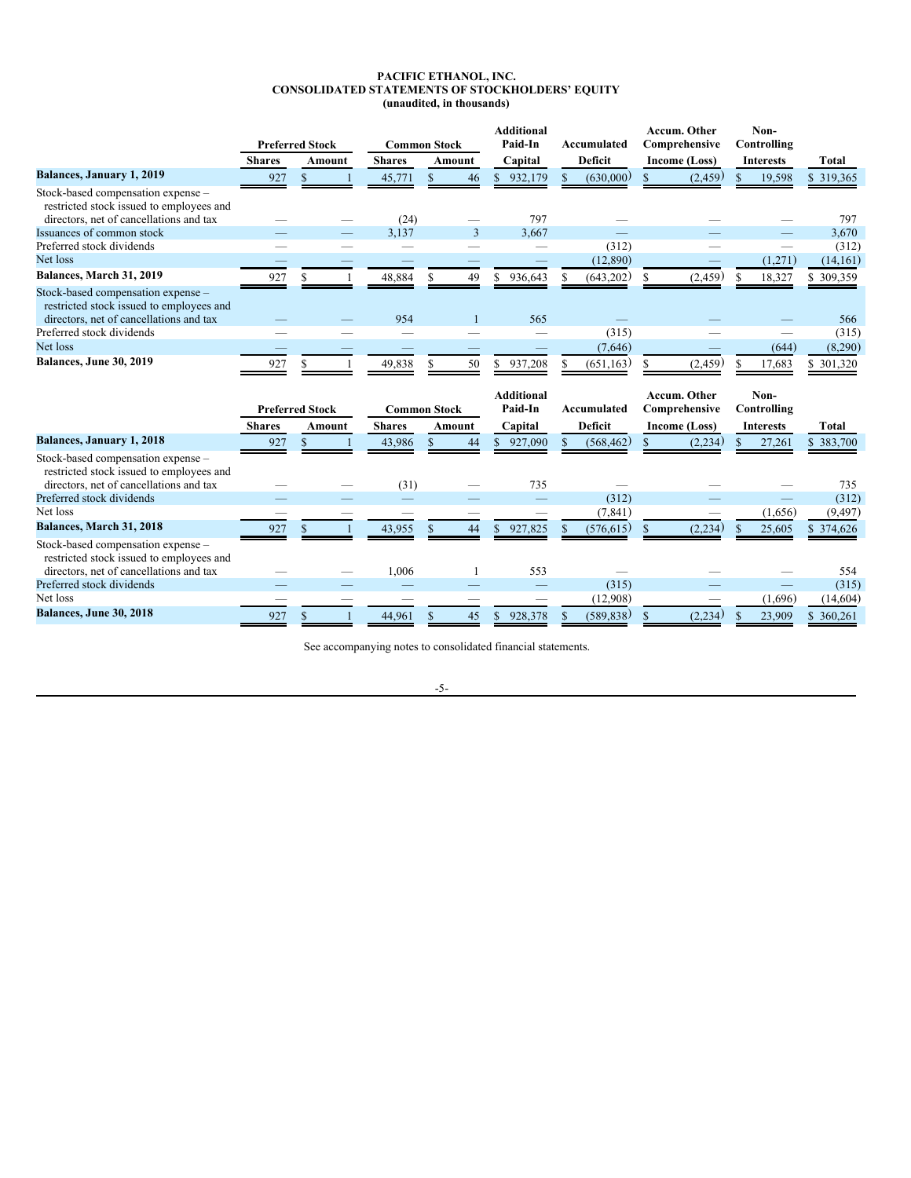**PACIFIC ETHANOL, INC.**
**CONSOLIDATED STATEMENTS OF STOCKHOLDERS' EQUITY**
**(unaudited, in thousands)**

| | Preferred Stock | | Common Stock | | Additional Paid-In | Accumulated | Accum. Other Comprehensive | Non-Controlling | |
|---|---|---|---|---|---|---|---|---|---|
| | Shares | Amount | Shares | Amount | Capital | Deficit | Income (Loss) | Interests | Total |
| **Balances, January 1, 2019** | 927 | $ 1 | 45,771 | $ 46 | $ 932,179 | $ (630,000) | $ (2,459) | $ 19,598 | $ 319,365 |
| Stock-based compensation expense – restricted stock issued to employees and directors, net of cancellations and tax | — | — | (24) | — | 797 | — | — | — | 797 |
| Issuances of common stock | — | — | 3,137 | 3 | 3,667 | — | — | — | 3,670 |
| Preferred stock dividends | — | — | — | — | — | (312) | — | — | (312) |
| Net loss | — | — | — | — | — | (12,890) | — | (1,271) | (14,161) |
| **Balances, March 31, 2019** | 927 | $ 1 | 48,884 | $ 49 | $ 936,643 | $ (643,202) | $ (2,459) | $ 18,327 | $ 309,359 |
| Stock-based compensation expense – restricted stock issued to employees and directors, net of cancellations and tax | — | — | 954 | 1 | 565 | — | — | — | 566 |
| Preferred stock dividends | — | — | — | — | — | (315) | — | — | (315) |
| Net loss | — | — | — | — | — | (7,646) | — | (644) | (8,290) |
| **Balances, June 30, 2019** | 927 | $ 1 | 49,838 | $ 50 | $ 937,208 | $ (651,163) | $ (2,459) | $ 17,683 | $ 301,320 |

| | Preferred Stock | | Common Stock | | Additional Paid-In | Accumulated | Accum. Other Comprehensive | Non-Controlling | |
|---|---|---|---|---|---|---|---|---|---|
| | Shares | Amount | Shares | Amount | Capital | Deficit | Income (Loss) | Interests | Total |
| **Balances, January 1, 2018** | 927 | $ 1 | 43,986 | $ 44 | $ 927,090 | $ (568,462) | $ (2,234) | $ 27,261 | $ 383,700 |
| Stock-based compensation expense – restricted stock issued to employees and directors, net of cancellations and tax | — | — | (31) | — | 735 | — | — | — | 735 |
| Preferred stock dividends | — | — | — | — | — | (312) | — | — | (312) |
| Net loss | — | — | — | — | — | (7,841) | — | (1,656) | (9,497) |
| **Balances, March 31, 2018** | 927 | $ 1 | 43,955 | $ 44 | $ 927,825 | $ (576,615) | $ (2,234) | $ 25,605 | $ 374,626 |
| Stock-based compensation expense – restricted stock issued to employees and directors, net of cancellations and tax | — | — | 1,006 | 1 | 553 | — | — | — | 554 |
| Preferred stock dividends | — | — | — | — | — | (315) | — | — | (315) |
| Net loss | — | — | — | — | — | (12,908) | — | (1,696) | (14,604) |
| **Balances, June 30, 2018** | 927 | $ 1 | 44,961 | $ 45 | $ 928,378 | $ (589,838) | $ (2,234) | $ 23,909 | $ 360,261 |

See accompanying notes to consolidated financial statements.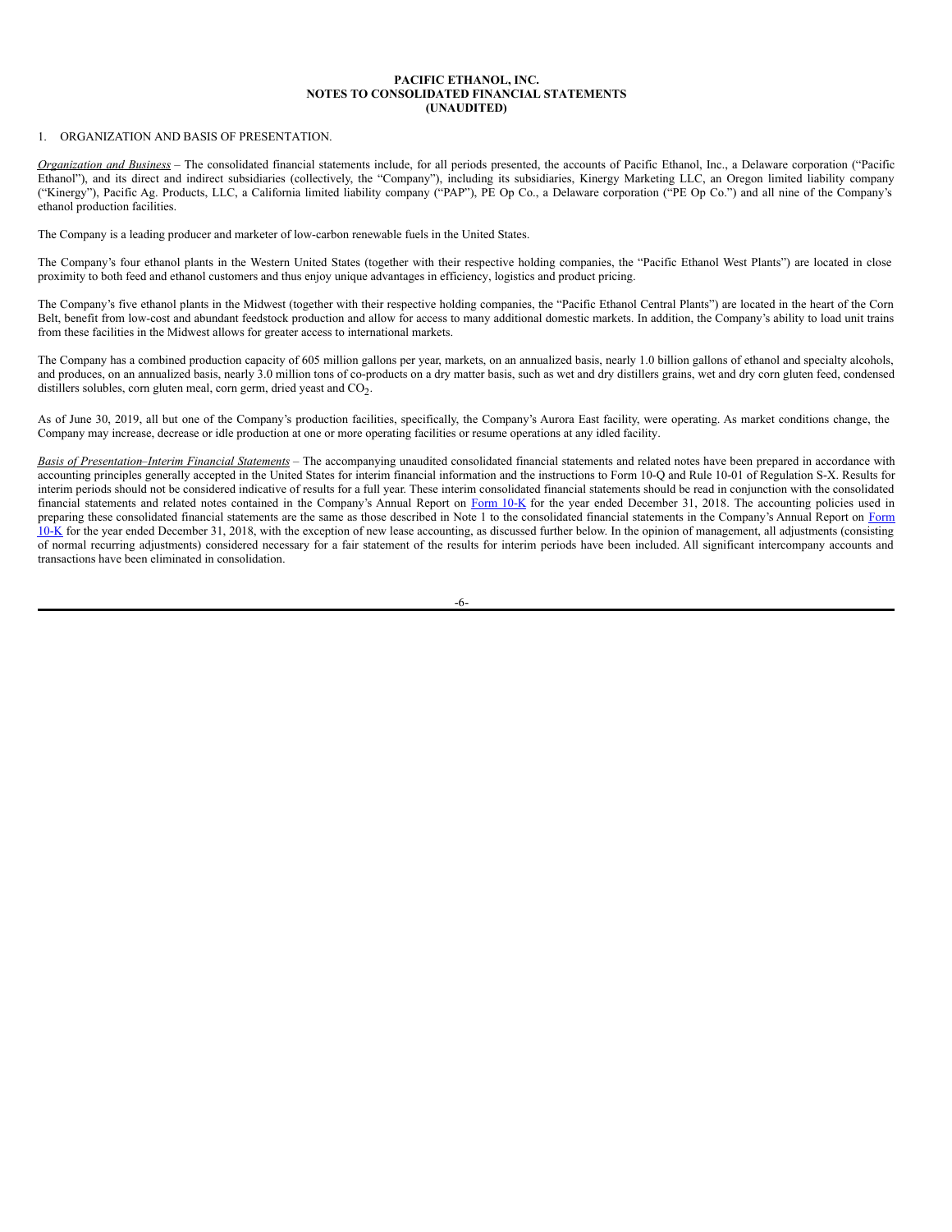**PACIFIC ETHANOL, INC.**
**NOTES TO CONSOLIDATED FINANCIAL STATEMENTS**
**(UNAUDITED)**

1. ORGANIZATION AND BASIS OF PRESENTATION.

*Organization and Business* – The consolidated financial statements include, for all periods presented, the accounts of Pacific Ethanol, Inc., a Delaware corporation ("Pacific Ethanol"), and its direct and indirect subsidiaries (collectively, the "Company"), including its subsidiaries, Kinergy Marketing LLC, an Oregon limited liability company ("Kinergy"), Pacific Ag. Products, LLC, a California limited liability company ("PAP"), PE Op Co., a Delaware corporation ("PE Op Co.") and all nine of the Company's ethanol production facilities.

The Company is a leading producer and marketer of low-carbon renewable fuels in the United States.

The Company's four ethanol plants in the Western United States (together with their respective holding companies, the "Pacific Ethanol West Plants") are located in close proximity to both feed and ethanol customers and thus enjoy unique advantages in efficiency, logistics and product pricing.

The Company's five ethanol plants in the Midwest (together with their respective holding companies, the "Pacific Ethanol Central Plants") are located in the heart of the Corn Belt, benefit from low-cost and abundant feedstock production and allow for access to many additional domestic markets. In addition, the Company's ability to load unit trains from these facilities in the Midwest allows for greater access to international markets.

The Company has a combined production capacity of 605 million gallons per year, markets, on an annualized basis, nearly 1.0 billion gallons of ethanol and specialty alcohols, and produces, on an annualized basis, nearly 3.0 million tons of co-products on a dry matter basis, such as wet and dry distillers grains, wet and dry corn gluten feed, condensed distillers solubles, corn gluten meal, corn germ, dried yeast and $CO_2$.

As of June 30, 2019, all but one of the Company's production facilities, specifically, the Company's Aurora East facility, were operating. As market conditions change, the Company may increase, decrease or idle production at one or more operating facilities or resume operations at any idled facility.

*Basis of Presentation–Interim Financial Statements* – The accompanying unaudited consolidated financial statements and related notes have been prepared in accordance with accounting principles generally accepted in the United States for interim financial information and the instructions to Form 10-Q and Rule 10-01 of Regulation S-X. Results for interim periods should not be considered indicative of results for a full year. These interim consolidated financial statements should be read in conjunction with the consolidated financial statements and related notes contained in the Company's Annual Report on Form 10-K for the year ended December 31, 2018. The accounting policies used in preparing these consolidated financial statements are the same as those described in Note 1 to the consolidated financial statements in the Company's Annual Report on Form 10-K for the year ended December 31, 2018, with the exception of new lease accounting, as discussed further below. In the opinion of management, all adjustments (consisting of normal recurring adjustments) considered necessary for a fair statement of the results for interim periods have been included. All significant intercompany accounts and transactions have been eliminated in consolidation.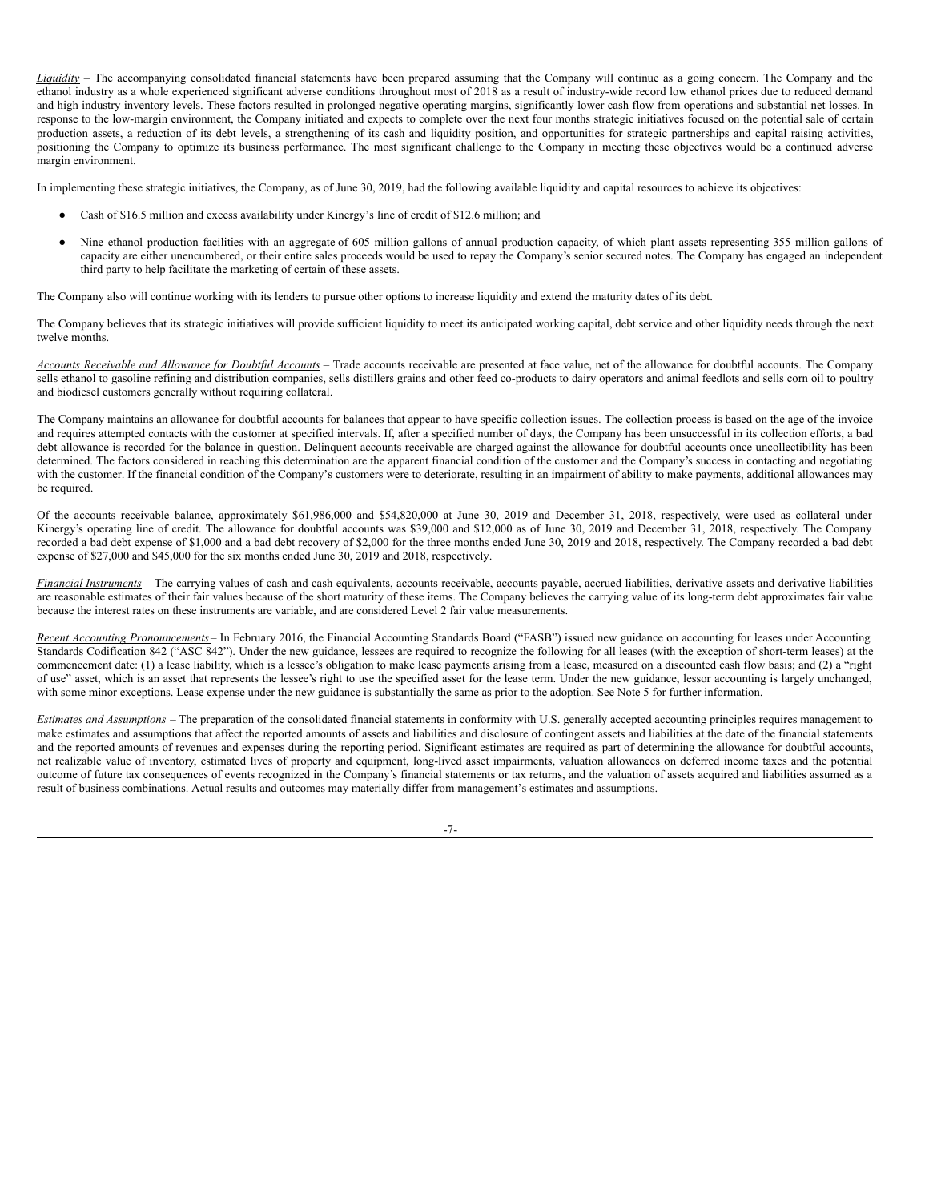*Liquidity* – The accompanying consolidated financial statements have been prepared assuming that the Company will continue as a going concern. The Company and the ethanol industry as a whole experienced significant adverse conditions throughout most of 2018 as a result of industry-wide record low ethanol prices due to reduced demand and high industry inventory levels. These factors resulted in prolonged negative operating margins, significantly lower cash flow from operations and substantial net losses. In response to the low-margin environment, the Company initiated and expects to complete over the next four months strategic initiatives focused on the potential sale of certain production assets, a reduction of its debt levels, a strengthening of its cash and liquidity position, and opportunities for strategic partnerships and capital raising activities, positioning the Company to optimize its business performance. The most significant challenge to the Company in meeting these objectives would be a continued adverse margin environment.

In implementing these strategic initiatives, the Company, as of June 30, 2019, had the following available liquidity and capital resources to achieve its objectives:

- Cash of $16.5 million and excess availability under Kinergy's line of credit of $12.6 million; and
- Nine ethanol production facilities with an aggregate of 605 million gallons of annual production capacity, of which plant assets representing 355 million gallons of capacity are either unencumbered, or their entire sales proceeds would be used to repay the Company's senior secured notes. The Company has engaged an independent third party to help facilitate the marketing of certain of these assets.

The Company also will continue working with its lenders to pursue other options to increase liquidity and extend the maturity dates of its debt.

The Company believes that its strategic initiatives will provide sufficient liquidity to meet its anticipated working capital, debt service and other liquidity needs through the next twelve months.

*Accounts Receivable and Allowance for Doubtful Accounts* – Trade accounts receivable are presented at face value, net of the allowance for doubtful accounts. The Company sells ethanol to gasoline refining and distribution companies, sells distillers grains and other feed co-products to dairy operators and animal feedlots and sells corn oil to poultry and biodiesel customers generally without requiring collateral.

The Company maintains an allowance for doubtful accounts for balances that appear to have specific collection issues. The collection process is based on the age of the invoice and requires attempted contacts with the customer at specified intervals. If, after a specified number of days, the Company has been unsuccessful in its collection efforts, a bad debt allowance is recorded for the balance in question. Delinquent accounts receivable are charged against the allowance for doubtful accounts once uncollectibility has been determined. The factors considered in reaching this determination are the apparent financial condition of the customer and the Company's success in contacting and negotiating with the customer. If the financial condition of the Company's customers were to deteriorate, resulting in an impairment of ability to make payments, additional allowances may be required.

Of the accounts receivable balance, approximately $61,986,000 and $54,820,000 at June 30, 2019 and December 31, 2018, respectively, were used as collateral under Kinergy's operating line of credit. The allowance for doubtful accounts was $39,000 and $12,000 as of June 30, 2019 and December 31, 2018, respectively. The Company recorded a bad debt expense of $1,000 and a bad debt recovery of $2,000 for the three months ended June 30, 2019 and 2018, respectively. The Company recorded a bad debt expense of $27,000 and $45,000 for the six months ended June 30, 2019 and 2018, respectively.

*Financial Instruments* – The carrying values of cash and cash equivalents, accounts receivable, accounts payable, accrued liabilities, derivative assets and derivative liabilities are reasonable estimates of their fair values because of the short maturity of these items. The Company believes the carrying value of its long-term debt approximates fair value because the interest rates on these instruments are variable, and are considered Level 2 fair value measurements.

*Recent Accounting Pronouncements* – In February 2016, the Financial Accounting Standards Board ("FASB") issued new guidance on accounting for leases under Accounting Standards Codification 842 ("ASC 842"). Under the new guidance, lessees are required to recognize the following for all leases (with the exception of short-term leases) at the commencement date: (1) a lease liability, which is a lessee's obligation to make lease payments arising from a lease, measured on a discounted cash flow basis; and (2) a "right of use" asset, which is an asset that represents the lessee's right to use the specified asset for the lease term. Under the new guidance, lessor accounting is largely unchanged, with some minor exceptions. Lease expense under the new guidance is substantially the same as prior to the adoption. See Note 5 for further information.

*Estimates and Assumptions* – The preparation of the consolidated financial statements in conformity with U.S. generally accepted accounting principles requires management to make estimates and assumptions that affect the reported amounts of assets and liabilities and disclosure of contingent assets and liabilities at the date of the financial statements and the reported amounts of revenues and expenses during the reporting period. Significant estimates are required as part of determining the allowance for doubtful accounts, net realizable value of inventory, estimated lives of property and equipment, long-lived asset impairments, valuation allowances on deferred income taxes and the potential outcome of future tax consequences of events recognized in the Company's financial statements or tax returns, and the valuation of assets acquired and liabilities assumed as a result of business combinations. Actual results and outcomes may materially differ from management's estimates and assumptions.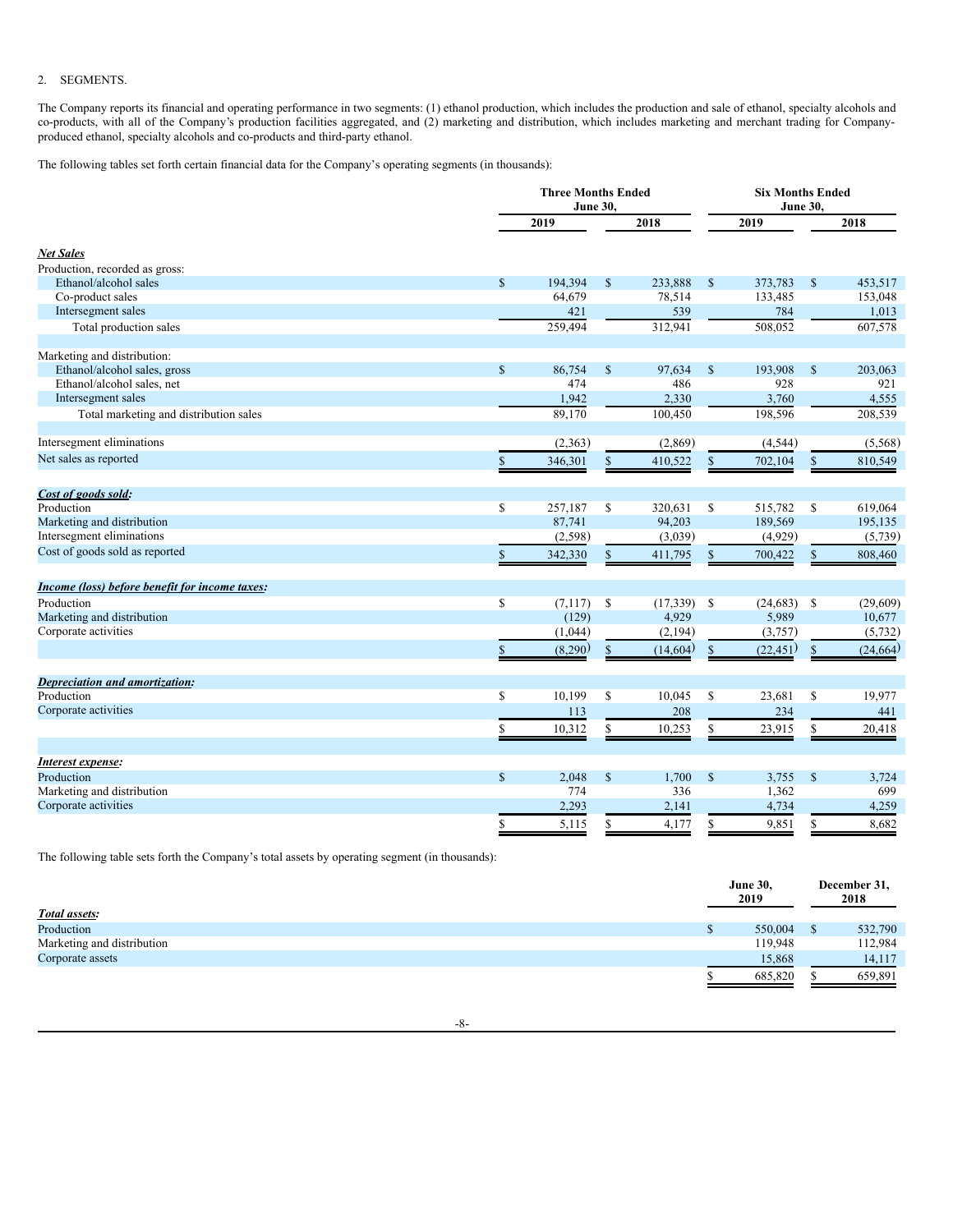2. SEGMENTS.

The Company reports its financial and operating performance in two segments: (1) ethanol production, which includes the production and sale of ethanol, specialty alcohols and co-products, with all of the Company's production facilities aggregated, and (2) marketing and distribution, which includes marketing and merchant trading for Company-produced ethanol, specialty alcohols and co-products and third-party ethanol.

The following tables set forth certain financial data for the Company's operating segments (in thousands):

| | Three Months Ended June 30, | | Six Months Ended June 30, | |
|---|---|---|---|---|
| | 2019 | 2018 | 2019 | 2018 |
| ***Net Sales*** | | | | |
| Production, recorded as gross: | | | | |
| Ethanol/alcohol sales | $ 194,394 | $ 233,888 | $ 373,783 | $ 453,517 |
| Co-product sales | 64,679 | 78,514 | 133,485 | 153,048 |
| Intersegment sales | 421 | 539 | 784 | 1,013 |
| Total production sales | 259,494 | 312,941 | 508,052 | 607,578 |
| Marketing and distribution: | | | | |
| Ethanol/alcohol sales, gross | $ 86,754 | $ 97,634 | $ 193,908 | $ 203,063 |
| Ethanol/alcohol sales, net | 474 | 486 | 928 | 921 |
| Intersegment sales | 1,942 | 2,330 | 3,760 | 4,555 |
| Total marketing and distribution sales | 89,170 | 100,450 | 198,596 | 208,539 |
| Intersegment eliminations | (2,363) | (2,869) | (4,544) | (5,568) |
| Net sales as reported | $ 346,301 | $ 410,522 | $ 702,104 | $ 810,549 |
| ***Cost of goods sold:*** | | | | |
| Production | $ 257,187 | $ 320,631 | $ 515,782 | $ 619,064 |
| Marketing and distribution | 87,741 | 94,203 | 189,569 | 195,135 |
| Intersegment eliminations | (2,598) | (3,039) | (4,929) | (5,739) |
| Cost of goods sold as reported | $ 342,330 | $ 411,795 | $ 700,422 | $ 808,460 |
| ***Income (loss) before benefit for income taxes:*** | | | | |
| Production | $ (7,117) | $ (17,339) | $ (24,683) | $ (29,609) |
| Marketing and distribution | (129) | 4,929 | 5,989 | 10,677 |
| Corporate activities | (1,044) | (2,194) | (3,757) | (5,732) |
| | $ (8,290) | $ (14,604) | $ (22,451) | $ (24,664) |
| ***Depreciation and amortization:*** | | | | |
| Production | $ 10,199 | $ 10,045 | $ 23,681 | $ 19,977 |
| Corporate activities | 113 | 208 | 234 | 441 |
| | $ 10,312 | $ 10,253 | $ 23,915 | $ 20,418 |
| ***Interest expense:*** | | | | |
| Production | $ 2,048 | $ 1,700 | $ 3,755 | $ 3,724 |
| Marketing and distribution | 774 | 336 | 1,362 | 699 |
| Corporate activities | 2,293 | 2,141 | 4,734 | 4,259 |
| | $ 5,115 | $ 4,177 | $ 9,851 | $ 8,682 |

The following table sets forth the Company's total assets by operating segment (in thousands):

| | June 30, 2019 | December 31, 2018 |
|---|---|---|
| ***Total assets:*** | | |
| Production | $ 550,004 | $ 532,790 |
| Marketing and distribution | 119,948 | 112,984 |
| Corporate assets | 15,868 | 14,117 |
| | $ 685,820 | $ 659,891 |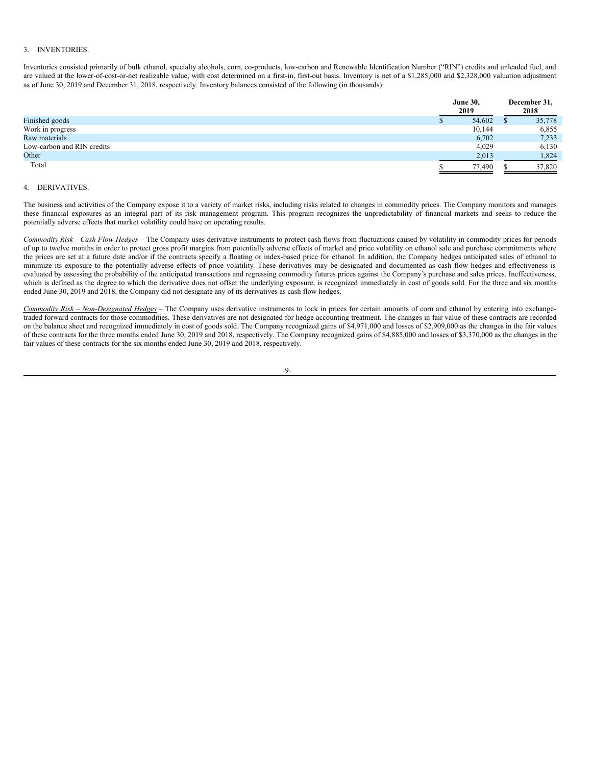3. INVENTORIES.

Inventories consisted primarily of bulk ethanol, specialty alcohols, corn, co-products, low-carbon and Renewable Identification Number ("RIN") credits and unleaded fuel, and are valued at the lower-of-cost-or-net realizable value, with cost determined on a first-in, first-out basis. Inventory is net of a $1,285,000 and $2,328,000 valuation adjustment as of June 30, 2019 and December 31, 2018, respectively. Inventory balances consisted of the following (in thousands):

| | June 30, 2019 | December 31, 2018 |
|---|---|---|
| Finished goods | $ 54,602 | $ 35,778 |
| Work in progress | 10,144 | 6,855 |
| Raw materials | 6,702 | 7,233 |
| Low-carbon and RIN credits | 4,029 | 6,130 |
| Other | 2,013 | 1,824 |
| Total | $ 77,490 | $ 57,820 |

4. DERIVATIVES.

The business and activities of the Company expose it to a variety of market risks, including risks related to changes in commodity prices. The Company monitors and manages these financial exposures as an integral part of its risk management program. This program recognizes the unpredictability of financial markets and seeks to reduce the potentially adverse effects that market volatility could have on operating results.

*Commodity Risk – Cash Flow Hedges* – The Company uses derivative instruments to protect cash flows from fluctuations caused by volatility in commodity prices for periods of up to twelve months in order to protect gross profit margins from potentially adverse effects of market and price volatility on ethanol sale and purchase commitments where the prices are set at a future date and/or if the contracts specify a floating or index-based price for ethanol. In addition, the Company hedges anticipated sales of ethanol to minimize its exposure to the potentially adverse effects of price volatility. These derivatives may be designated and documented as cash flow hedges and effectiveness is evaluated by assessing the probability of the anticipated transactions and regressing commodity futures prices against the Company's purchase and sales prices. Ineffectiveness, which is defined as the degree to which the derivative does not offset the underlying exposure, is recognized immediately in cost of goods sold. For the three and six months ended June 30, 2019 and 2018, the Company did not designate any of its derivatives as cash flow hedges.

*Commodity Risk – Non-Designated Hedges* – The Company uses derivative instruments to lock in prices for certain amounts of corn and ethanol by entering into exchange-traded forward contracts for those commodities. These derivatives are not designated for hedge accounting treatment. The changes in fair value of these contracts are recorded on the balance sheet and recognized immediately in cost of goods sold. The Company recognized gains of $4,971,000 and losses of $2,909,000 as the changes in the fair values of these contracts for the three months ended June 30, 2019 and 2018, respectively. The Company recognized gains of $4,885,000 and losses of $3,370,000 as the changes in the fair values of these contracts for the six months ended June 30, 2019 and 2018, respectively.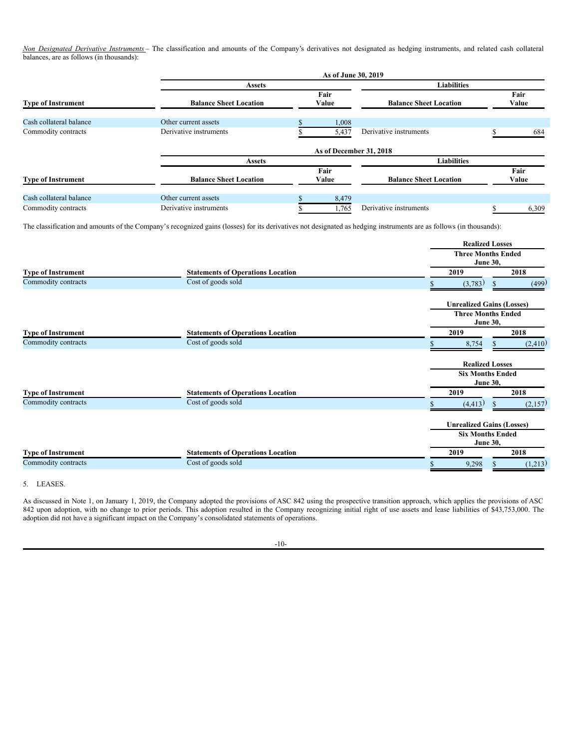*Non Designated Derivative Instruments* – The classification and amounts of the Company's derivatives not designated as hedging instruments, and related cash collateral balances, are as follows (in thousands):

| | As of June 30, 2019 | | | |
|---|---|---|---|---|
| | Assets | | Liabilities | |
| Type of Instrument | Balance Sheet Location | Fair Value | Balance Sheet Location | Fair Value |
| Cash collateral balance | Other current assets | $ 1,008 | | |
| Commodity contracts | Derivative instruments | $ 5,437 | Derivative instruments | $ 684 |

| | As of December 31, 2018 | | | |
|---|---|---|---|---|
| | Assets | | Liabilities | |
| Type of Instrument | Balance Sheet Location | Fair Value | Balance Sheet Location | Fair Value |
| Cash collateral balance | Other current assets | $ 8,479 | | |
| Commodity contracts | Derivative instruments | $ 1,765 | Derivative instruments | $ 6,309 |

The classification and amounts of the Company's recognized gains (losses) for its derivatives not designated as hedging instruments are as follows (in thousands):

| | | Realized Losses | |
|---|---|---|---|
| | | Three Months Ended June 30, | |
| Type of Instrument | Statements of Operations Location | 2019 | 2018 |
| Commodity contracts | Cost of goods sold | $ (3,783) | $ (499) |

| | | Unrealized Gains (Losses) | |
|---|---|---|---|
| | | Three Months Ended June 30, | |
| Type of Instrument | Statements of Operations Location | 2019 | 2018 |
| Commodity contracts | Cost of goods sold | $ 8,754 | $ (2,410) |

| | | Realized Losses | |
|---|---|---|---|
| | | Six Months Ended June 30, | |
| Type of Instrument | Statements of Operations Location | 2019 | 2018 |
| Commodity contracts | Cost of goods sold | $ (4,413) | $ (2,157) |

| | | Unrealized Gains (Losses) | |
|---|---|---|---|
| | | Six Months Ended June 30, | |
| Type of Instrument | Statements of Operations Location | 2019 | 2018 |
| Commodity contracts | Cost of goods sold | $ 9,298 | $ (1,213) |

5. LEASES.

As discussed in Note 1, on January 1, 2019, the Company adopted the provisions of ASC 842 using the prospective transition approach, which applies the provisions of ASC 842 upon adoption, with no change to prior periods. This adoption resulted in the Company recognizing initial right of use assets and lease liabilities of $43,753,000. The adoption did not have a significant impact on the Company's consolidated statements of operations.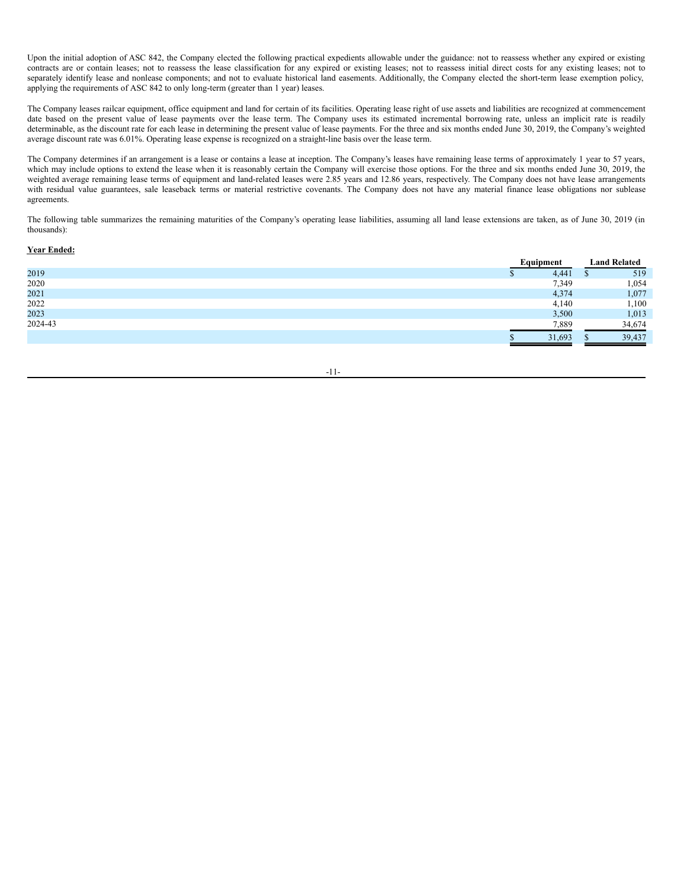Upon the initial adoption of ASC 842, the Company elected the following practical expedients allowable under the guidance: not to reassess whether any expired or existing contracts are or contain leases; not to reassess the lease classification for any expired or existing leases; not to reassess initial direct costs for any existing leases; not to separately identify lease and nonlease components; and not to evaluate historical land easements. Additionally, the Company elected the short-term lease exemption policy, applying the requirements of ASC 842 to only long-term (greater than 1 year) leases.

The Company leases railcar equipment, office equipment and land for certain of its facilities. Operating lease right of use assets and liabilities are recognized at commencement date based on the present value of lease payments over the lease term. The Company uses its estimated incremental borrowing rate, unless an implicit rate is readily determinable, as the discount rate for each lease in determining the present value of lease payments. For the three and six months ended June 30, 2019, the Company's weighted average discount rate was 6.01%. Operating lease expense is recognized on a straight-line basis over the lease term.

The Company determines if an arrangement is a lease or contains a lease at inception. The Company's leases have remaining lease terms of approximately 1 year to 57 years, which may include options to extend the lease when it is reasonably certain the Company will exercise those options. For the three and six months ended June 30, 2019, the weighted average remaining lease terms of equipment and land-related leases were 2.85 years and 12.86 years, respectively. The Company does not have lease arrangements with residual value guarantees, sale leaseback terms or material restrictive covenants. The Company does not have any material finance lease obligations nor sublease agreements.

The following table summarizes the remaining maturities of the Company's operating lease liabilities, assuming all land lease extensions are taken, as of June 30, 2019 (in thousands):

**Year Ended:**

| | Equipment | Land Related |
|---|---|---|
| 2019 | $ 4,441 | $ 519 |
| 2020 | 7,349 | 1,054 |
| 2021 | 4,374 | 1,077 |
| 2022 | 4,140 | 1,100 |
| 2023 | 3,500 | 1,013 |
| 2024-43 | 7,889 | 34,674 |
| | $ 31,693 | $ 39,437 |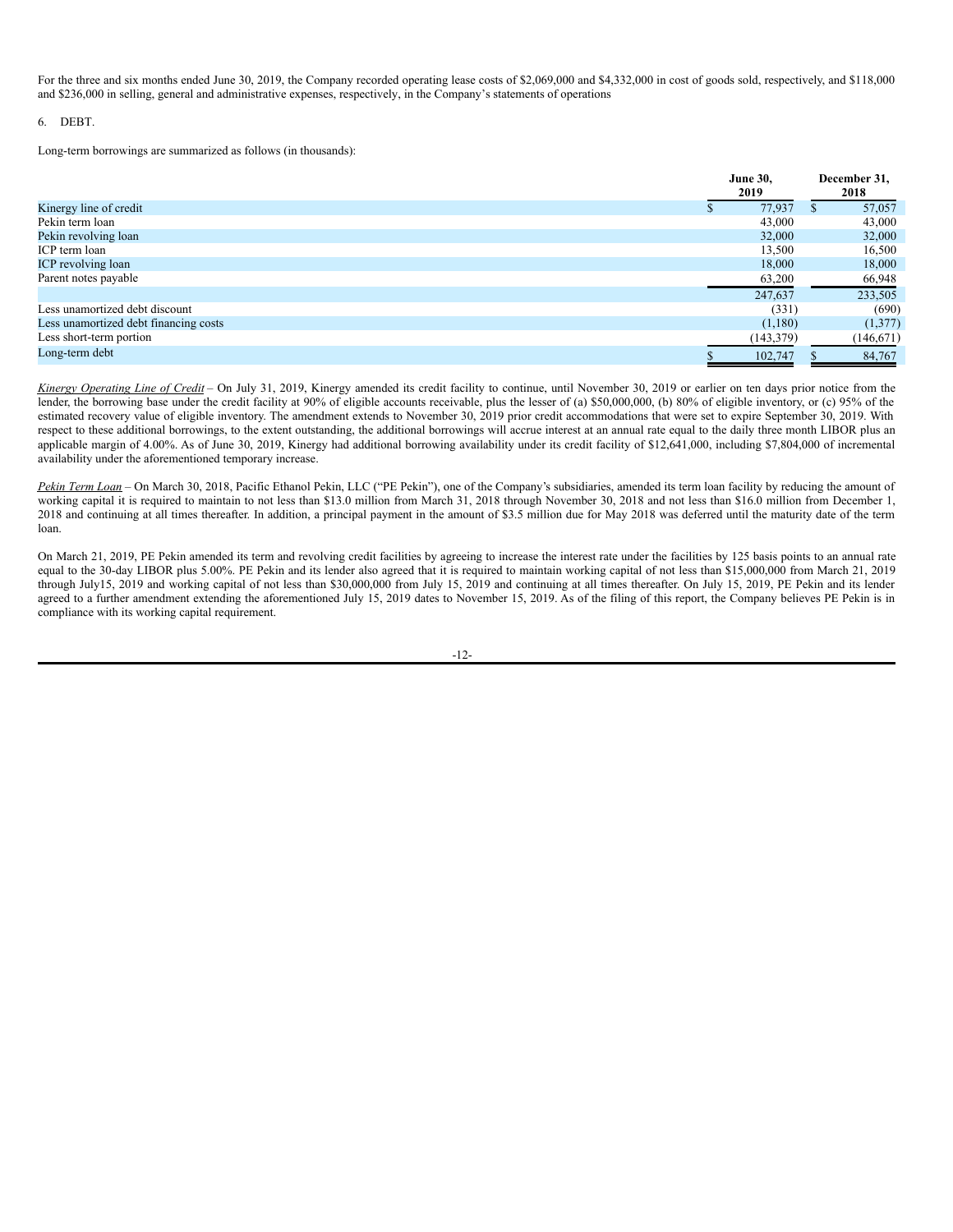For the three and six months ended June 30, 2019, the Company recorded operating lease costs of $2,069,000 and $4,332,000 in cost of goods sold, respectively, and $118,000 and $236,000 in selling, general and administrative expenses, respectively, in the Company's statements of operations

6. DEBT.

Long-term borrowings are summarized as follows (in thousands):

| | June 30, 2019 | December 31, 2018 |
|---|---|---|
| Kinergy line of credit | $ 77,937 | $ 57,057 |
| Pekin term loan | 43,000 | 43,000 |
| Pekin revolving loan | 32,000 | 32,000 |
| ICP term loan | 13,500 | 16,500 |
| ICP revolving loan | 18,000 | 18,000 |
| Parent notes payable | 63,200 | 66,948 |
| | 247,637 | 233,505 |
| Less unamortized debt discount | (331) | (690) |
| Less unamortized debt financing costs | (1,180) | (1,377) |
| Less short-term portion | (143,379) | (146,671) |
| Long-term debt | $ 102,747 | $ 84,767 |

*Kinergy Operating Line of Credit* – On July 31, 2019, Kinergy amended its credit facility to continue, until November 30, 2019 or earlier on ten days prior notice from the lender, the borrowing base under the credit facility at 90% of eligible accounts receivable, plus the lesser of (a) $50,000,000, (b) 80% of eligible inventory, or (c) 95% of the estimated recovery value of eligible inventory. The amendment extends to November 30, 2019 prior credit accommodations that were set to expire September 30, 2019. With respect to these additional borrowings, to the extent outstanding, the additional borrowings will accrue interest at an annual rate equal to the daily three month LIBOR plus an applicable margin of 4.00%. As of June 30, 2019, Kinergy had additional borrowing availability under its credit facility of $12,641,000, including $7,804,000 of incremental availability under the aforementioned temporary increase.

*Pekin Term Loan* – On March 30, 2018, Pacific Ethanol Pekin, LLC ("PE Pekin"), one of the Company's subsidiaries, amended its term loan facility by reducing the amount of working capital it is required to maintain to not less than $13.0 million from March 31, 2018 through November 30, 2018 and not less than $16.0 million from December 1, 2018 and continuing at all times thereafter. In addition, a principal payment in the amount of $3.5 million due for May 2018 was deferred until the maturity date of the term loan.

On March 21, 2019, PE Pekin amended its term and revolving credit facilities by agreeing to increase the interest rate under the facilities by 125 basis points to an annual rate equal to the 30-day LIBOR plus 5.00%. PE Pekin and its lender also agreed that it is required to maintain working capital of not less than $15,000,000 from March 21, 2019 through July15, 2019 and working capital of not less than $30,000,000 from July 15, 2019 and continuing at all times thereafter. On July 15, 2019, PE Pekin and its lender agreed to a further amendment extending the aforementioned July 15, 2019 dates to November 15, 2019. As of the filing of this report, the Company believes PE Pekin is in compliance with its working capital requirement.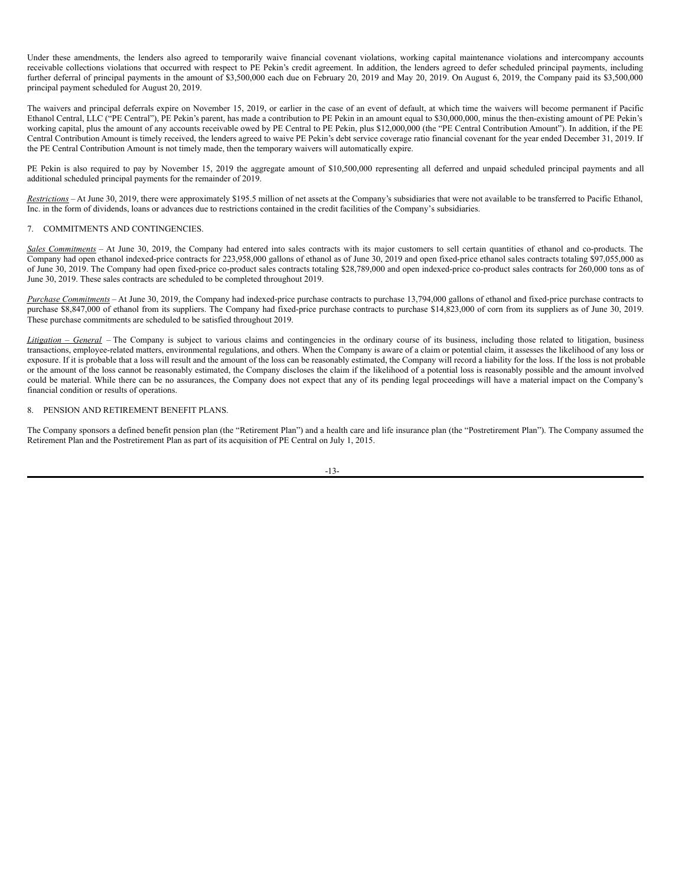Under these amendments, the lenders also agreed to temporarily waive financial covenant violations, working capital maintenance violations and intercompany accounts receivable collections violations that occurred with respect to PE Pekin's credit agreement. In addition, the lenders agreed to defer scheduled principal payments, including further deferral of principal payments in the amount of $3,500,000 each due on February 20, 2019 and May 20, 2019. On August 6, 2019, the Company paid its $3,500,000 principal payment scheduled for August 20, 2019.

The waivers and principal deferrals expire on November 15, 2019, or earlier in the case of an event of default, at which time the waivers will become permanent if Pacific Ethanol Central, LLC ("PE Central"), PE Pekin's parent, has made a contribution to PE Pekin in an amount equal to $30,000,000, minus the then-existing amount of PE Pekin's working capital, plus the amount of any accounts receivable owed by PE Central to PE Pekin, plus $12,000,000 (the "PE Central Contribution Amount"). In addition, if the PE Central Contribution Amount is timely received, the lenders agreed to waive PE Pekin's debt service coverage ratio financial covenant for the year ended December 31, 2019. If the PE Central Contribution Amount is not timely made, then the temporary waivers will automatically expire.

PE Pekin is also required to pay by November 15, 2019 the aggregate amount of $10,500,000 representing all deferred and unpaid scheduled principal payments and all additional scheduled principal payments for the remainder of 2019.

*Restrictions* – At June 30, 2019, there were approximately $195.5 million of net assets at the Company's subsidiaries that were not available to be transferred to Pacific Ethanol, Inc. in the form of dividends, loans or advances due to restrictions contained in the credit facilities of the Company's subsidiaries.

## 7. COMMITMENTS AND CONTINGENCIES.

*Sales Commitments* – At June 30, 2019, the Company had entered into sales contracts with its major customers to sell certain quantities of ethanol and co-products. The Company had open ethanol indexed-price contracts for 223,958,000 gallons of ethanol as of June 30, 2019 and open fixed-price ethanol sales contracts totaling $97,055,000 as of June 30, 2019. The Company had open fixed-price co-product sales contracts totaling $28,789,000 and open indexed-price co-product sales contracts for 260,000 tons as of June 30, 2019. These sales contracts are scheduled to be completed throughout 2019.

*Purchase Commitments* – At June 30, 2019, the Company had indexed-price purchase contracts to purchase 13,794,000 gallons of ethanol and fixed-price purchase contracts to purchase $8,847,000 of ethanol from its suppliers. The Company had fixed-price purchase contracts to purchase $14,823,000 of corn from its suppliers as of June 30, 2019. These purchase commitments are scheduled to be satisfied throughout 2019.

*Litigation – General* – The Company is subject to various claims and contingencies in the ordinary course of its business, including those related to litigation, business transactions, employee-related matters, environmental regulations, and others. When the Company is aware of a claim or potential claim, it assesses the likelihood of any loss or exposure. If it is probable that a loss will result and the amount of the loss can be reasonably estimated, the Company will record a liability for the loss. If the loss is not probable or the amount of the loss cannot be reasonably estimated, the Company discloses the claim if the likelihood of a potential loss is reasonably possible and the amount involved could be material. While there can be no assurances, the Company does not expect that any of its pending legal proceedings will have a material impact on the Company's financial condition or results of operations.

## 8. PENSION AND RETIREMENT BENEFIT PLANS.

The Company sponsors a defined benefit pension plan (the "Retirement Plan") and a health care and life insurance plan (the "Postretirement Plan"). The Company assumed the Retirement Plan and the Postretirement Plan as part of its acquisition of PE Central on July 1, 2015.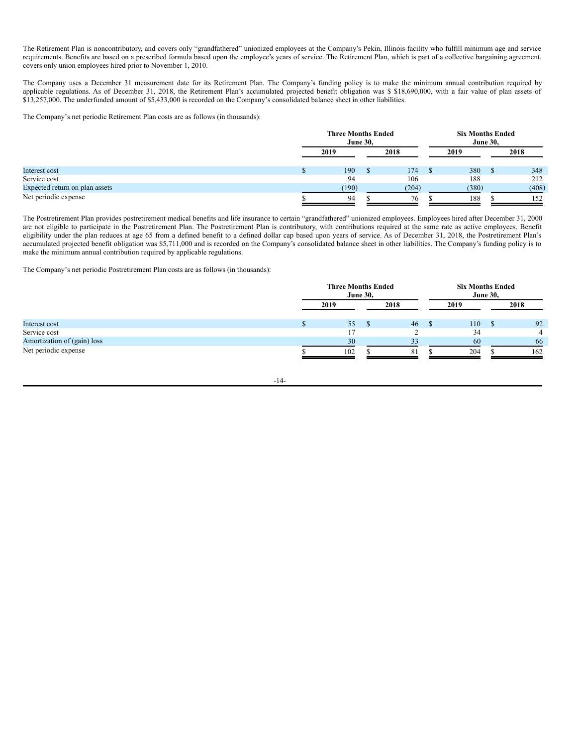The Retirement Plan is noncontributory, and covers only "grandfathered" unionized employees at the Company's Pekin, Illinois facility who fulfill minimum age and service requirements. Benefits are based on a prescribed formula based upon the employee's years of service. The Retirement Plan, which is part of a collective bargaining agreement, covers only union employees hired prior to November 1, 2010.

The Company uses a December 31 measurement date for its Retirement Plan. The Company's funding policy is to make the minimum annual contribution required by applicable regulations. As of December 31, 2018, the Retirement Plan's accumulated projected benefit obligation was $ $18,690,000, with a fair value of plan assets of $13,257,000. The underfunded amount of $5,433,000 is recorded on the Company's consolidated balance sheet in other liabilities.

The Company's net periodic Retirement Plan costs are as follows (in thousands):

| | Three Months Ended June 30, | | Six Months Ended June 30, | |
|---|---|---|---|---|
| | 2019 | 2018 | 2019 | 2018 |
| Interest cost | $ 190 | $ 174 | $ 380 | $ 348 |
| Service cost | 94 | 106 | 188 | 212 |
| Expected return on plan assets | (190) | (204) | (380) | (408) |
| Net periodic expense | $ 94 | $ 76 | $ 188 | $ 152 |

The Postretirement Plan provides postretirement medical benefits and life insurance to certain "grandfathered" unionized employees. Employees hired after December 31, 2000 are not eligible to participate in the Postretirement Plan. The Postretirement Plan is contributory, with contributions required at the same rate as active employees. Benefit eligibility under the plan reduces at age 65 from a defined benefit to a defined dollar cap based upon years of service. As of December 31, 2018, the Postretirement Plan's accumulated projected benefit obligation was $5,711,000 and is recorded on the Company's consolidated balance sheet in other liabilities. The Company's funding policy is to make the minimum annual contribution required by applicable regulations.

The Company's net periodic Postretirement Plan costs are as follows (in thousands):

| | Three Months Ended June 30, | | Six Months Ended June 30, | |
|---|---|---|---|---|
| | 2019 | 2018 | 2019 | 2018 |
| Interest cost | $ 55 | $ 46 | $ 110 | $ 92 |
| Service cost | 17 | 2 | 34 | 4 |
| Amortization of (gain) loss | 30 | 33 | 60 | 66 |
| Net periodic expense | $ 102 | $ 81 | $ 204 | $ 162 |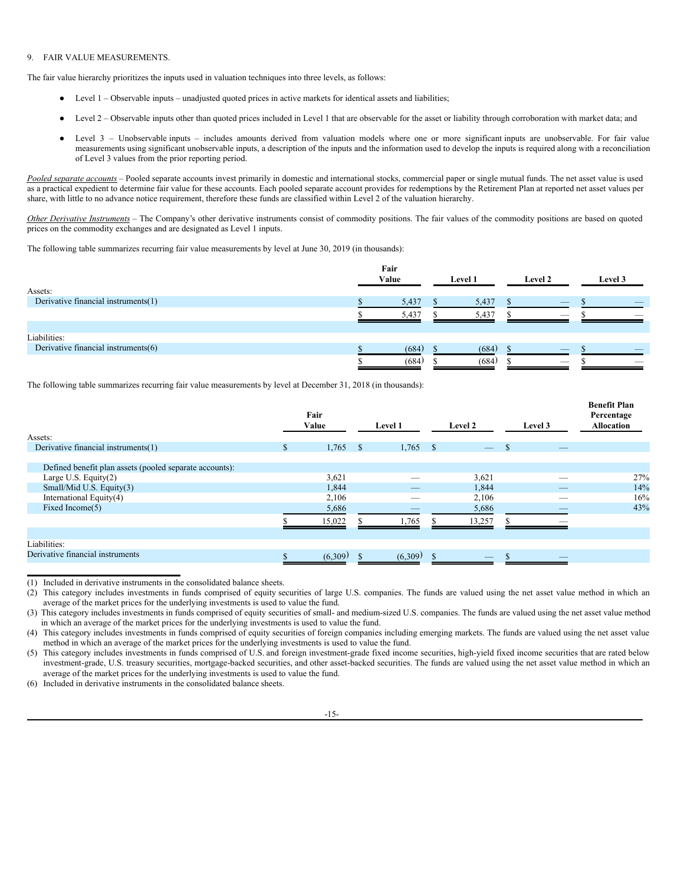9. FAIR VALUE MEASUREMENTS.

The fair value hierarchy prioritizes the inputs used in valuation techniques into three levels, as follows:

- Level 1 – Observable inputs – unadjusted quoted prices in active markets for identical assets and liabilities;
- Level 2 – Observable inputs other than quoted prices included in Level 1 that are observable for the asset or liability through corroboration with market data; and
- Level 3 – Unobservable inputs – includes amounts derived from valuation models where one or more significant inputs are unobservable. For fair value measurements using significant unobservable inputs, a description of the inputs and the information used to develop the inputs is required along with a reconciliation of Level 3 values from the prior reporting period.

*Pooled separate accounts* – Pooled separate accounts invest primarily in domestic and international stocks, commercial paper or single mutual funds. The net asset value is used as a practical expedient to determine fair value for these accounts. Each pooled separate account provides for redemptions by the Retirement Plan at reported net asset values per share, with little to no advance notice requirement, therefore these funds are classified within Level 2 of the valuation hierarchy.

*Other Derivative Instruments* – The Company's other derivative instruments consist of commodity positions. The fair values of the commodity positions are based on quoted prices on the commodity exchanges and are designated as Level 1 inputs.

The following table summarizes recurring fair value measurements by level at June 30, 2019 (in thousands):

| | Fair Value | Level 1 | Level 2 | Level 3 |
|---|---|---|---|---|
| Assets: | | | | |
| Derivative financial instruments(1) | $ 5,437 | $ 5,437 | $ — | $ — |
| | $ 5,437 | $ 5,437 | $ — | $ — |
| | | | | |
| Liabilities: | | | | |
| Derivative financial instruments(6) | $ (684) | $ (684) | $ — | $ — |
| | $ (684) | $ (684) | $ — | $ — |

The following table summarizes recurring fair value measurements by level at December 31, 2018 (in thousands):

| | Fair Value | Level 1 | Level 2 | Level 3 | Benefit Plan Percentage Allocation |
|---|---|---|---|---|---|
| Assets: | | | | | |
| Derivative financial instruments(1) | $ 1,765 | $ 1,765 | $ — | $ — | |
| | | | | | |
| Defined benefit plan assets (pooled separate accounts): | | | | | |
| Large U.S. Equity(2) | 3,621 | — | 3,621 | — | 27% |
| Small/Mid U.S. Equity(3) | 1,844 | — | 1,844 | — | 14% |
| International Equity(4) | 2,106 | — | 2,106 | — | 16% |
| Fixed Income(5) | 5,686 | — | 5,686 | — | 43% |
| | $ 15,022 | $ 1,765 | $ 13,257 | $ — | |
| | | | | | |
| Liabilities: | | | | | |
| Derivative financial instruments | $ (6,309) | $ (6,309) | $ — | $ — | |

(1) Included in derivative instruments in the consolidated balance sheets.

(2) This category includes investments in funds comprised of equity securities of large U.S. companies. The funds are valued using the net asset value method in which an average of the market prices for the underlying investments is used to value the fund.

(3) This category includes investments in funds comprised of equity securities of small- and medium-sized U.S. companies. The funds are valued using the net asset value method in which an average of the market prices for the underlying investments is used to value the fund.

(4) This category includes investments in funds comprised of equity securities of foreign companies including emerging markets. The funds are valued using the net asset value method in which an average of the market prices for the underlying investments is used to value the fund.

(5) This category includes investments in funds comprised of U.S. and foreign investment-grade fixed income securities, high-yield fixed income securities that are rated below investment-grade, U.S. treasury securities, mortgage-backed securities, and other asset-backed securities. The funds are valued using the net asset value method in which an average of the market prices for the underlying investments is used to value the fund.

(6) Included in derivative instruments in the consolidated balance sheets.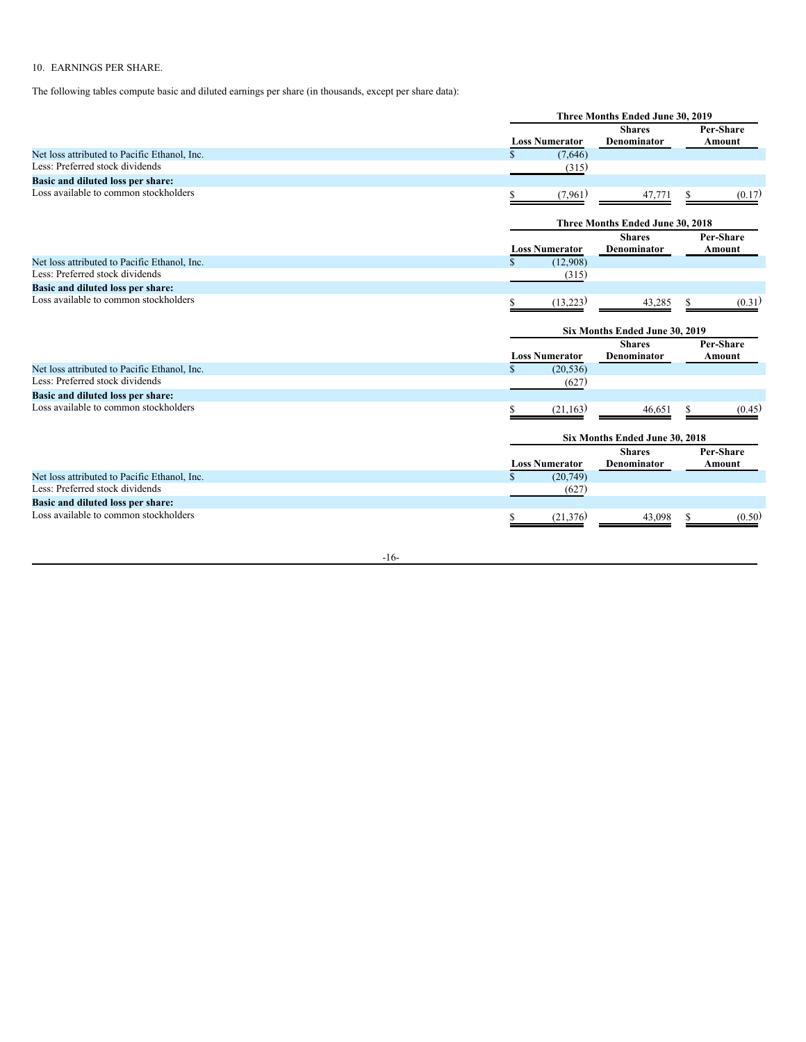10. EARNINGS PER SHARE.

The following tables compute basic and diluted earnings per share (in thousands, except per share data):

| | Three Months Ended June 30, 2019 | | |
|---|---|---|---|
| | **Loss Numerator** | **Shares Denominator** | **Per-Share Amount** |
| Net loss attributed to Pacific Ethanol, Inc. | $ (7,646) | | |
| Less: Preferred stock dividends | (315) | | |
| **Basic and diluted loss per share:** | | | |
| Loss available to common stockholders | $ (7,961) | 47,771 | $ (0.17) |

| | Three Months Ended June 30, 2018 | | |
|---|---|---|---|
| | **Loss Numerator** | **Shares Denominator** | **Per-Share Amount** |
| Net loss attributed to Pacific Ethanol, Inc. | $ (12,908) | | |
| Less: Preferred stock dividends | (315) | | |
| **Basic and diluted loss per share:** | | | |
| Loss available to common stockholders | $ (13,223) | 43,285 | $ (0.31) |

| | Six Months Ended June 30, 2019 | | |
|---|---|---|---|
| | **Loss Numerator** | **Shares Denominator** | **Per-Share Amount** |
| Net loss attributed to Pacific Ethanol, Inc. | $ (20,536) | | |
| Less: Preferred stock dividends | (627) | | |
| **Basic and diluted loss per share:** | | | |
| Loss available to common stockholders | $ (21,163) | 46,651 | $ (0.45) |

| | Six Months Ended June 30, 2018 | | |
|---|---|---|---|
| | **Loss Numerator** | **Shares Denominator** | **Per-Share Amount** |
| Net loss attributed to Pacific Ethanol, Inc. | $ (20,749) | | |
| Less: Preferred stock dividends | (627) | | |
| **Basic and diluted loss per share:** | | | |
| Loss available to common stockholders | $ (21,376) | 43,098 | $ (0.50) |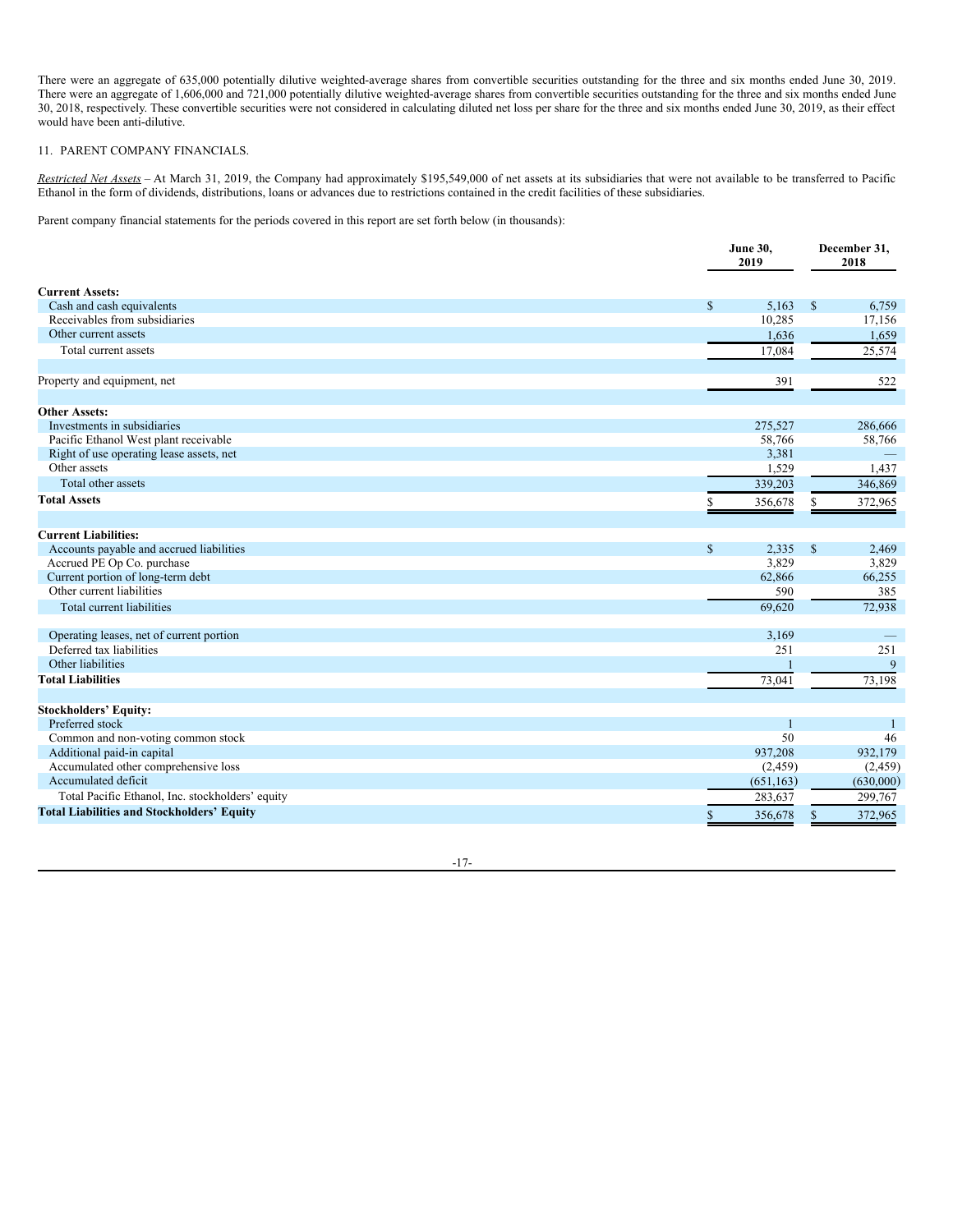There were an aggregate of 635,000 potentially dilutive weighted-average shares from convertible securities outstanding for the three and six months ended June 30, 2019. There were an aggregate of 1,606,000 and 721,000 potentially dilutive weighted-average shares from convertible securities outstanding for the three and six months ended June 30, 2018, respectively. These convertible securities were not considered in calculating diluted net loss per share for the three and six months ended June 30, 2019, as their effect would have been anti-dilutive.

11. PARENT COMPANY FINANCIALS.

*Restricted Net Assets* – At March 31, 2019, the Company had approximately $195,549,000 of net assets at its subsidiaries that were not available to be transferred to Pacific Ethanol in the form of dividends, distributions, loans or advances due to restrictions contained in the credit facilities of these subsidiaries.

Parent company financial statements for the periods covered in this report are set forth below (in thousands):

| | June 30, 2019 | December 31, 2018 |
|---|---|---|
| **Current Assets:** | | |
| Cash and cash equivalents | $ 5,163 | $ 6,759 |
| Receivables from subsidiaries | 10,285 | 17,156 |
| Other current assets | 1,636 | 1,659 |
| Total current assets | 17,084 | 25,574 |
| | | |
| Property and equipment, net | 391 | 522 |
| | | |
| **Other Assets:** | | |
| Investments in subsidiaries | 275,527 | 286,666 |
| Pacific Ethanol West plant receivable | 58,766 | 58,766 |
| Right of use operating lease assets, net | 3,381 | — |
| Other assets | 1,529 | 1,437 |
| Total other assets | 339,203 | 346,869 |
| **Total Assets** | $ 356,678 | $ 372,965 |
| | | |
| **Current Liabilities:** | | |
| Accounts payable and accrued liabilities | $ 2,335 | $ 2,469 |
| Accrued PE Op Co. purchase | 3,829 | 3,829 |
| Current portion of long-term debt | 62,866 | 66,255 |
| Other current liabilities | 590 | 385 |
| Total current liabilities | 69,620 | 72,938 |
| | | |
| Operating leases, net of current portion | 3,169 | — |
| Deferred tax liabilities | 251 | 251 |
| Other liabilities | 1 | 9 |
| **Total Liabilities** | 73,041 | 73,198 |
| | | |
| **Stockholders' Equity:** | | |
| Preferred stock | 1 | 1 |
| Common and non-voting common stock | 50 | 46 |
| Additional paid-in capital | 937,208 | 932,179 |
| Accumulated other comprehensive loss | (2,459) | (2,459) |
| Accumulated deficit | (651,163) | (630,000) |
| Total Pacific Ethanol, Inc. stockholders' equity | 283,637 | 299,767 |
| **Total Liabilities and Stockholders' Equity** | $ 356,678 | $ 372,965 |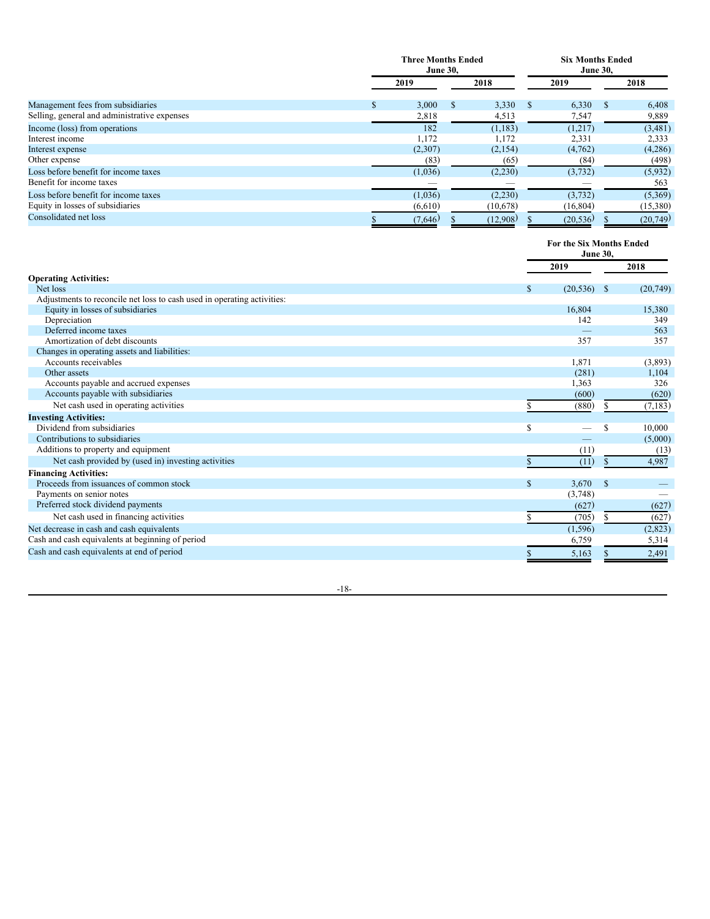| | Three Months Ended June 30, | | Six Months Ended June 30, | |
|---|---|---|---|---|
| | 2019 | 2018 | 2019 | 2018 |
| Management fees from subsidiaries | $ 3,000 | $ 3,330 | $ 6,330 | $ 6,408 |
| Selling, general and administrative expenses | 2,818 | 4,513 | 7,547 | 9,889 |
| Income (loss) from operations | 182 | (1,183) | (1,217) | (3,481) |
| Interest income | 1,172 | 1,172 | 2,331 | 2,333 |
| Interest expense | (2,307) | (2,154) | (4,762) | (4,286) |
| Other expense | (83) | (65) | (84) | (498) |
| Loss before benefit for income taxes | (1,036) | (2,230) | (3,732) | (5,932) |
| Benefit for income taxes | — | — | — | 563 |
| Loss before benefit for income taxes | (1,036) | (2,230) | (3,732) | (5,369) |
| Equity in losses of subsidiaries | (6,610) | (10,678) | (16,804) | (15,380) |
| Consolidated net loss | $ (7,646) | $ (12,908) | $ (20,536) | $ (20,749) |

| | For the Six Months Ended June 30, | |
|---|---|---|
| | 2019 | 2018 |
| **Operating Activities:** | | |
| Net loss | $ (20,536) | $ (20,749) |
| Adjustments to reconcile net loss to cash used in operating activities: | | |
| Equity in losses of subsidiaries | 16,804 | 15,380 |
| Depreciation | 142 | 349 |
| Deferred income taxes | — | 563 |
| Amortization of debt discounts | 357 | 357 |
| Changes in operating assets and liabilities: | | |
| Accounts receivables | 1,871 | (3,893) |
| Other assets | (281) | 1,104 |
| Accounts payable and accrued expenses | 1,363 | 326 |
| Accounts payable with subsidiaries | (600) | (620) |
| Net cash used in operating activities | $ (880) | $ (7,183) |
| **Investing Activities:** | | |
| Dividend from subsidiaries | $ — | $ 10,000 |
| Contributions to subsidiaries | — | (5,000) |
| Additions to property and equipment | (11) | (13) |
| Net cash provided by (used in) investing activities | $ (11) | $ 4,987 |
| **Financing Activities:** | | |
| Proceeds from issuances of common stock | $ 3,670 | $ — |
| Payments on senior notes | (3,748) | — |
| Preferred stock dividend payments | (627) | (627) |
| Net cash used in financing activities | $ (705) | $ (627) |
| Net decrease in cash and cash equivalents | (1,596) | (2,823) |
| Cash and cash equivalents at beginning of period | 6,759 | 5,314 |
| Cash and cash equivalents at end of period | $ 5,163 | $ 2,491 |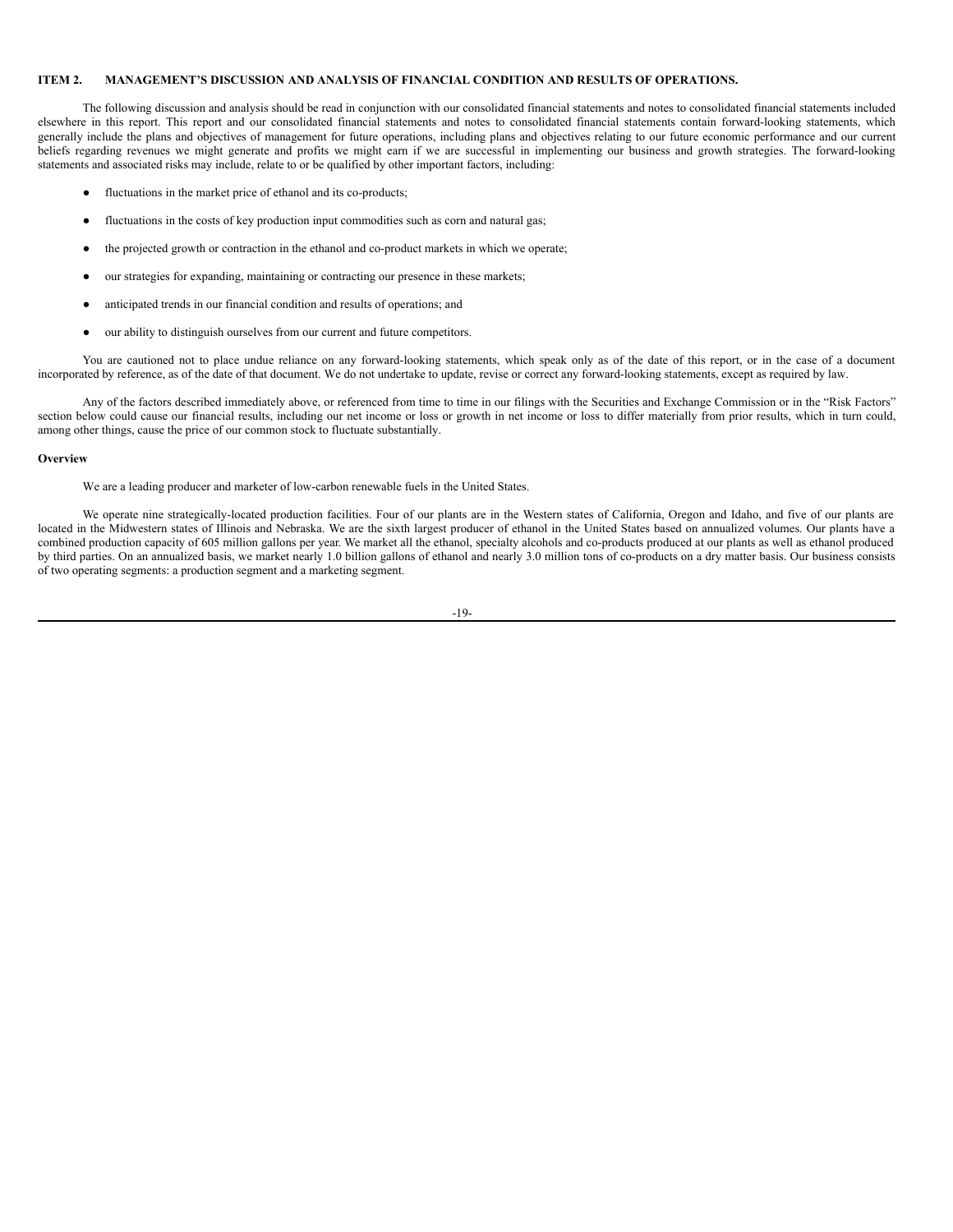## ITEM 2. MANAGEMENT'S DISCUSSION AND ANALYSIS OF FINANCIAL CONDITION AND RESULTS OF OPERATIONS.

The following discussion and analysis should be read in conjunction with our consolidated financial statements and notes to consolidated financial statements included elsewhere in this report. This report and our consolidated financial statements and notes to consolidated financial statements contain forward-looking statements, which generally include the plans and objectives of management for future operations, including plans and objectives relating to our future economic performance and our current beliefs regarding revenues we might generate and profits we might earn if we are successful in implementing our business and growth strategies. The forward-looking statements and associated risks may include, relate to or be qualified by other important factors, including:

- fluctuations in the market price of ethanol and its co-products;
- fluctuations in the costs of key production input commodities such as corn and natural gas;
- the projected growth or contraction in the ethanol and co-product markets in which we operate;
- our strategies for expanding, maintaining or contracting our presence in these markets;
- anticipated trends in our financial condition and results of operations; and
- our ability to distinguish ourselves from our current and future competitors.

You are cautioned not to place undue reliance on any forward-looking statements, which speak only as of the date of this report, or in the case of a document incorporated by reference, as of the date of that document. We do not undertake to update, revise or correct any forward-looking statements, except as required by law.

Any of the factors described immediately above, or referenced from time to time in our filings with the Securities and Exchange Commission or in the "Risk Factors" section below could cause our financial results, including our net income or loss or growth in net income or loss to differ materially from prior results, which in turn could, among other things, cause the price of our common stock to fluctuate substantially.

**Overview**

We are a leading producer and marketer of low-carbon renewable fuels in the United States.

We operate nine strategically-located production facilities. Four of our plants are in the Western states of California, Oregon and Idaho, and five of our plants are located in the Midwestern states of Illinois and Nebraska. We are the sixth largest producer of ethanol in the United States based on annualized volumes. Our plants have a combined production capacity of 605 million gallons per year. We market all the ethanol, specialty alcohols and co-products produced at our plants as well as ethanol produced by third parties. On an annualized basis, we market nearly 1.0 billion gallons of ethanol and nearly 3.0 million tons of co-products on a dry matter basis. Our business consists of two operating segments: a production segment and a marketing segment.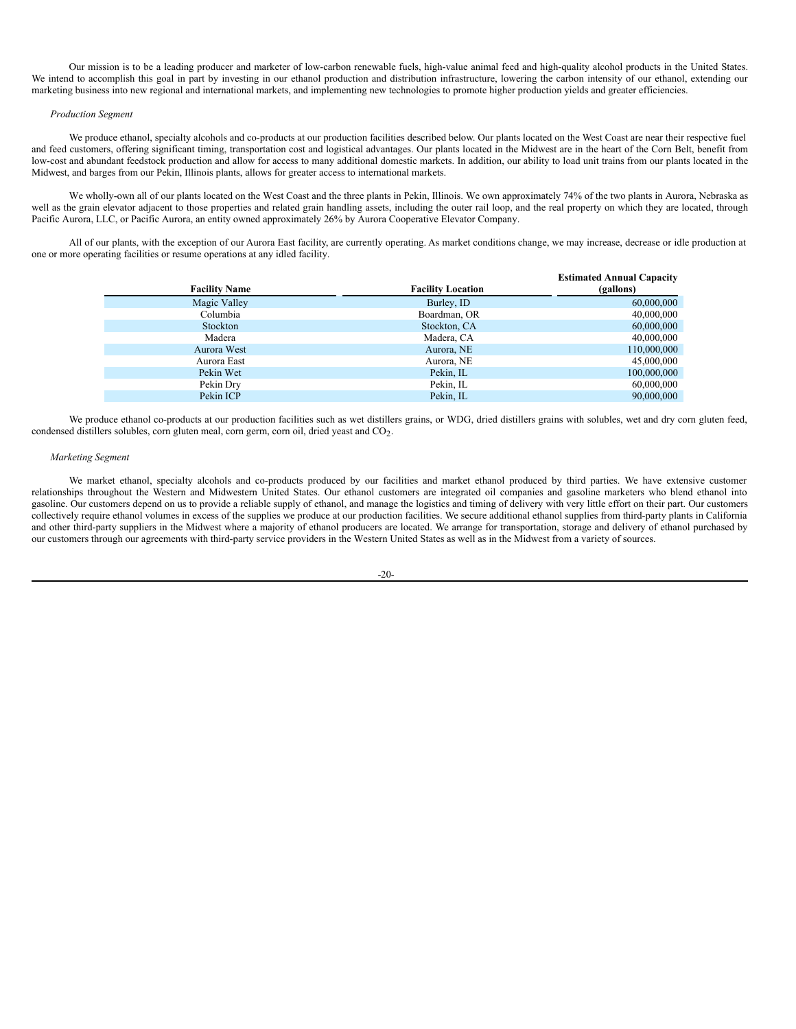Our mission is to be a leading producer and marketer of low-carbon renewable fuels, high-value animal feed and high-quality alcohol products in the United States. We intend to accomplish this goal in part by investing in our ethanol production and distribution infrastructure, lowering the carbon intensity of our ethanol, extending our marketing business into new regional and international markets, and implementing new technologies to promote higher production yields and greater efficiencies.

*Production Segment*

We produce ethanol, specialty alcohols and co-products at our production facilities described below. Our plants located on the West Coast are near their respective fuel and feed customers, offering significant timing, transportation cost and logistical advantages. Our plants located in the Midwest are in the heart of the Corn Belt, benefit from low-cost and abundant feedstock production and allow for access to many additional domestic markets. In addition, our ability to load unit trains from our plants located in the Midwest, and barges from our Pekin, Illinois plants, allows for greater access to international markets.

We wholly-own all of our plants located on the West Coast and the three plants in Pekin, Illinois. We own approximately 74% of the two plants in Aurora, Nebraska as well as the grain elevator adjacent to those properties and related grain handling assets, including the outer rail loop, and the real property on which they are located, through Pacific Aurora, LLC, or Pacific Aurora, an entity owned approximately 26% by Aurora Cooperative Elevator Company.

All of our plants, with the exception of our Aurora East facility, are currently operating. As market conditions change, we may increase, decrease or idle production at one or more operating facilities or resume operations at any idled facility.

| Facility Name | Facility Location | Estimated Annual Capacity (gallons) |
|---|---|---|
| Magic Valley | Burley, ID | 60,000,000 |
| Columbia | Boardman, OR | 40,000,000 |
| Stockton | Stockton, CA | 60,000,000 |
| Madera | Madera, CA | 40,000,000 |
| Aurora West | Aurora, NE | 110,000,000 |
| Aurora East | Aurora, NE | 45,000,000 |
| Pekin Wet | Pekin, IL | 100,000,000 |
| Pekin Dry | Pekin, IL | 60,000,000 |
| Pekin ICP | Pekin, IL | 90,000,000 |

We produce ethanol co-products at our production facilities such as wet distillers grains, or WDG, dried distillers grains with solubles, wet and dry corn gluten feed, condensed distillers solubles, corn gluten meal, corn germ, corn oil, dried yeast and $CO_2$.

*Marketing Segment*

We market ethanol, specialty alcohols and co-products produced by our facilities and market ethanol produced by third parties. We have extensive customer relationships throughout the Western and Midwestern United States. Our ethanol customers are integrated oil companies and gasoline marketers who blend ethanol into gasoline. Our customers depend on us to provide a reliable supply of ethanol, and manage the logistics and timing of delivery with very little effort on their part. Our customers collectively require ethanol volumes in excess of the supplies we produce at our production facilities. We secure additional ethanol supplies from third-party plants in California and other third-party suppliers in the Midwest where a majority of ethanol producers are located. We arrange for transportation, storage and delivery of ethanol purchased by our customers through our agreements with third-party service providers in the Western United States as well as in the Midwest from a variety of sources.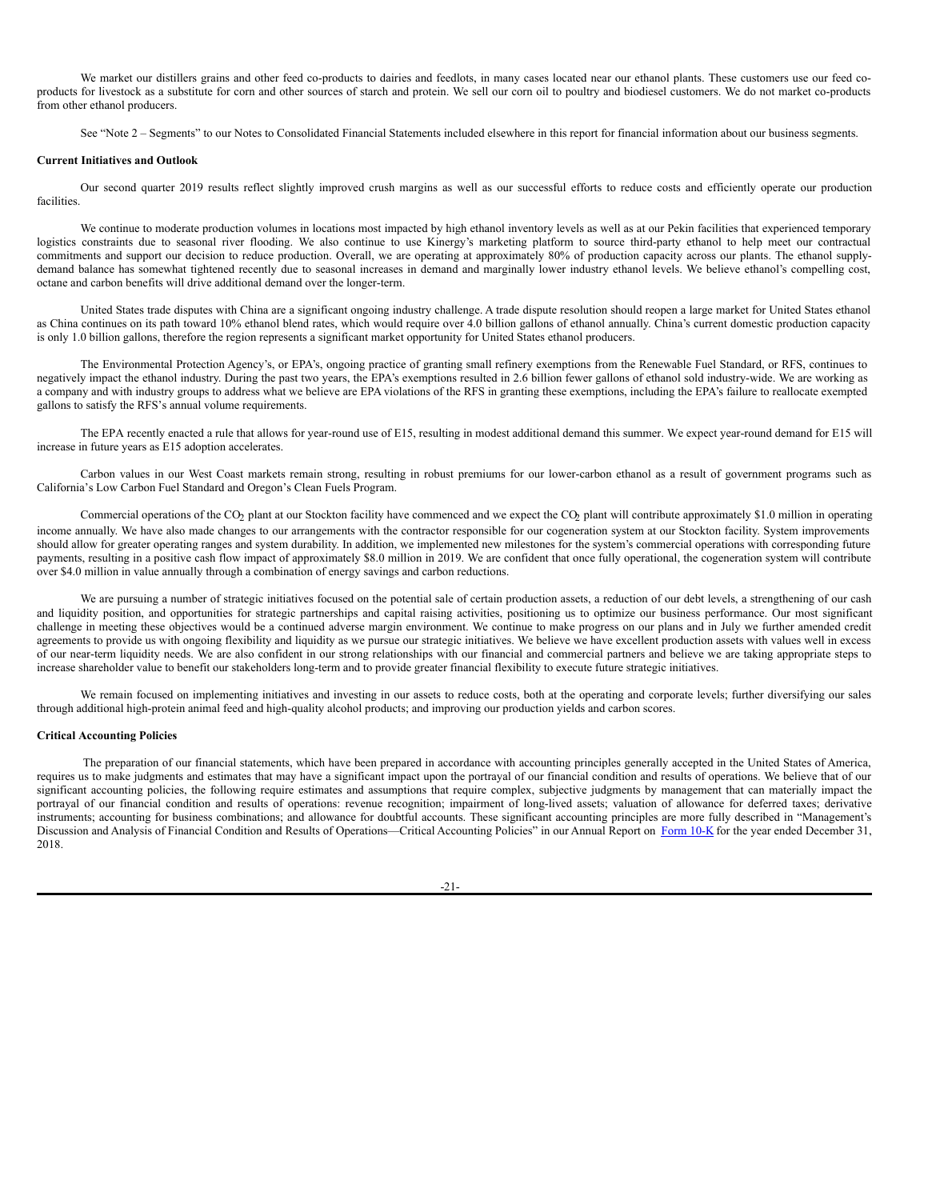We market our distillers grains and other feed co-products to dairies and feedlots, in many cases located near our ethanol plants. These customers use our feed co-products for livestock as a substitute for corn and other sources of starch and protein. We sell our corn oil to poultry and biodiesel customers. We do not market co-products from other ethanol producers.

See "Note 2 – Segments" to our Notes to Consolidated Financial Statements included elsewhere in this report for financial information about our business segments.

**Current Initiatives and Outlook**

Our second quarter 2019 results reflect slightly improved crush margins as well as our successful efforts to reduce costs and efficiently operate our production facilities.

We continue to moderate production volumes in locations most impacted by high ethanol inventory levels as well as at our Pekin facilities that experienced temporary logistics constraints due to seasonal river flooding. We also continue to use Kinergy's marketing platform to source third-party ethanol to help meet our contractual commitments and support our decision to reduce production. Overall, we are operating at approximately 80% of production capacity across our plants. The ethanol supply-demand balance has somewhat tightened recently due to seasonal increases in demand and marginally lower industry ethanol levels. We believe ethanol's compelling cost, octane and carbon benefits will drive additional demand over the longer-term.

United States trade disputes with China are a significant ongoing industry challenge. A trade dispute resolution should reopen a large market for United States ethanol as China continues on its path toward 10% ethanol blend rates, which would require over 4.0 billion gallons of ethanol annually. China's current domestic production capacity is only 1.0 billion gallons, therefore the region represents a significant market opportunity for United States ethanol producers.

The Environmental Protection Agency's, or EPA's, ongoing practice of granting small refinery exemptions from the Renewable Fuel Standard, or RFS, continues to negatively impact the ethanol industry. During the past two years, the EPA's exemptions resulted in 2.6 billion fewer gallons of ethanol sold industry-wide. We are working as a company and with industry groups to address what we believe are EPA violations of the RFS in granting these exemptions, including the EPA's failure to reallocate exempted gallons to satisfy the RFS's annual volume requirements.

The EPA recently enacted a rule that allows for year-round use of E15, resulting in modest additional demand this summer. We expect year-round demand for E15 will increase in future years as E15 adoption accelerates.

Carbon values in our West Coast markets remain strong, resulting in robust premiums for our lower-carbon ethanol as a result of government programs such as California's Low Carbon Fuel Standard and Oregon's Clean Fuels Program.

Commercial operations of the $CO_2$ plant at our Stockton facility have commenced and we expect the $CO_2$ plant will contribute approximately $1.0 million in operating income annually. We have also made changes to our arrangements with the contractor responsible for our cogeneration system at our Stockton facility. System improvements should allow for greater operating ranges and system durability. In addition, we implemented new milestones for the system's commercial operations with corresponding future payments, resulting in a positive cash flow impact of approximately $8.0 million in 2019. We are confident that once fully operational, the cogeneration system will contribute over $4.0 million in value annually through a combination of energy savings and carbon reductions.

We are pursuing a number of strategic initiatives focused on the potential sale of certain production assets, a reduction of our debt levels, a strengthening of our cash and liquidity position, and opportunities for strategic partnerships and capital raising activities, positioning us to optimize our business performance. Our most significant challenge in meeting these objectives would be a continued adverse margin environment. We continue to make progress on our plans and in July we further amended credit agreements to provide us with ongoing flexibility and liquidity as we pursue our strategic initiatives. We believe we have excellent production assets with values well in excess of our near-term liquidity needs. We are also confident in our strong relationships with our financial and commercial partners and believe we are taking appropriate steps to increase shareholder value to benefit our stakeholders long-term and to provide greater financial flexibility to execute future strategic initiatives.

We remain focused on implementing initiatives and investing in our assets to reduce costs, both at the operating and corporate levels; further diversifying our sales through additional high-protein animal feed and high-quality alcohol products; and improving our production yields and carbon scores.

**Critical Accounting Policies**

The preparation of our financial statements, which have been prepared in accordance with accounting principles generally accepted in the United States of America, requires us to make judgments and estimates that may have a significant impact upon the portrayal of our financial condition and results of operations. We believe that of our significant accounting policies, the following require estimates and assumptions that require complex, subjective judgments by management that can materially impact the portrayal of our financial condition and results of operations: revenue recognition; impairment of long-lived assets; valuation of allowance for deferred taxes; derivative instruments; accounting for business combinations; and allowance for doubtful accounts. These significant accounting principles are more fully described in "Management's Discussion and Analysis of Financial Condition and Results of Operations—Critical Accounting Policies" in our Annual Report on Form 10-K for the year ended December 31, 2018.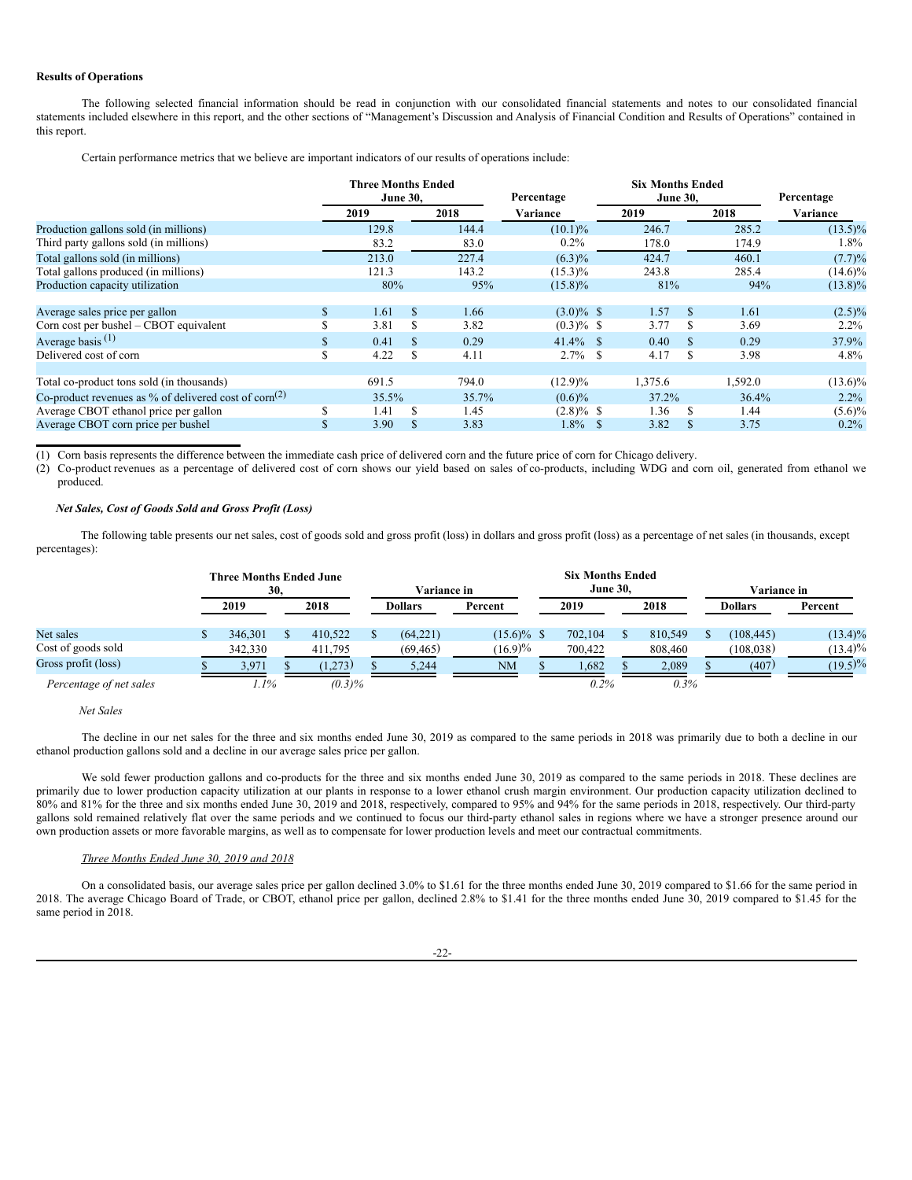**Results of Operations**

The following selected financial information should be read in conjunction with our consolidated financial statements and notes to our consolidated financial statements included elsewhere in this report, and the other sections of "Management's Discussion and Analysis of Financial Condition and Results of Operations" contained in this report.

Certain performance metrics that we believe are important indicators of our results of operations include:

| | Three Months Ended June 30, | | Percentage | Six Months Ended June 30, | | Percentage |
|---|---|---|---|---|---|---|
| | 2019 | 2018 | Variance | 2019 | 2018 | Variance |
| Production gallons sold (in millions) | 129.8 | 144.4 | (10.1)% | 246.7 | 285.2 | (13.5)% |
| Third party gallons sold (in millions) | 83.2 | 83.0 | 0.2% | 178.0 | 174.9 | 1.8% |
| Total gallons sold (in millions) | 213.0 | 227.4 | (6.3)% | 424.7 | 460.1 | (7.7)% |
| Total gallons produced (in millions) | 121.3 | 143.2 | (15.3)% | 243.8 | 285.4 | (14.6)% |
| Production capacity utilization | 80% | 95% | (15.8)% | 81% | 94% | (13.8)% |
| | | | | | | |
| Average sales price per gallon | $ 1.61 | $ 1.66 | (3.0)% | $ 1.57 | $ 1.61 | (2.5)% |
| Corn cost per bushel – CBOT equivalent | $ 3.81 | $ 3.82 | (0.3)% | $ 3.77 | $ 3.69 | 2.2% |
| Average basis [(1)] | $ 0.41 | $ 0.29 | 41.4% | $ 0.40 | $ 0.29 | 37.9% |
| Delivered cost of corn | $ 4.22 | $ 4.11 | 2.7% | $ 4.17 | $ 3.98 | 4.8% |
| | | | | | | |
| Total co-product tons sold (in thousands) | 691.5 | 794.0 | (12.9)% | 1,375.6 | 1,592.0 | (13.6)% |
| Co-product revenues as % of delivered cost of corn[(2)] | 35.5% | 35.7% | (0.6)% | 37.2% | 36.4% | 2.2% |
| Average CBOT ethanol price per gallon | $ 1.41 | $ 1.45 | (2.8)% | $ 1.36 | $ 1.44 | (5.6)% |
| Average CBOT corn price per bushel | $ 3.90 | $ 3.83 | 1.8% | $ 3.82 | $ 3.75 | 0.2% |

(1) Corn basis represents the difference between the immediate cash price of delivered corn and the future price of corn for Chicago delivery.

(2) Co-product revenues as a percentage of delivered cost of corn shows our yield based on sales of co-products, including WDG and corn oil, generated from ethanol we produced.

***Net Sales, Cost of Goods Sold and Gross Profit (Loss)***

The following table presents our net sales, cost of goods sold and gross profit (loss) in dollars and gross profit (loss) as a percentage of net sales (in thousands, except percentages):

| | Three Months Ended June 30, | | Variance in | | Six Months Ended June 30, | | Variance in | |
|---|---|---|---|---|---|---|---|---|
| | 2019 | 2018 | Dollars | Percent | 2019 | 2018 | Dollars | Percent |
| Net sales | $ 346,301 | $ 410,522 | $ (64,221) | (15.6)% | $ 702,104 | $ 810,549 | $ (108,445) | (13.4)% |
| Cost of goods sold | 342,330 | 411,795 | (69,465) | (16.9)% | 700,422 | 808,460 | (108,038) | (13.4)% |
| Gross profit (loss) | $ 3,971 | $ (1,273) | $ 5,244 | NM | $ 1,682 | $ 2,089 | $ (407) | (19.5)% |
| *Percentage of net sales* | *1.1%* | *(0.3)%* | | | *0.2%* | *0.3%* | | |

*Net Sales*

The decline in our net sales for the three and six months ended June 30, 2019 as compared to the same periods in 2018 was primarily due to both a decline in our ethanol production gallons sold and a decline in our average sales price per gallon.

We sold fewer production gallons and co-products for the three and six months ended June 30, 2019 as compared to the same periods in 2018. These declines are primarily due to lower production capacity utilization at our plants in response to a lower ethanol crush margin environment. Our production capacity utilization declined to 80% and 81% for the three and six months ended June 30, 2019 and 2018, respectively, compared to 95% and 94% for the same periods in 2018, respectively. Our third-party gallons sold remained relatively flat over the same periods and we continued to focus our third-party ethanol sales in regions where we have a stronger presence around our own production assets or more favorable margins, as well as to compensate for lower production levels and meet our contractual commitments.

*Three Months Ended June 30, 2019 and 2018*

On a consolidated basis, our average sales price per gallon declined 3.0% to $1.61 for the three months ended June 30, 2019 compared to $1.66 for the same period in 2018. The average Chicago Board of Trade, or CBOT, ethanol price per gallon, declined 2.8% to $1.41 for the three months ended June 30, 2019 compared to $1.45 for the same period in 2018.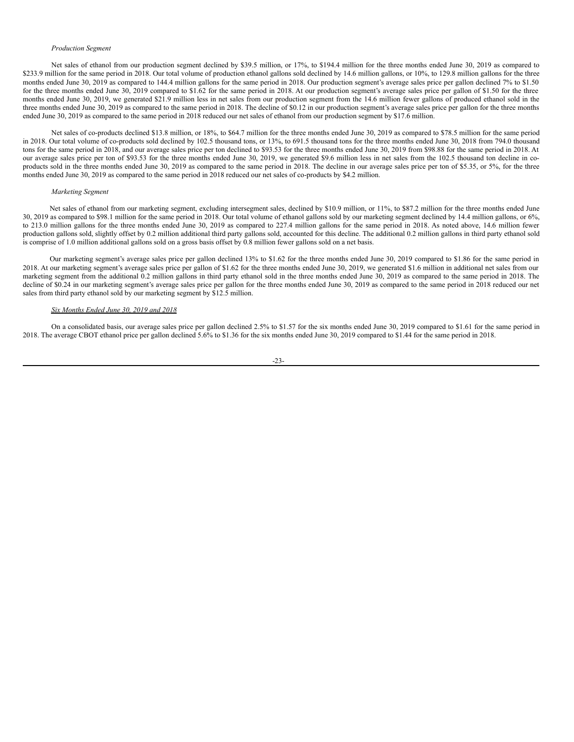*Production Segment*

Net sales of ethanol from our production segment declined by $39.5 million, or 17%, to $194.4 million for the three months ended June 30, 2019 as compared to $233.9 million for the same period in 2018. Our total volume of production ethanol gallons sold declined by 14.6 million gallons, or 10%, to 129.8 million gallons for the three months ended June 30, 2019 as compared to 144.4 million gallons for the same period in 2018. Our production segment's average sales price per gallon declined 7% to $1.50 for the three months ended June 30, 2019 compared to $1.62 for the same period in 2018. At our production segment's average sales price per gallon of $1.50 for the three months ended June 30, 2019, we generated $21.9 million less in net sales from our production segment from the 14.6 million fewer gallons of produced ethanol sold in the three months ended June 30, 2019 as compared to the same period in 2018. The decline of $0.12 in our production segment's average sales price per gallon for the three months ended June 30, 2019 as compared to the same period in 2018 reduced our net sales of ethanol from our production segment by $17.6 million.

Net sales of co-products declined $13.8 million, or 18%, to $64.7 million for the three months ended June 30, 2019 as compared to $78.5 million for the same period in 2018. Our total volume of co-products sold declined by 102.5 thousand tons, or 13%, to 691.5 thousand tons for the three months ended June 30, 2018 from 794.0 thousand tons for the same period in 2018, and our average sales price per ton declined to $93.53 for the three months ended June 30, 2019 from $98.88 for the same period in 2018. At our average sales price per ton of $93.53 for the three months ended June 30, 2019, we generated $9.6 million less in net sales from the 102.5 thousand ton decline in co-products sold in the three months ended June 30, 2019 as compared to the same period in 2018. The decline in our average sales price per ton of $5.35, or 5%, for the three months ended June 30, 2019 as compared to the same period in 2018 reduced our net sales of co-products by $4.2 million.

*Marketing Segment*

Net sales of ethanol from our marketing segment, excluding intersegment sales, declined by $10.9 million, or 11%, to $87.2 million for the three months ended June 30, 2019 as compared to $98.1 million for the same period in 2018. Our total volume of ethanol gallons sold by our marketing segment declined by 14.4 million gallons, or 6%, to 213.0 million gallons for the three months ended June 30, 2019 as compared to 227.4 million gallons for the same period in 2018. As noted above, 14.6 million fewer production gallons sold, slightly offset by 0.2 million additional third party gallons sold, accounted for this decline. The additional 0.2 million gallons in third party ethanol sold is comprise of 1.0 million additional gallons sold on a gross basis offset by 0.8 million fewer gallons sold on a net basis.

Our marketing segment's average sales price per gallon declined 13% to $1.62 for the three months ended June 30, 2019 compared to $1.86 for the same period in 2018. At our marketing segment's average sales price per gallon of $1.62 for the three months ended June 30, 2019, we generated $1.6 million in additional net sales from our marketing segment from the additional 0.2 million gallons in third party ethanol sold in the three months ended June 30, 2019 as compared to the same period in 2018. The decline of $0.24 in our marketing segment's average sales price per gallon for the three months ended June 30, 2019 as compared to the same period in 2018 reduced our net sales from third party ethanol sold by our marketing segment by $12.5 million.

*Six Months Ended June 30, 2019 and 2018*

On a consolidated basis, our average sales price per gallon declined 2.5% to $1.57 for the six months ended June 30, 2019 compared to $1.61 for the same period in 2018. The average CBOT ethanol price per gallon declined 5.6% to $1.36 for the six months ended June 30, 2019 compared to $1.44 for the same period in 2018.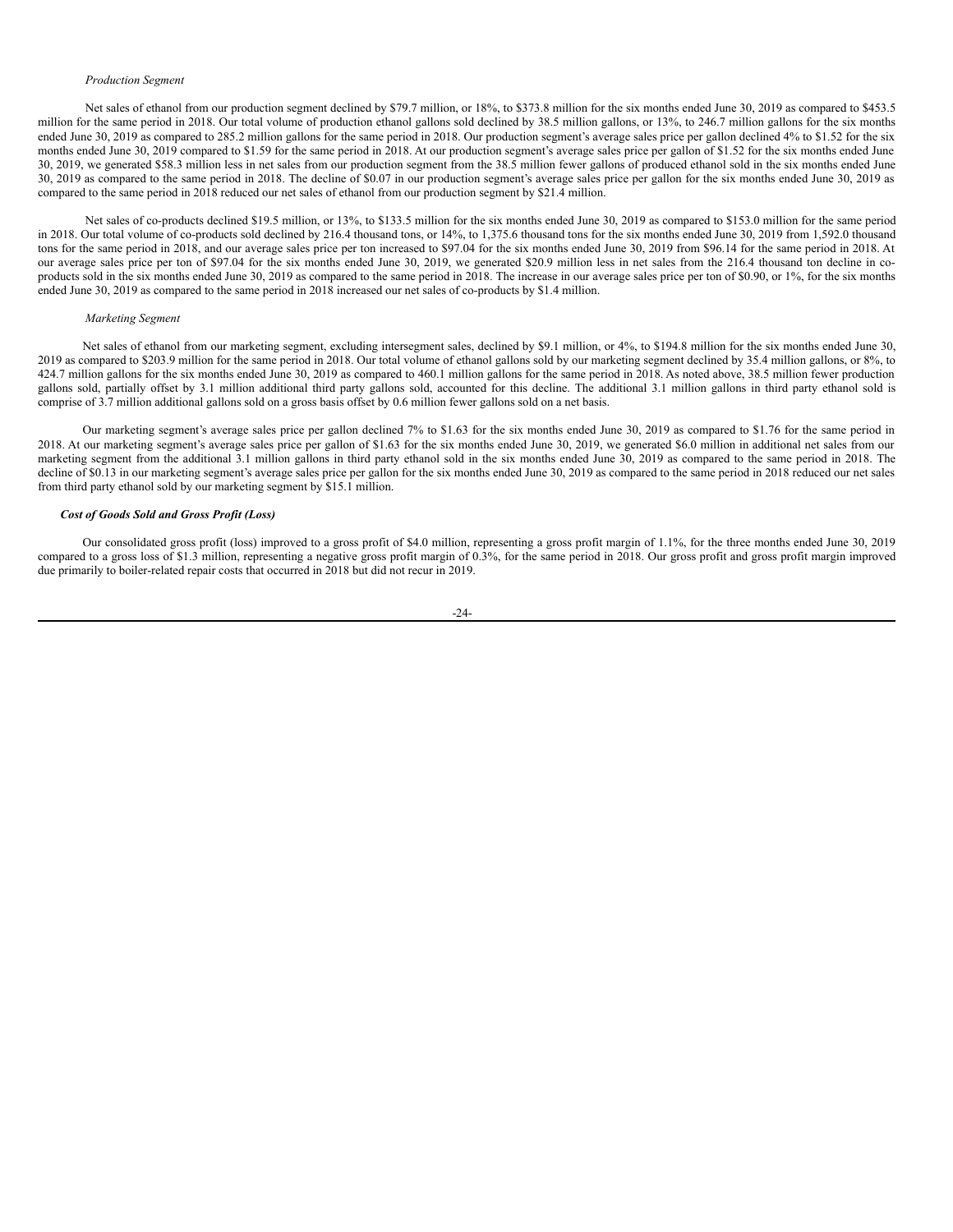*Production Segment*

Net sales of ethanol from our production segment declined by $79.7 million, or 18%, to $373.8 million for the six months ended June 30, 2019 as compared to $453.5 million for the same period in 2018. Our total volume of production ethanol gallons sold declined by 38.5 million gallons, or 13%, to 246.7 million gallons for the six months ended June 30, 2019 as compared to 285.2 million gallons for the same period in 2018. Our production segment's average sales price per gallon declined 4% to $1.52 for the six months ended June 30, 2019 compared to $1.59 for the same period in 2018. At our production segment's average sales price per gallon of $1.52 for the six months ended June 30, 2019, we generated $58.3 million less in net sales from our production segment from the 38.5 million fewer gallons of produced ethanol sold in the six months ended June 30, 2019 as compared to the same period in 2018. The decline of $0.07 in our production segment's average sales price per gallon for the six months ended June 30, 2019 as compared to the same period in 2018 reduced our net sales of ethanol from our production segment by $21.4 million.

Net sales of co-products declined $19.5 million, or 13%, to $133.5 million for the six months ended June 30, 2019 as compared to $153.0 million for the same period in 2018. Our total volume of co-products sold declined by 216.4 thousand tons, or 14%, to 1,375.6 thousand tons for the six months ended June 30, 2019 from 1,592.0 thousand tons for the same period in 2018, and our average sales price per ton increased to $97.04 for the six months ended June 30, 2019 from $96.14 for the same period in 2018. At our average sales price per ton of $97.04 for the six months ended June 30, 2019, we generated $20.9 million less in net sales from the 216.4 thousand ton decline in co-products sold in the six months ended June 30, 2019 as compared to the same period in 2018. The increase in our average sales price per ton of $0.90, or 1%, for the six months ended June 30, 2019 as compared to the same period in 2018 increased our net sales of co-products by $1.4 million.

*Marketing Segment*

Net sales of ethanol from our marketing segment, excluding intersegment sales, declined by $9.1 million, or 4%, to $194.8 million for the six months ended June 30, 2019 as compared to $203.9 million for the same period in 2018. Our total volume of ethanol gallons sold by our marketing segment declined by 35.4 million gallons, or 8%, to 424.7 million gallons for the six months ended June 30, 2019 as compared to 460.1 million gallons for the same period in 2018. As noted above, 38.5 million fewer production gallons sold, partially offset by 3.1 million additional third party gallons sold, accounted for this decline. The additional 3.1 million gallons in third party ethanol sold is comprise of 3.7 million additional gallons sold on a gross basis offset by 0.6 million fewer gallons sold on a net basis.

Our marketing segment's average sales price per gallon declined 7% to $1.63 for the six months ended June 30, 2019 as compared to $1.76 for the same period in 2018. At our marketing segment's average sales price per gallon of $1.63 for the six months ended June 30, 2019, we generated $6.0 million in additional net sales from our marketing segment from the additional 3.1 million gallons in third party ethanol sold in the six months ended June 30, 2019 as compared to the same period in 2018. The decline of $0.13 in our marketing segment's average sales price per gallon for the six months ended June 30, 2019 as compared to the same period in 2018 reduced our net sales from third party ethanol sold by our marketing segment by $15.1 million.

***Cost of Goods Sold and Gross Profit (Loss)***

Our consolidated gross profit (loss) improved to a gross profit of $4.0 million, representing a gross profit margin of 1.1%, for the three months ended June 30, 2019 compared to a gross loss of $1.3 million, representing a negative gross profit margin of 0.3%, for the same period in 2018. Our gross profit and gross profit margin improved due primarily to boiler-related repair costs that occurred in 2018 but did not recur in 2019.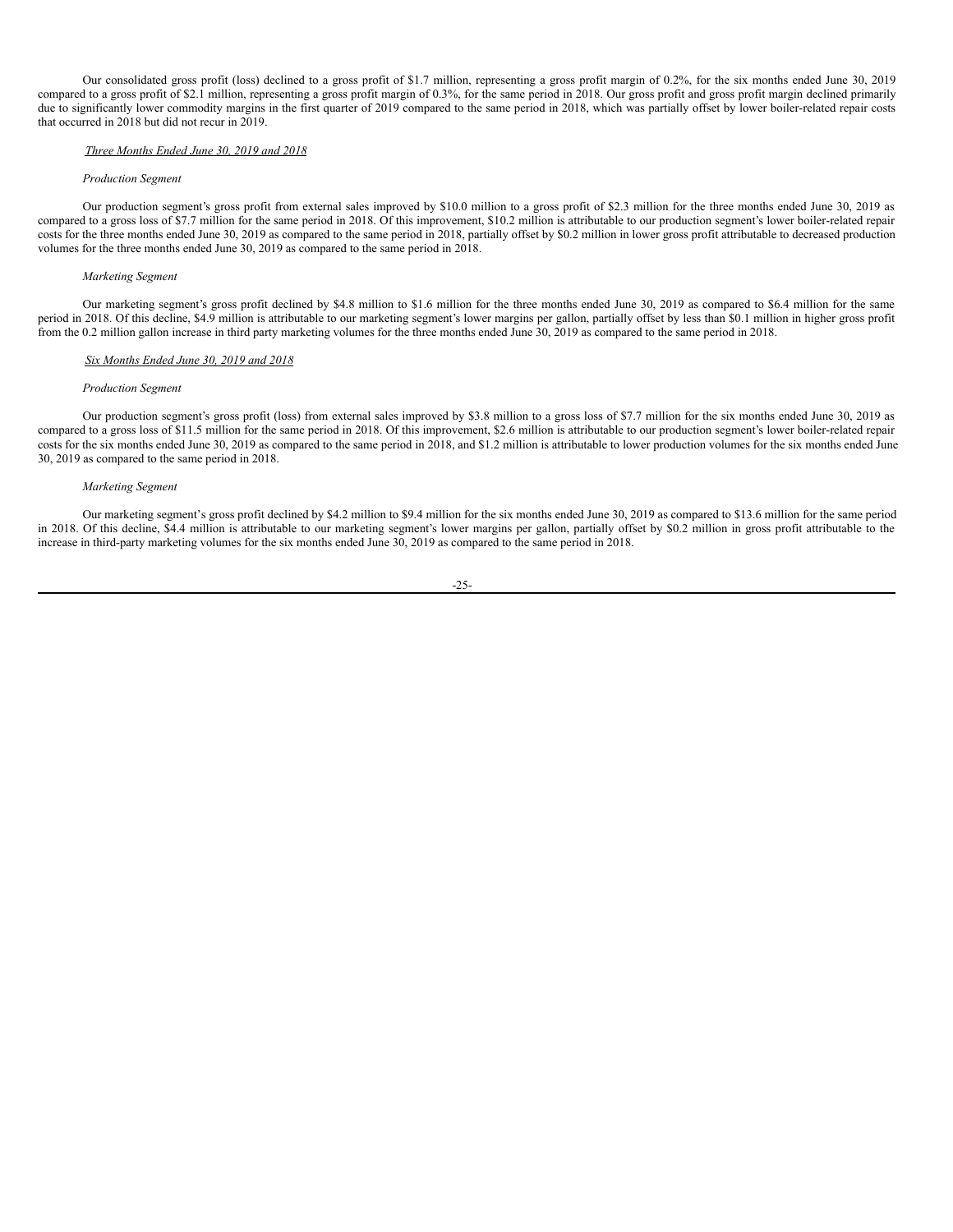Our consolidated gross profit (loss) declined to a gross profit of $1.7 million, representing a gross profit margin of 0.2%, for the six months ended June 30, 2019 compared to a gross profit of $2.1 million, representing a gross profit margin of 0.3%, for the same period in 2018. Our gross profit and gross profit margin declined primarily due to significantly lower commodity margins in the first quarter of 2019 compared to the same period in 2018, which was partially offset by lower boiler-related repair costs that occurred in 2018 but did not recur in 2019.

*Three Months Ended June 30, 2019 and 2018*

*Production Segment*

Our production segment's gross profit from external sales improved by $10.0 million to a gross profit of $2.3 million for the three months ended June 30, 2019 as compared to a gross loss of $7.7 million for the same period in 2018. Of this improvement, $10.2 million is attributable to our production segment's lower boiler-related repair costs for the three months ended June 30, 2019 as compared to the same period in 2018, partially offset by $0.2 million in lower gross profit attributable to decreased production volumes for the three months ended June 30, 2019 as compared to the same period in 2018.

*Marketing Segment*

Our marketing segment's gross profit declined by $4.8 million to $1.6 million for the three months ended June 30, 2019 as compared to $6.4 million for the same period in 2018. Of this decline, $4.9 million is attributable to our marketing segment's lower margins per gallon, partially offset by less than $0.1 million in higher gross profit from the 0.2 million gallon increase in third party marketing volumes for the three months ended June 30, 2019 as compared to the same period in 2018.

*Six Months Ended June 30, 2019 and 2018*

*Production Segment*

Our production segment's gross profit (loss) from external sales improved by $3.8 million to a gross loss of $7.7 million for the six months ended June 30, 2019 as compared to a gross loss of $11.5 million for the same period in 2018. Of this improvement, $2.6 million is attributable to our production segment's lower boiler-related repair costs for the six months ended June 30, 2019 as compared to the same period in 2018, and $1.2 million is attributable to lower production volumes for the six months ended June 30, 2019 as compared to the same period in 2018.

*Marketing Segment*

Our marketing segment's gross profit declined by $4.2 million to $9.4 million for the six months ended June 30, 2019 as compared to $13.6 million for the same period in 2018. Of this decline, $4.4 million is attributable to our marketing segment's lower margins per gallon, partially offset by $0.2 million in gross profit attributable to the increase in third-party marketing volumes for the six months ended June 30, 2019 as compared to the same period in 2018.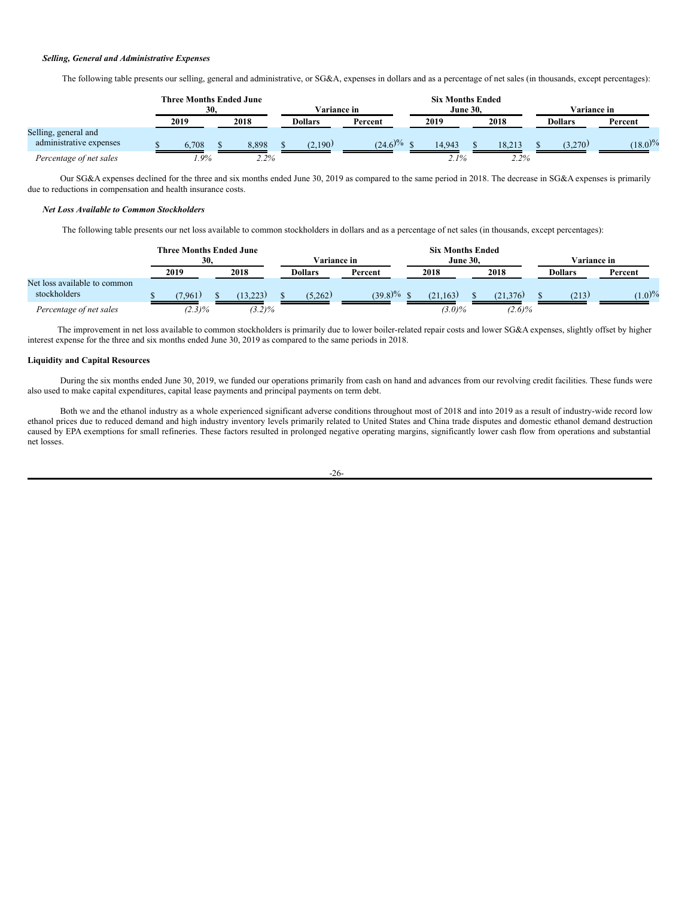*Selling, General and Administrative Expenses*

The following table presents our selling, general and administrative, or SG&A, expenses in dollars and as a percentage of net sales (in thousands, except percentages):

| | Three Months Ended June 30, | | Variance in | | Six Months Ended June 30, | | Variance in | |
|---|---|---|---|---|---|---|---|---|
| | 2019 | 2018 | Dollars | Percent | 2019 | 2018 | Dollars | Percent |
| Selling, general and administrative expenses | $ 6,708 | $ 8,898 | $ (2,190) | (24.6)% | $ 14,943 | $ 18,213 | $ (3,270) | (18.0)% |
| *Percentage of net sales* | *1.9%* | *2.2%* | | | *2.1%* | *2.2%* | | |

Our SG&A expenses declined for the three and six months ended June 30, 2019 as compared to the same period in 2018. The decrease in SG&A expenses is primarily due to reductions in compensation and health insurance costs.

*Net Loss Available to Common Stockholders*

The following table presents our net loss available to common stockholders in dollars and as a percentage of net sales (in thousands, except percentages):

| | Three Months Ended June 30, | | Variance in | | Six Months Ended June 30, | | Variance in | |
|---|---|---|---|---|---|---|---|---|
| | 2019 | 2018 | Dollars | Percent | 2018 | 2018 | Dollars | Percent |
| Net loss available to common stockholders | $ (7,961) | $ (13,223) | $ (5,262) | (39.8)% | $ (21,163) | $ (21,376) | $ (213) | (1.0)% |
| *Percentage of net sales* | *(2.3)%* | *(3.2)%* | | | *(3.0)%* | *(2.6)%* | | |

The improvement in net loss available to common stockholders is primarily due to lower boiler-related repair costs and lower SG&A expenses, slightly offset by higher interest expense for the three and six months ended June 30, 2019 as compared to the same periods in 2018.

**Liquidity and Capital Resources**

During the six months ended June 30, 2019, we funded our operations primarily from cash on hand and advances from our revolving credit facilities. These funds were also used to make capital expenditures, capital lease payments and principal payments on term debt.

Both we and the ethanol industry as a whole experienced significant adverse conditions throughout most of 2018 and into 2019 as a result of industry-wide record low ethanol prices due to reduced demand and high industry inventory levels primarily related to United States and China trade disputes and domestic ethanol demand destruction caused by EPA exemptions for small refineries. These factors resulted in prolonged negative operating margins, significantly lower cash flow from operations and substantial net losses.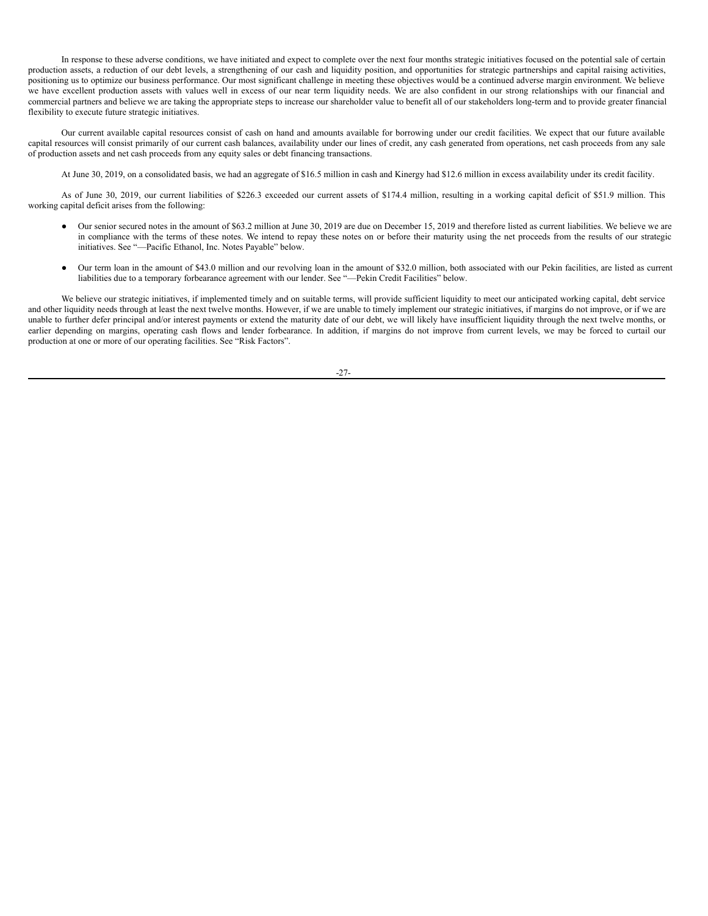In response to these adverse conditions, we have initiated and expect to complete over the next four months strategic initiatives focused on the potential sale of certain production assets, a reduction of our debt levels, a strengthening of our cash and liquidity position, and opportunities for strategic partnerships and capital raising activities, positioning us to optimize our business performance. Our most significant challenge in meeting these objectives would be a continued adverse margin environment. We believe we have excellent production assets with values well in excess of our near term liquidity needs. We are also confident in our strong relationships with our financial and commercial partners and believe we are taking the appropriate steps to increase our shareholder value to benefit all of our stakeholders long-term and to provide greater financial flexibility to execute future strategic initiatives.

Our current available capital resources consist of cash on hand and amounts available for borrowing under our credit facilities. We expect that our future available capital resources will consist primarily of our current cash balances, availability under our lines of credit, any cash generated from operations, net cash proceeds from any sale of production assets and net cash proceeds from any equity sales or debt financing transactions.

At June 30, 2019, on a consolidated basis, we had an aggregate of $16.5 million in cash and Kinergy had $12.6 million in excess availability under its credit facility.

As of June 30, 2019, our current liabilities of $226.3 exceeded our current assets of $174.4 million, resulting in a working capital deficit of $51.9 million. This working capital deficit arises from the following:

- Our senior secured notes in the amount of $63.2 million at June 30, 2019 are due on December 15, 2019 and therefore listed as current liabilities. We believe we are in compliance with the terms of these notes. We intend to repay these notes on or before their maturity using the net proceeds from the results of our strategic initiatives. See "—Pacific Ethanol, Inc. Notes Payable" below.

- Our term loan in the amount of $43.0 million and our revolving loan in the amount of $32.0 million, both associated with our Pekin facilities, are listed as current liabilities due to a temporary forbearance agreement with our lender. See "—Pekin Credit Facilities" below.

We believe our strategic initiatives, if implemented timely and on suitable terms, will provide sufficient liquidity to meet our anticipated working capital, debt service and other liquidity needs through at least the next twelve months. However, if we are unable to timely implement our strategic initiatives, if margins do not improve, or if we are unable to further defer principal and/or interest payments or extend the maturity date of our debt, we will likely have insufficient liquidity through the next twelve months, or earlier depending on margins, operating cash flows and lender forbearance. In addition, if margins do not improve from current levels, we may be forced to curtail our production at one or more of our operating facilities. See "Risk Factors".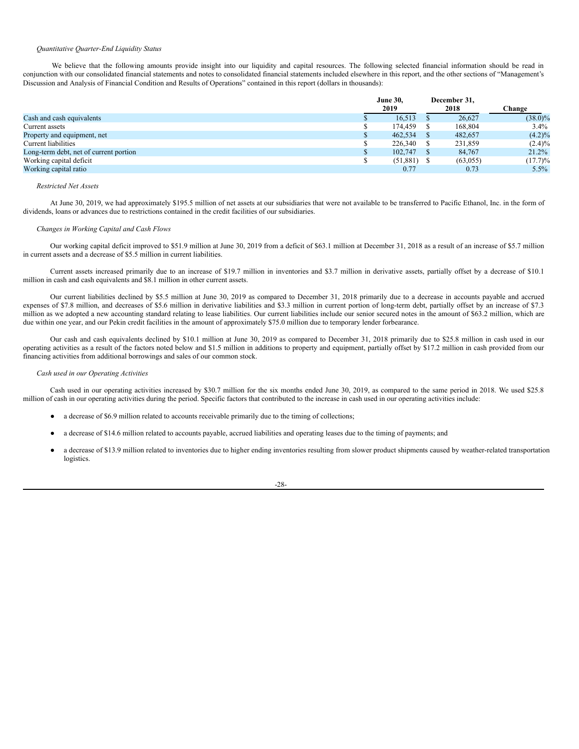*Quantitative Quarter-End Liquidity Status*

We believe that the following amounts provide insight into our liquidity and capital resources. The following selected financial information should be read in conjunction with our consolidated financial statements and notes to consolidated financial statements included elsewhere in this report, and the other sections of "Management's Discussion and Analysis of Financial Condition and Results of Operations" contained in this report (dollars in thousands):

| | June 30, 2019 | December 31, 2018 | Change |
|---|---|---|---|
| Cash and cash equivalents | $ 16,513 | $ 26,627 | (38.0)% |
| Current assets | $ 174,459 | $ 168,804 | 3.4% |
| Property and equipment, net | $ 462,534 | $ 482,657 | (4.2)% |
| Current liabilities | $ 226,340 | $ 231,859 | (2.4)% |
| Long-term debt, net of current portion | $ 102,747 | $ 84,767 | 21.2% |
| Working capital deficit | $ (51,881) | $ (63,055) | (17.7)% |
| Working capital ratio | 0.77 | 0.73 | 5.5% |

*Restricted Net Assets*

At June 30, 2019, we had approximately $195.5 million of net assets at our subsidiaries that were not available to be transferred to Pacific Ethanol, Inc. in the form of dividends, loans or advances due to restrictions contained in the credit facilities of our subsidiaries.

*Changes in Working Capital and Cash Flows*

Our working capital deficit improved to $51.9 million at June 30, 2019 from a deficit of $63.1 million at December 31, 2018 as a result of an increase of $5.7 million in current assets and a decrease of $5.5 million in current liabilities.

Current assets increased primarily due to an increase of $19.7 million in inventories and $3.7 million in derivative assets, partially offset by a decrease of $10.1 million in cash and cash equivalents and $8.1 million in other current assets.

Our current liabilities declined by $5.5 million at June 30, 2019 as compared to December 31, 2018 primarily due to a decrease in accounts payable and accrued expenses of $7.8 million, and decreases of $5.6 million in derivative liabilities and $3.3 million in current portion of long-term debt, partially offset by an increase of $7.3 million as we adopted a new accounting standard relating to lease liabilities. Our current liabilities include our senior secured notes in the amount of $63.2 million, which are due within one year, and our Pekin credit facilities in the amount of approximately $75.0 million due to temporary lender forbearance.

Our cash and cash equivalents declined by $10.1 million at June 30, 2019 as compared to December 31, 2018 primarily due to $25.8 million in cash used in our operating activities as a result of the factors noted below and $1.5 million in additions to property and equipment, partially offset by $17.2 million in cash provided from our financing activities from additional borrowings and sales of our common stock.

*Cash used in our Operating Activities*

Cash used in our operating activities increased by $30.7 million for the six months ended June 30, 2019, as compared to the same period in 2018. We used $25.8 million of cash in our operating activities during the period. Specific factors that contributed to the increase in cash used in our operating activities include:

- a decrease of $6.9 million related to accounts receivable primarily due to the timing of collections;
- a decrease of $14.6 million related to accounts payable, accrued liabilities and operating leases due to the timing of payments; and
- a decrease of $13.9 million related to inventories due to higher ending inventories resulting from slower product shipments caused by weather-related transportation logistics.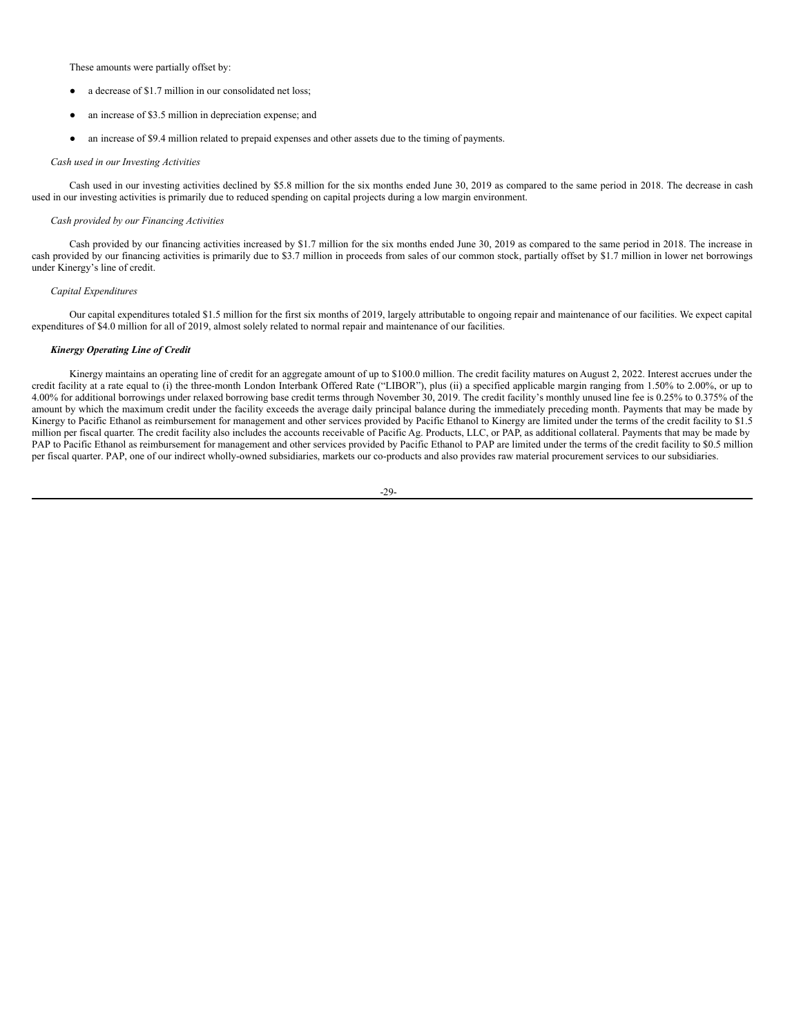These amounts were partially offset by:

- a decrease of $1.7 million in our consolidated net loss;
- an increase of $3.5 million in depreciation expense; and
- an increase of $9.4 million related to prepaid expenses and other assets due to the timing of payments.

*Cash used in our Investing Activities*

Cash used in our investing activities declined by $5.8 million for the six months ended June 30, 2019 as compared to the same period in 2018. The decrease in cash used in our investing activities is primarily due to reduced spending on capital projects during a low margin environment.

*Cash provided by our Financing Activities*

Cash provided by our financing activities increased by $1.7 million for the six months ended June 30, 2019 as compared to the same period in 2018. The increase in cash provided by our financing activities is primarily due to $3.7 million in proceeds from sales of our common stock, partially offset by $1.7 million in lower net borrowings under Kinergy's line of credit.

*Capital Expenditures*

Our capital expenditures totaled $1.5 million for the first six months of 2019, largely attributable to ongoing repair and maintenance of our facilities. We expect capital expenditures of $4.0 million for all of 2019, almost solely related to normal repair and maintenance of our facilities.

***Kinergy Operating Line of Credit***

Kinergy maintains an operating line of credit for an aggregate amount of up to $100.0 million. The credit facility matures on August 2, 2022. Interest accrues under the credit facility at a rate equal to (i) the three-month London Interbank Offered Rate ("LIBOR"), plus (ii) a specified applicable margin ranging from 1.50% to 2.00%, or up to 4.00% for additional borrowings under relaxed borrowing base credit terms through November 30, 2019. The credit facility's monthly unused line fee is 0.25% to 0.375% of the amount by which the maximum credit under the facility exceeds the average daily principal balance during the immediately preceding month. Payments that may be made by Kinergy to Pacific Ethanol as reimbursement for management and other services provided by Pacific Ethanol to Kinergy are limited under the terms of the credit facility to $1.5 million per fiscal quarter. The credit facility also includes the accounts receivable of Pacific Ag. Products, LLC, or PAP, as additional collateral. Payments that may be made by PAP to Pacific Ethanol as reimbursement for management and other services provided by Pacific Ethanol to PAP are limited under the terms of the credit facility to $0.5 million per fiscal quarter. PAP, one of our indirect wholly-owned subsidiaries, markets our co-products and also provides raw material procurement services to our subsidiaries.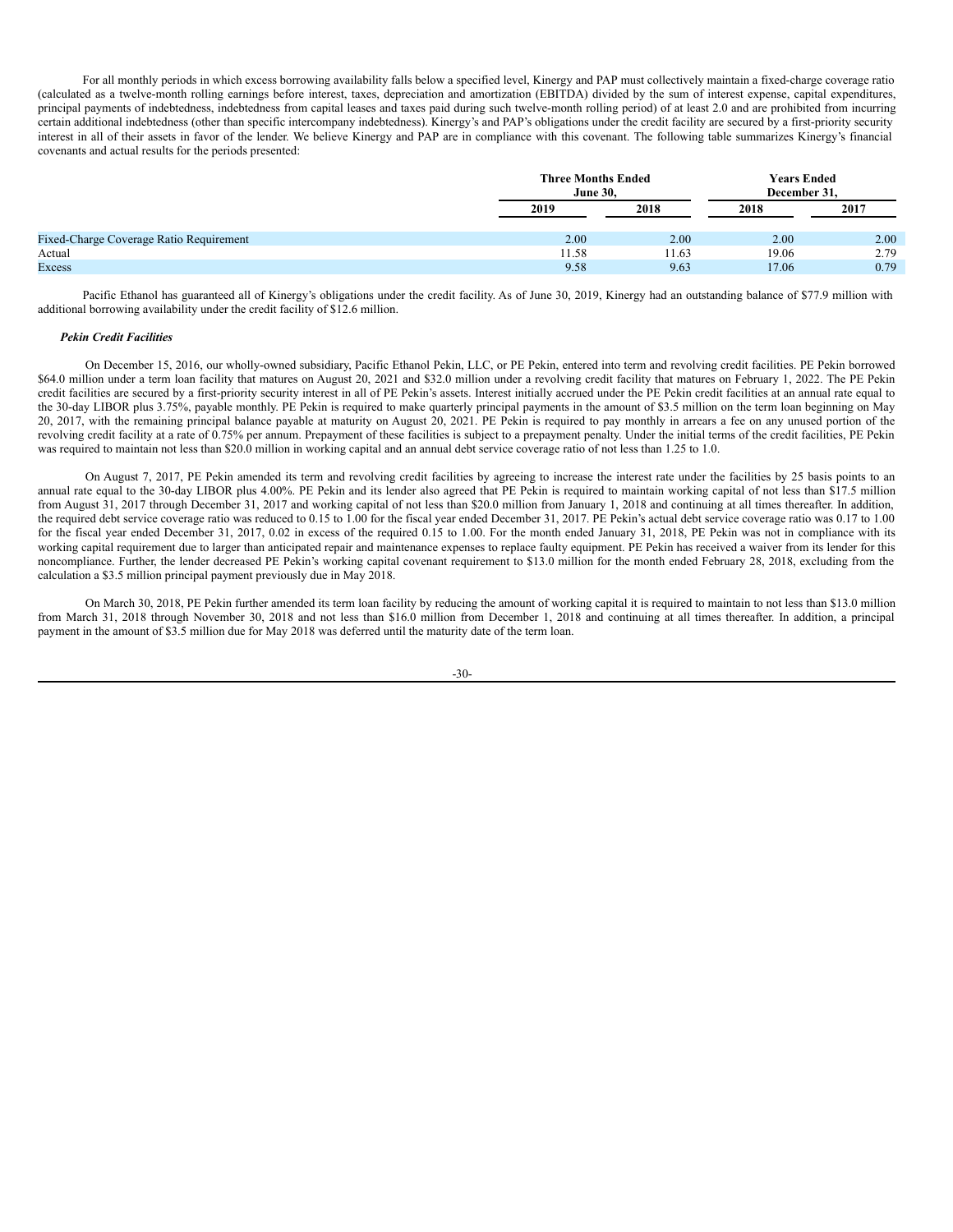For all monthly periods in which excess borrowing availability falls below a specified level, Kinergy and PAP must collectively maintain a fixed-charge coverage ratio (calculated as a twelve-month rolling earnings before interest, taxes, depreciation and amortization (EBITDA) divided by the sum of interest expense, capital expenditures, principal payments of indebtedness, indebtedness from capital leases and taxes paid during such twelve-month rolling period) of at least 2.0 and are prohibited from incurring certain additional indebtedness (other than specific intercompany indebtedness). Kinergy's and PAP's obligations under the credit facility are secured by a first-priority security interest in all of their assets in favor of the lender. We believe Kinergy and PAP are in compliance with this covenant. The following table summarizes Kinergy's financial covenants and actual results for the periods presented:

| | Three Months Ended June 30, | | Years Ended December 31, | |
|---|---|---|---|---|
| | 2019 | 2018 | 2018 | 2017 |
| Fixed-Charge Coverage Ratio Requirement | 2.00 | 2.00 | 2.00 | 2.00 |
| Actual | 11.58 | 11.63 | 19.06 | 2.79 |
| Excess | 9.58 | 9.63 | 17.06 | 0.79 |

Pacific Ethanol has guaranteed all of Kinergy's obligations under the credit facility. As of June 30, 2019, Kinergy had an outstanding balance of $77.9 million with additional borrowing availability under the credit facility of $12.6 million.

***Pekin Credit Facilities***

On December 15, 2016, our wholly-owned subsidiary, Pacific Ethanol Pekin, LLC, or PE Pekin, entered into term and revolving credit facilities. PE Pekin borrowed $64.0 million under a term loan facility that matures on August 20, 2021 and $32.0 million under a revolving credit facility that matures on February 1, 2022. The PE Pekin credit facilities are secured by a first-priority security interest in all of PE Pekin's assets. Interest initially accrued under the PE Pekin credit facilities at an annual rate equal to the 30-day LIBOR plus 3.75%, payable monthly. PE Pekin is required to make quarterly principal payments in the amount of $3.5 million on the term loan beginning on May 20, 2017, with the remaining principal balance payable at maturity on August 20, 2021. PE Pekin is required to pay monthly in arrears a fee on any unused portion of the revolving credit facility at a rate of 0.75% per annum. Prepayment of these facilities is subject to a prepayment penalty. Under the initial terms of the credit facilities, PE Pekin was required to maintain not less than $20.0 million in working capital and an annual debt service coverage ratio of not less than 1.25 to 1.0.

On August 7, 2017, PE Pekin amended its term and revolving credit facilities by agreeing to increase the interest rate under the facilities by 25 basis points to an annual rate equal to the 30-day LIBOR plus 4.00%. PE Pekin and its lender also agreed that PE Pekin is required to maintain working capital of not less than $17.5 million from August 31, 2017 through December 31, 2017 and working capital of not less than $20.0 million from January 1, 2018 and continuing at all times thereafter. In addition, the required debt service coverage ratio was reduced to 0.15 to 1.00 for the fiscal year ended December 31, 2017. PE Pekin's actual debt service coverage ratio was 0.17 to 1.00 for the fiscal year ended December 31, 2017, 0.02 in excess of the required 0.15 to 1.00. For the month ended January 31, 2018, PE Pekin was not in compliance with its working capital requirement due to larger than anticipated repair and maintenance expenses to replace faulty equipment. PE Pekin has received a waiver from its lender for this noncompliance. Further, the lender decreased PE Pekin's working capital covenant requirement to $13.0 million for the month ended February 28, 2018, excluding from the calculation a $3.5 million principal payment previously due in May 2018.

On March 30, 2018, PE Pekin further amended its term loan facility by reducing the amount of working capital it is required to maintain to not less than $13.0 million from March 31, 2018 through November 30, 2018 and not less than $16.0 million from December 1, 2018 and continuing at all times thereafter. In addition, a principal payment in the amount of $3.5 million due for May 2018 was deferred until the maturity date of the term loan.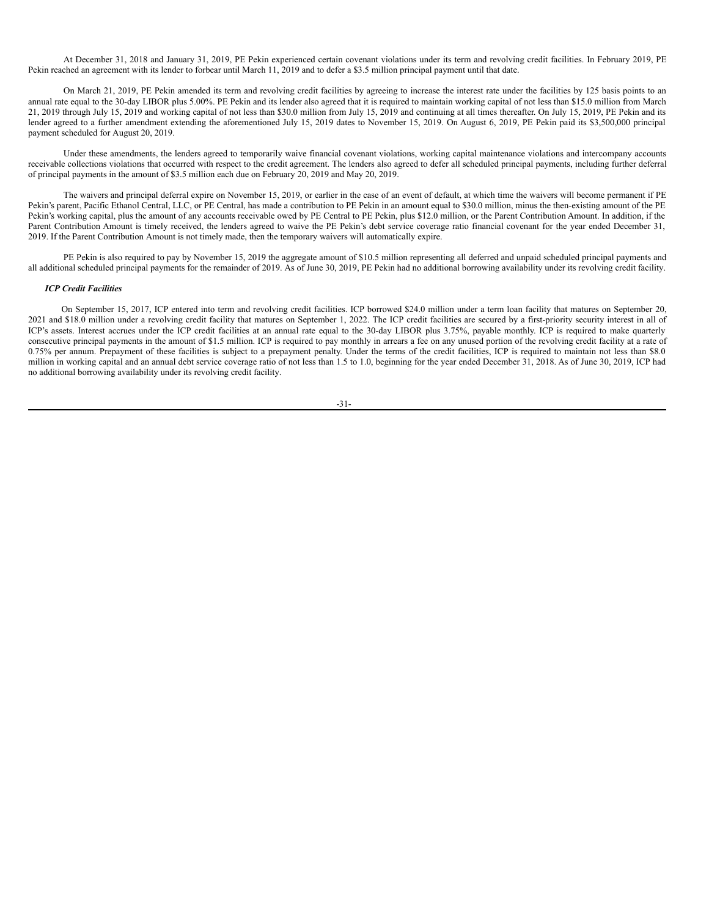At December 31, 2018 and January 31, 2019, PE Pekin experienced certain covenant violations under its term and revolving credit facilities. In February 2019, PE Pekin reached an agreement with its lender to forbear until March 11, 2019 and to defer a $3.5 million principal payment until that date.

On March 21, 2019, PE Pekin amended its term and revolving credit facilities by agreeing to increase the interest rate under the facilities by 125 basis points to an annual rate equal to the 30-day LIBOR plus 5.00%. PE Pekin and its lender also agreed that it is required to maintain working capital of not less than $15.0 million from March 21, 2019 through July 15, 2019 and working capital of not less than $30.0 million from July 15, 2019 and continuing at all times thereafter. On July 15, 2019, PE Pekin and its lender agreed to a further amendment extending the aforementioned July 15, 2019 dates to November 15, 2019. On August 6, 2019, PE Pekin paid its $3,500,000 principal payment scheduled for August 20, 2019.

Under these amendments, the lenders agreed to temporarily waive financial covenant violations, working capital maintenance violations and intercompany accounts receivable collections violations that occurred with respect to the credit agreement. The lenders also agreed to defer all scheduled principal payments, including further deferral of principal payments in the amount of $3.5 million each due on February 20, 2019 and May 20, 2019.

The waivers and principal deferral expire on November 15, 2019, or earlier in the case of an event of default, at which time the waivers will become permanent if PE Pekin's parent, Pacific Ethanol Central, LLC, or PE Central, has made a contribution to PE Pekin in an amount equal to $30.0 million, minus the then-existing amount of the PE Pekin's working capital, plus the amount of any accounts receivable owed by PE Central to PE Pekin, plus $12.0 million, or the Parent Contribution Amount. In addition, if the Parent Contribution Amount is timely received, the lenders agreed to waive the PE Pekin's debt service coverage ratio financial covenant for the year ended December 31, 2019. If the Parent Contribution Amount is not timely made, then the temporary waivers will automatically expire.

PE Pekin is also required to pay by November 15, 2019 the aggregate amount of $10.5 million representing all deferred and unpaid scheduled principal payments and all additional scheduled principal payments for the remainder of 2019. As of June 30, 2019, PE Pekin had no additional borrowing availability under its revolving credit facility.

***ICP Credit Facilities***

On September 15, 2017, ICP entered into term and revolving credit facilities. ICP borrowed $24.0 million under a term loan facility that matures on September 20, 2021 and $18.0 million under a revolving credit facility that matures on September 1, 2022. The ICP credit facilities are secured by a first-priority security interest in all of ICP's assets. Interest accrues under the ICP credit facilities at an annual rate equal to the 30-day LIBOR plus 3.75%, payable monthly. ICP is required to make quarterly consecutive principal payments in the amount of $1.5 million. ICP is required to pay monthly in arrears a fee on any unused portion of the revolving credit facility at a rate of 0.75% per annum. Prepayment of these facilities is subject to a prepayment penalty. Under the terms of the credit facilities, ICP is required to maintain not less than $8.0 million in working capital and an annual debt service coverage ratio of not less than 1.5 to 1.0, beginning for the year ended December 31, 2018. As of June 30, 2019, ICP had no additional borrowing availability under its revolving credit facility.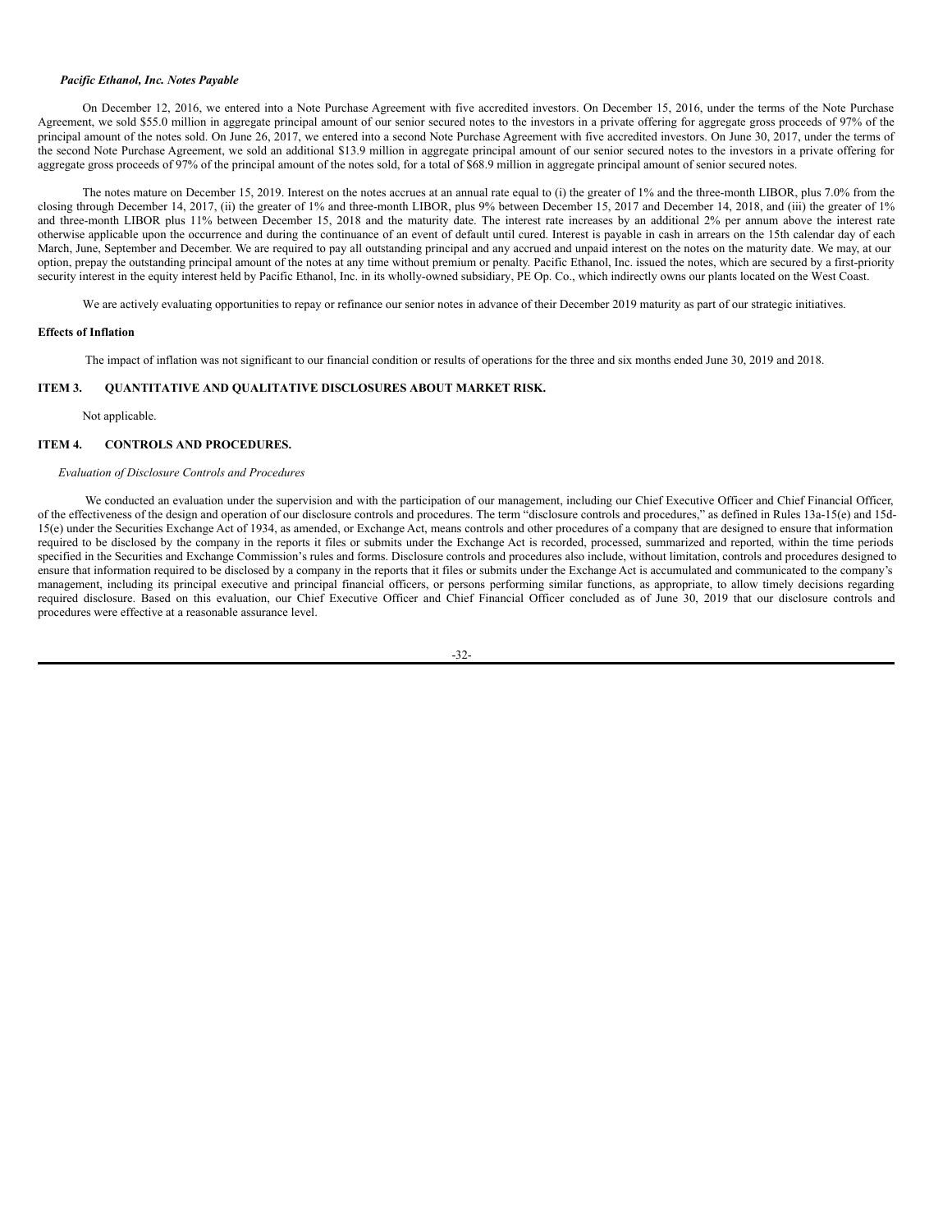*Pacific Ethanol, Inc. Notes Payable*

On December 12, 2016, we entered into a Note Purchase Agreement with five accredited investors. On December 15, 2016, under the terms of the Note Purchase Agreement, we sold $55.0 million in aggregate principal amount of our senior secured notes to the investors in a private offering for aggregate gross proceeds of 97% of the principal amount of the notes sold. On June 26, 2017, we entered into a second Note Purchase Agreement with five accredited investors. On June 30, 2017, under the terms of the second Note Purchase Agreement, we sold an additional $13.9 million in aggregate principal amount of our senior secured notes to the investors in a private offering for aggregate gross proceeds of 97% of the principal amount of the notes sold, for a total of $68.9 million in aggregate principal amount of senior secured notes.

The notes mature on December 15, 2019. Interest on the notes accrues at an annual rate equal to (i) the greater of 1% and the three-month LIBOR, plus 7.0% from the closing through December 14, 2017, (ii) the greater of 1% and three-month LIBOR, plus 9% between December 15, 2017 and December 14, 2018, and (iii) the greater of 1% and three-month LIBOR plus 11% between December 15, 2018 and the maturity date. The interest rate increases by an additional 2% per annum above the interest rate otherwise applicable upon the occurrence and during the continuance of an event of default until cured. Interest is payable in cash in arrears on the 15th calendar day of each March, June, September and December. We are required to pay all outstanding principal and any accrued and unpaid interest on the notes on the maturity date. We may, at our option, prepay the outstanding principal amount of the notes at any time without premium or penalty. Pacific Ethanol, Inc. issued the notes, which are secured by a first-priority security interest in the equity interest held by Pacific Ethanol, Inc. in its wholly-owned subsidiary, PE Op. Co., which indirectly owns our plants located on the West Coast.

We are actively evaluating opportunities to repay or refinance our senior notes in advance of their December 2019 maturity as part of our strategic initiatives.

**Effects of Inflation**

The impact of inflation was not significant to our financial condition or results of operations for the three and six months ended June 30, 2019 and 2018.

## ITEM 3. QUANTITATIVE AND QUALITATIVE DISCLOSURES ABOUT MARKET RISK.

Not applicable.

## ITEM 4. CONTROLS AND PROCEDURES.

*Evaluation of Disclosure Controls and Procedures*

We conducted an evaluation under the supervision and with the participation of our management, including our Chief Executive Officer and Chief Financial Officer, of the effectiveness of the design and operation of our disclosure controls and procedures. The term "disclosure controls and procedures," as defined in Rules 13a-15(e) and 15d-15(e) under the Securities Exchange Act of 1934, as amended, or Exchange Act, means controls and other procedures of a company that are designed to ensure that information required to be disclosed by the company in the reports it files or submits under the Exchange Act is recorded, processed, summarized and reported, within the time periods specified in the Securities and Exchange Commission's rules and forms. Disclosure controls and procedures also include, without limitation, controls and procedures designed to ensure that information required to be disclosed by a company in the reports that it files or submits under the Exchange Act is accumulated and communicated to the company's management, including its principal executive and principal financial officers, or persons performing similar functions, as appropriate, to allow timely decisions regarding required disclosure. Based on this evaluation, our Chief Executive Officer and Chief Financial Officer concluded as of June 30, 2019 that our disclosure controls and procedures were effective at a reasonable assurance level.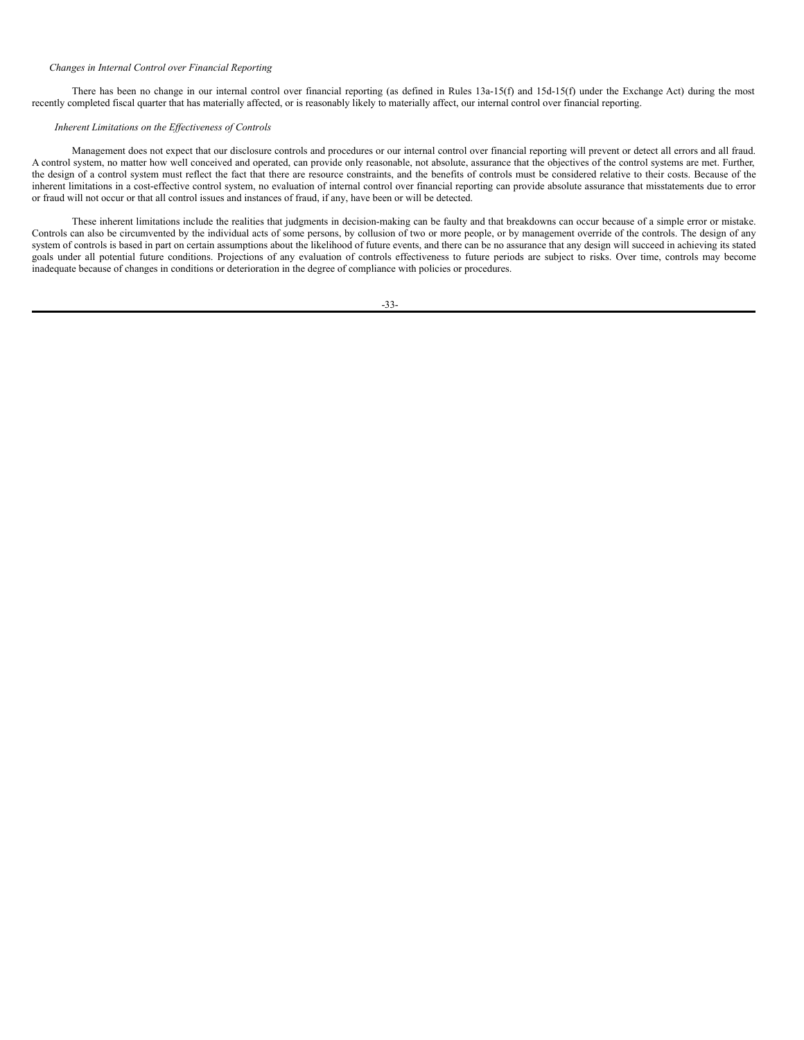*Changes in Internal Control over Financial Reporting*

There has been no change in our internal control over financial reporting (as defined in Rules 13a-15(f) and 15d-15(f) under the Exchange Act) during the most recently completed fiscal quarter that has materially affected, or is reasonably likely to materially affect, our internal control over financial reporting.

*Inherent Limitations on the Effectiveness of Controls*

Management does not expect that our disclosure controls and procedures or our internal control over financial reporting will prevent or detect all errors and all fraud. A control system, no matter how well conceived and operated, can provide only reasonable, not absolute, assurance that the objectives of the control systems are met. Further, the design of a control system must reflect the fact that there are resource constraints, and the benefits of controls must be considered relative to their costs. Because of the inherent limitations in a cost-effective control system, no evaluation of internal control over financial reporting can provide absolute assurance that misstatements due to error or fraud will not occur or that all control issues and instances of fraud, if any, have been or will be detected.

These inherent limitations include the realities that judgments in decision-making can be faulty and that breakdowns can occur because of a simple error or mistake. Controls can also be circumvented by the individual acts of some persons, by collusion of two or more people, or by management override of the controls. The design of any system of controls is based in part on certain assumptions about the likelihood of future events, and there can be no assurance that any design will succeed in achieving its stated goals under all potential future conditions. Projections of any evaluation of controls effectiveness to future periods are subject to risks. Over time, controls may become inadequate because of changes in conditions or deterioration in the degree of compliance with policies or procedures.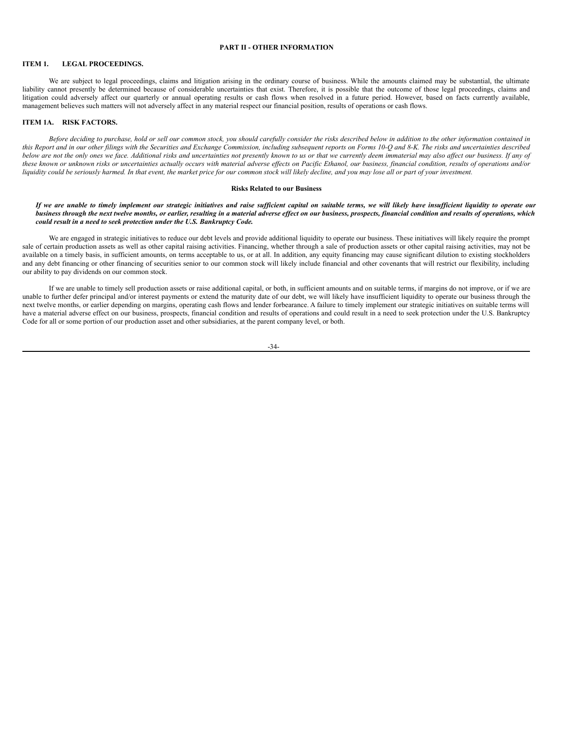## PART II - OTHER INFORMATION

### ITEM 1. LEGAL PROCEEDINGS.

We are subject to legal proceedings, claims and litigation arising in the ordinary course of business. While the amounts claimed may be substantial, the ultimate liability cannot presently be determined because of considerable uncertainties that exist. Therefore, it is possible that the outcome of those legal proceedings, claims and litigation could adversely affect our quarterly or annual operating results or cash flows when resolved in a future period. However, based on facts currently available, management believes such matters will not adversely affect in any material respect our financial position, results of operations or cash flows.

### ITEM 1A. RISK FACTORS.

*Before deciding to purchase, hold or sell our common stock, you should carefully consider the risks described below in addition to the other information contained in this Report and in our other filings with the Securities and Exchange Commission, including subsequent reports on Forms 10-Q and 8-K. The risks and uncertainties described below are not the only ones we face. Additional risks and uncertainties not presently known to us or that we currently deem immaterial may also affect our business. If any of these known or unknown risks or uncertainties actually occurs with material adverse effects on Pacific Ethanol, our business, financial condition, results of operations and/or liquidity could be seriously harmed. In that event, the market price for our common stock will likely decline, and you may lose all or part of your investment.*

#### Risks Related to our Business

***If we are unable to timely implement our strategic initiatives and raise sufficient capital on suitable terms, we will likely have insufficient liquidity to operate our business through the next twelve months, or earlier, resulting in a material adverse effect on our business, prospects, financial condition and results of operations, which could result in a need to seek protection under the U.S. Bankruptcy Code.***

We are engaged in strategic initiatives to reduce our debt levels and provide additional liquidity to operate our business. These initiatives will likely require the prompt sale of certain production assets as well as other capital raising activities. Financing, whether through a sale of production assets or other capital raising activities, may not be available on a timely basis, in sufficient amounts, on terms acceptable to us, or at all. In addition, any equity financing may cause significant dilution to existing stockholders and any debt financing or other financing of securities senior to our common stock will likely include financial and other covenants that will restrict our flexibility, including our ability to pay dividends on our common stock.

If we are unable to timely sell production assets or raise additional capital, or both, in sufficient amounts and on suitable terms, if margins do not improve, or if we are unable to further defer principal and/or interest payments or extend the maturity date of our debt, we will likely have insufficient liquidity to operate our business through the next twelve months, or earlier depending on margins, operating cash flows and lender forbearance. A failure to timely implement our strategic initiatives on suitable terms will have a material adverse effect on our business, prospects, financial condition and results of operations and could result in a need to seek protection under the U.S. Bankruptcy Code for all or some portion of our production asset and other subsidiaries, at the parent company level, or both.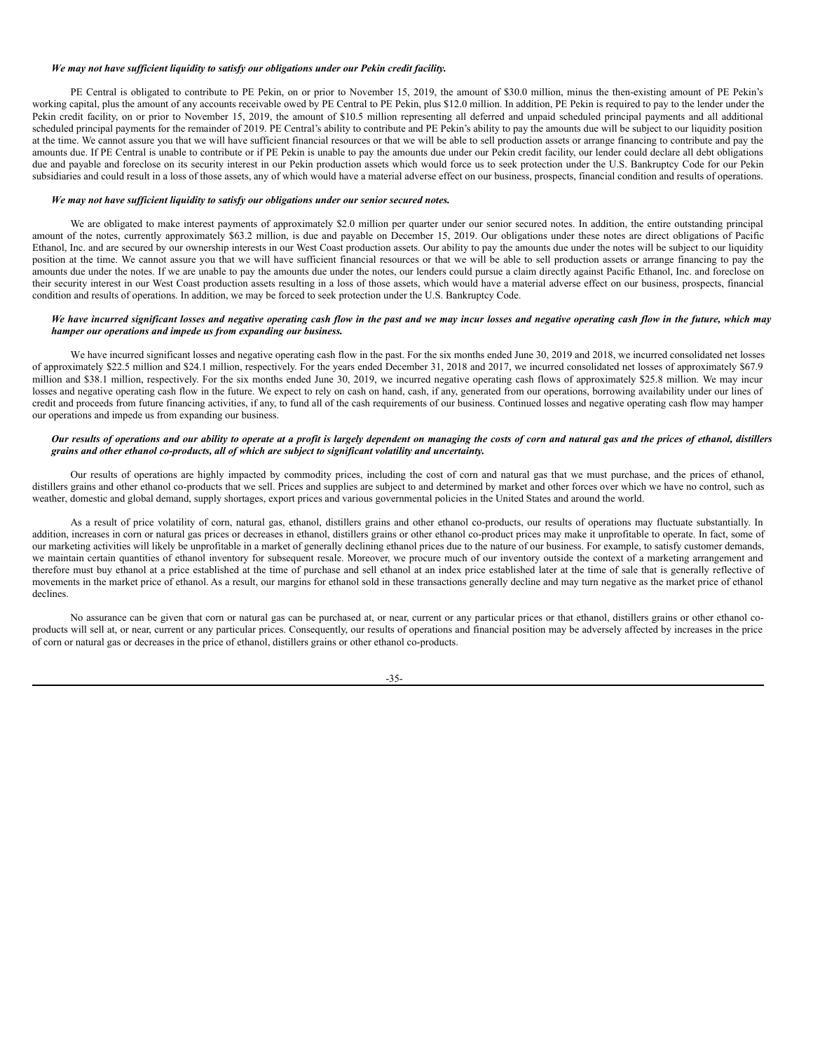***We may not have sufficient liquidity to satisfy our obligations under our Pekin credit facility.***

PE Central is obligated to contribute to PE Pekin, on or prior to November 15, 2019, the amount of $30.0 million, minus the then-existing amount of PE Pekin's working capital, plus the amount of any accounts receivable owed by PE Central to PE Pekin, plus $12.0 million. In addition, PE Pekin is required to pay to the lender under the Pekin credit facility, on or prior to November 15, 2019, the amount of $10.5 million representing all deferred and unpaid scheduled principal payments and all additional scheduled principal payments for the remainder of 2019. PE Central's ability to contribute and PE Pekin's ability to pay the amounts due will be subject to our liquidity position at the time. We cannot assure you that we will have sufficient financial resources or that we will be able to sell production assets or arrange financing to contribute and pay the amounts due. If PE Central is unable to contribute or if PE Pekin is unable to pay the amounts due under our Pekin credit facility, our lender could declare all debt obligations due and payable and foreclose on its security interest in our Pekin production assets which would force us to seek protection under the U.S. Bankruptcy Code for our Pekin subsidiaries and could result in a loss of those assets, any of which would have a material adverse effect on our business, prospects, financial condition and results of operations.

***We may not have sufficient liquidity to satisfy our obligations under our senior secured notes.***

We are obligated to make interest payments of approximately $2.0 million per quarter under our senior secured notes. In addition, the entire outstanding principal amount of the notes, currently approximately $63.2 million, is due and payable on December 15, 2019. Our obligations under these notes are direct obligations of Pacific Ethanol, Inc. and are secured by our ownership interests in our West Coast production assets. Our ability to pay the amounts due under the notes will be subject to our liquidity position at the time. We cannot assure you that we will have sufficient financial resources or that we will be able to sell production assets or arrange financing to pay the amounts due under the notes. If we are unable to pay the amounts due under the notes, our lenders could pursue a claim directly against Pacific Ethanol, Inc. and foreclose on their security interest in our West Coast production assets resulting in a loss of those assets, which would have a material adverse effect on our business, prospects, financial condition and results of operations. In addition, we may be forced to seek protection under the U.S. Bankruptcy Code.

***We have incurred significant losses and negative operating cash flow in the past and we may incur losses and negative operating cash flow in the future, which may hamper our operations and impede us from expanding our business.***

We have incurred significant losses and negative operating cash flow in the past. For the six months ended June 30, 2019 and 2018, we incurred consolidated net losses of approximately $22.5 million and $24.1 million, respectively. For the years ended December 31, 2018 and 2017, we incurred consolidated net losses of approximately $67.9 million and $38.1 million, respectively. For the six months ended June 30, 2019, we incurred negative operating cash flows of approximately $25.8 million. We may incur losses and negative operating cash flow in the future. We expect to rely on cash on hand, cash, if any, generated from our operations, borrowing availability under our lines of credit and proceeds from future financing activities, if any, to fund all of the cash requirements of our business. Continued losses and negative operating cash flow may hamper our operations and impede us from expanding our business.

***Our results of operations and our ability to operate at a profit is largely dependent on managing the costs of corn and natural gas and the prices of ethanol, distillers grains and other ethanol co-products, all of which are subject to significant volatility and uncertainty.***

Our results of operations are highly impacted by commodity prices, including the cost of corn and natural gas that we must purchase, and the prices of ethanol, distillers grains and other ethanol co-products that we sell. Prices and supplies are subject to and determined by market and other forces over which we have no control, such as weather, domestic and global demand, supply shortages, export prices and various governmental policies in the United States and around the world.

As a result of price volatility of corn, natural gas, ethanol, distillers grains and other ethanol co-products, our results of operations may fluctuate substantially. In addition, increases in corn or natural gas prices or decreases in ethanol, distillers grains or other ethanol co-product prices may make it unprofitable to operate. In fact, some of our marketing activities will likely be unprofitable in a market of generally declining ethanol prices due to the nature of our business. For example, to satisfy customer demands, we maintain certain quantities of ethanol inventory for subsequent resale. Moreover, we procure much of our inventory outside the context of a marketing arrangement and therefore must buy ethanol at a price established at the time of purchase and sell ethanol at an index price established later at the time of sale that is generally reflective of movements in the market price of ethanol. As a result, our margins for ethanol sold in these transactions generally decline and may turn negative as the market price of ethanol declines.

No assurance can be given that corn or natural gas can be purchased at, or near, current or any particular prices or that ethanol, distillers grains or other ethanol co-products will sell at, or near, current or any particular prices. Consequently, our results of operations and financial position may be adversely affected by increases in the price of corn or natural gas or decreases in the price of ethanol, distillers grains or other ethanol co-products.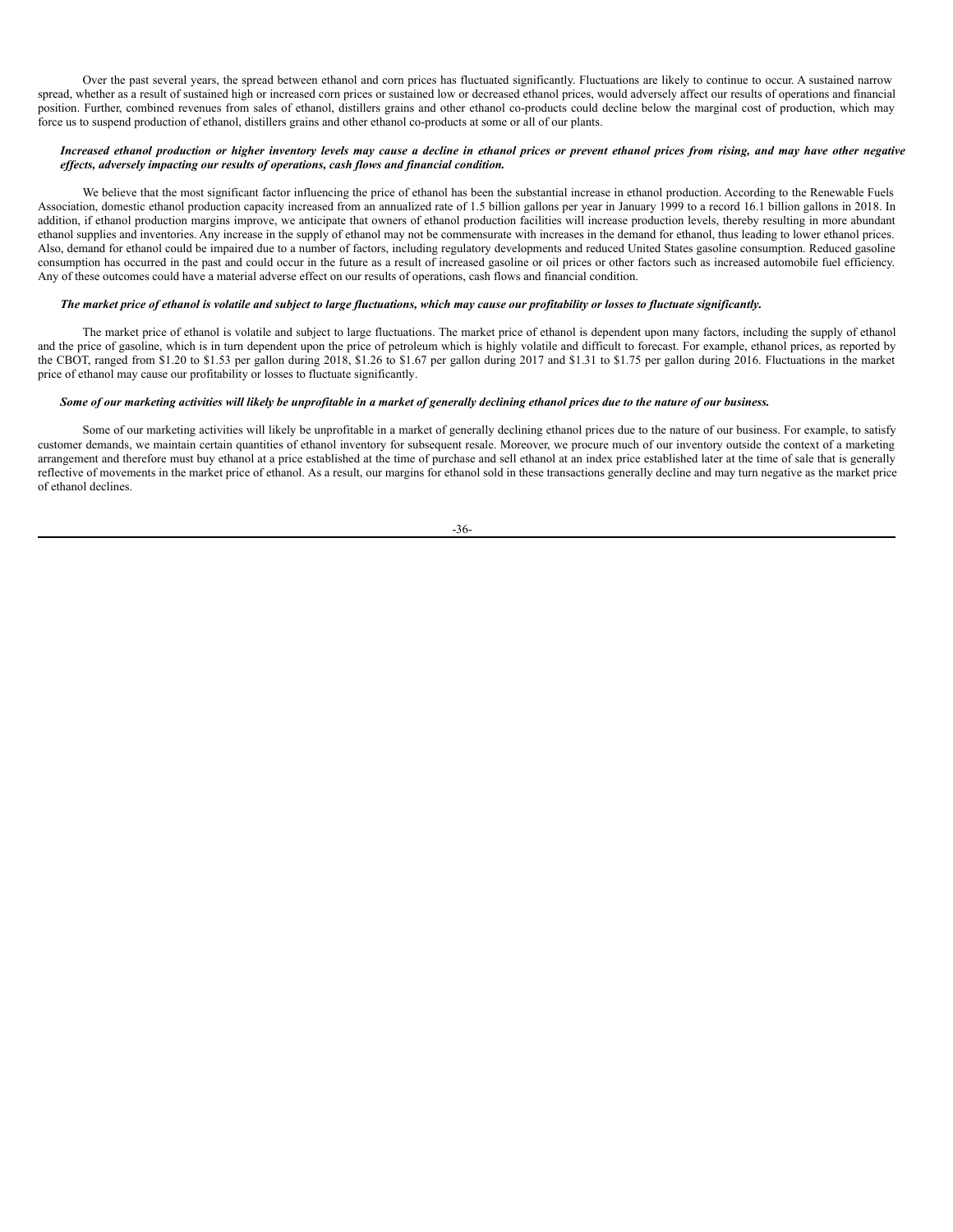Over the past several years, the spread between ethanol and corn prices has fluctuated significantly. Fluctuations are likely to continue to occur. A sustained narrow spread, whether as a result of sustained high or increased corn prices or sustained low or decreased ethanol prices, would adversely affect our results of operations and financial position. Further, combined revenues from sales of ethanol, distillers grains and other ethanol co-products could decline below the marginal cost of production, which may force us to suspend production of ethanol, distillers grains and other ethanol co-products at some or all of our plants.

***Increased ethanol production or higher inventory levels may cause a decline in ethanol prices or prevent ethanol prices from rising, and may have other negative effects, adversely impacting our results of operations, cash flows and financial condition.***

We believe that the most significant factor influencing the price of ethanol has been the substantial increase in ethanol production. According to the Renewable Fuels Association, domestic ethanol production capacity increased from an annualized rate of 1.5 billion gallons per year in January 1999 to a record 16.1 billion gallons in 2018. In addition, if ethanol production margins improve, we anticipate that owners of ethanol production facilities will increase production levels, thereby resulting in more abundant ethanol supplies and inventories. Any increase in the supply of ethanol may not be commensurate with increases in the demand for ethanol, thus leading to lower ethanol prices. Also, demand for ethanol could be impaired due to a number of factors, including regulatory developments and reduced United States gasoline consumption. Reduced gasoline consumption has occurred in the past and could occur in the future as a result of increased gasoline or oil prices or other factors such as increased automobile fuel efficiency. Any of these outcomes could have a material adverse effect on our results of operations, cash flows and financial condition.

***The market price of ethanol is volatile and subject to large fluctuations, which may cause our profitability or losses to fluctuate significantly.***

The market price of ethanol is volatile and subject to large fluctuations. The market price of ethanol is dependent upon many factors, including the supply of ethanol and the price of gasoline, which is in turn dependent upon the price of petroleum which is highly volatile and difficult to forecast. For example, ethanol prices, as reported by the CBOT, ranged from $1.20 to $1.53 per gallon during 2018, $1.26 to $1.67 per gallon during 2017 and $1.31 to $1.75 per gallon during 2016. Fluctuations in the market price of ethanol may cause our profitability or losses to fluctuate significantly.

***Some of our marketing activities will likely be unprofitable in a market of generally declining ethanol prices due to the nature of our business.***

Some of our marketing activities will likely be unprofitable in a market of generally declining ethanol prices due to the nature of our business. For example, to satisfy customer demands, we maintain certain quantities of ethanol inventory for subsequent resale. Moreover, we procure much of our inventory outside the context of a marketing arrangement and therefore must buy ethanol at a price established at the time of purchase and sell ethanol at an index price established later at the time of sale that is generally reflective of movements in the market price of ethanol. As a result, our margins for ethanol sold in these transactions generally decline and may turn negative as the market price of ethanol declines.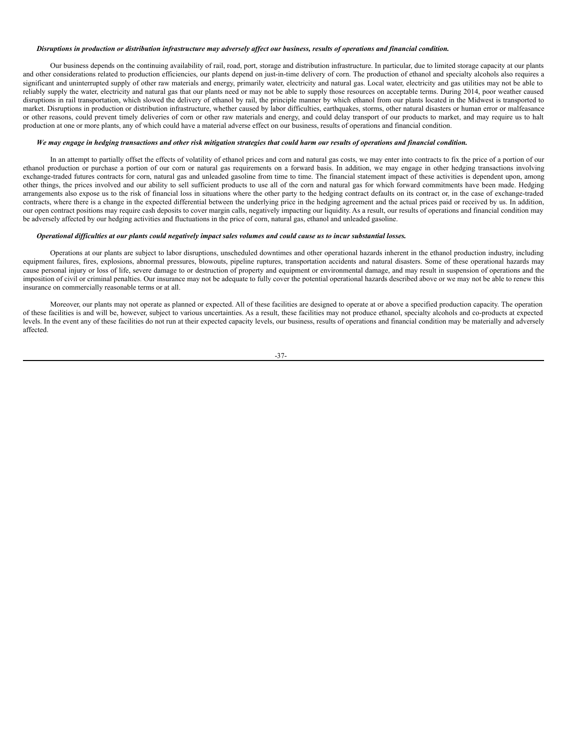***Disruptions in production or distribution infrastructure may adversely affect our business, results of operations and financial condition.***

Our business depends on the continuing availability of rail, road, port, storage and distribution infrastructure. In particular, due to limited storage capacity at our plants and other considerations related to production efficiencies, our plants depend on just-in-time delivery of corn. The production of ethanol and specialty alcohols also requires a significant and uninterrupted supply of other raw materials and energy, primarily water, electricity and natural gas. Local water, electricity and gas utilities may not be able to reliably supply the water, electricity and natural gas that our plants need or may not be able to supply those resources on acceptable terms. During 2014, poor weather caused disruptions in rail transportation, which slowed the delivery of ethanol by rail, the principle manner by which ethanol from our plants located in the Midwest is transported to market. Disruptions in production or distribution infrastructure, whether caused by labor difficulties, earthquakes, storms, other natural disasters or human error or malfeasance or other reasons, could prevent timely deliveries of corn or other raw materials and energy, and could delay transport of our products to market, and may require us to halt production at one or more plants, any of which could have a material adverse effect on our business, results of operations and financial condition.

***We may engage in hedging transactions and other risk mitigation strategies that could harm our results of operations and financial condition.***

In an attempt to partially offset the effects of volatility of ethanol prices and corn and natural gas costs, we may enter into contracts to fix the price of a portion of our ethanol production or purchase a portion of our corn or natural gas requirements on a forward basis. In addition, we may engage in other hedging transactions involving exchange-traded futures contracts for corn, natural gas and unleaded gasoline from time to time. The financial statement impact of these activities is dependent upon, among other things, the prices involved and our ability to sell sufficient products to use all of the corn and natural gas for which forward commitments have been made. Hedging arrangements also expose us to the risk of financial loss in situations where the other party to the hedging contract defaults on its contract or, in the case of exchange-traded contracts, where there is a change in the expected differential between the underlying price in the hedging agreement and the actual prices paid or received by us. In addition, our open contract positions may require cash deposits to cover margin calls, negatively impacting our liquidity. As a result, our results of operations and financial condition may be adversely affected by our hedging activities and fluctuations in the price of corn, natural gas, ethanol and unleaded gasoline.

***Operational difficulties at our plants could negatively impact sales volumes and could cause us to incur substantial losses.***

Operations at our plants are subject to labor disruptions, unscheduled downtimes and other operational hazards inherent in the ethanol production industry, including equipment failures, fires, explosions, abnormal pressures, blowouts, pipeline ruptures, transportation accidents and natural disasters. Some of these operational hazards may cause personal injury or loss of life, severe damage to or destruction of property and equipment or environmental damage, and may result in suspension of operations and the imposition of civil or criminal penalties. Our insurance may not be adequate to fully cover the potential operational hazards described above or we may not be able to renew this insurance on commercially reasonable terms or at all.

Moreover, our plants may not operate as planned or expected. All of these facilities are designed to operate at or above a specified production capacity. The operation of these facilities is and will be, however, subject to various uncertainties. As a result, these facilities may not produce ethanol, specialty alcohols and co-products at expected levels. In the event any of these facilities do not run at their expected capacity levels, our business, results of operations and financial condition may be materially and adversely affected.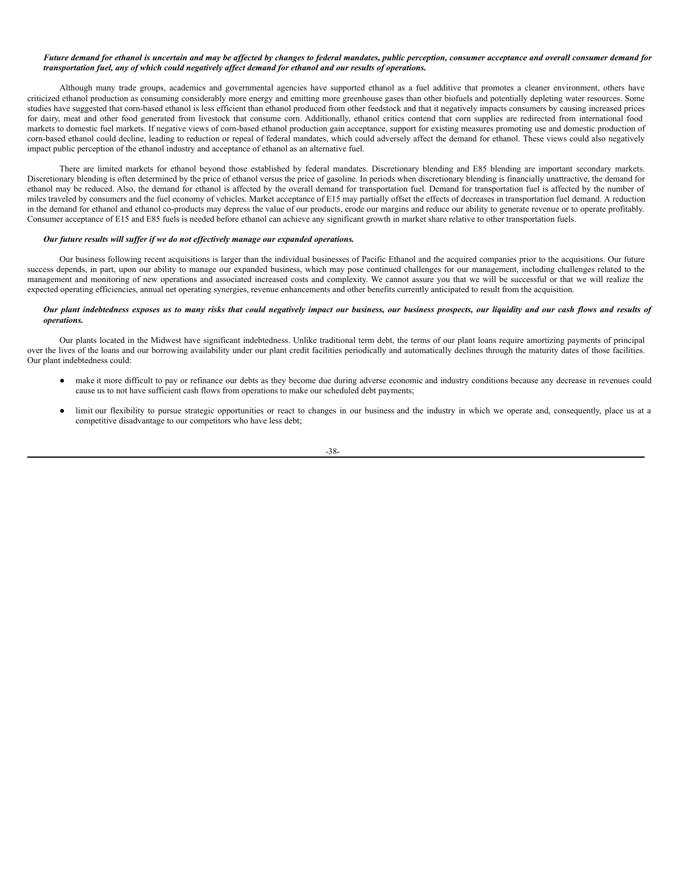***Future demand for ethanol is uncertain and may be affected by changes to federal mandates, public perception, consumer acceptance and overall consumer demand for transportation fuel, any of which could negatively affect demand for ethanol and our results of operations.***

Although many trade groups, academics and governmental agencies have supported ethanol as a fuel additive that promotes a cleaner environment, others have criticized ethanol production as consuming considerably more energy and emitting more greenhouse gases than other biofuels and potentially depleting water resources. Some studies have suggested that corn-based ethanol is less efficient than ethanol produced from other feedstock and that it negatively impacts consumers by causing increased prices for dairy, meat and other food generated from livestock that consume corn. Additionally, ethanol critics contend that corn supplies are redirected from international food markets to domestic fuel markets. If negative views of corn-based ethanol production gain acceptance, support for existing measures promoting use and domestic production of corn-based ethanol could decline, leading to reduction or repeal of federal mandates, which could adversely affect the demand for ethanol. These views could also negatively impact public perception of the ethanol industry and acceptance of ethanol as an alternative fuel.

There are limited markets for ethanol beyond those established by federal mandates. Discretionary blending and E85 blending are important secondary markets. Discretionary blending is often determined by the price of ethanol versus the price of gasoline. In periods when discretionary blending is financially unattractive, the demand for ethanol may be reduced. Also, the demand for ethanol is affected by the overall demand for transportation fuel. Demand for transportation fuel is affected by the number of miles traveled by consumers and the fuel economy of vehicles. Market acceptance of E15 may partially offset the effects of decreases in transportation fuel demand. A reduction in the demand for ethanol and ethanol co-products may depress the value of our products, erode our margins and reduce our ability to generate revenue or to operate profitably. Consumer acceptance of E15 and E85 fuels is needed before ethanol can achieve any significant growth in market share relative to other transportation fuels.

***Our future results will suffer if we do not effectively manage our expanded operations.***

Our business following recent acquisitions is larger than the individual businesses of Pacific Ethanol and the acquired companies prior to the acquisitions. Our future success depends, in part, upon our ability to manage our expanded business, which may pose continued challenges for our management, including challenges related to the management and monitoring of new operations and associated increased costs and complexity. We cannot assure you that we will be successful or that we will realize the expected operating efficiencies, annual net operating synergies, revenue enhancements and other benefits currently anticipated to result from the acquisition.

***Our plant indebtedness exposes us to many risks that could negatively impact our business, our business prospects, our liquidity and our cash flows and results of operations.***

Our plants located in the Midwest have significant indebtedness. Unlike traditional term debt, the terms of our plant loans require amortizing payments of principal over the lives of the loans and our borrowing availability under our plant credit facilities periodically and automatically declines through the maturity dates of those facilities. Our plant indebtedness could:

- make it more difficult to pay or refinance our debts as they become due during adverse economic and industry conditions because any decrease in revenues could cause us to not have sufficient cash flows from operations to make our scheduled debt payments;
- limit our flexibility to pursue strategic opportunities or react to changes in our business and the industry in which we operate and, consequently, place us at a competitive disadvantage to our competitors who have less debt;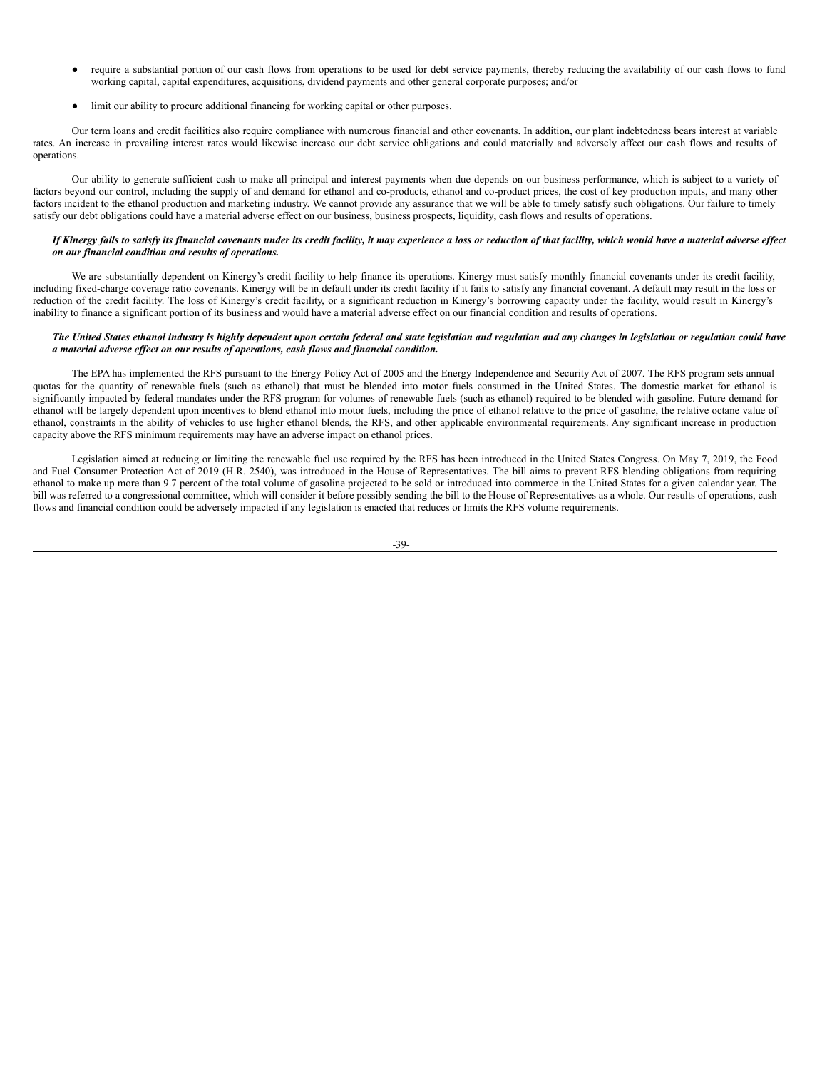- require a substantial portion of our cash flows from operations to be used for debt service payments, thereby reducing the availability of our cash flows to fund working capital, capital expenditures, acquisitions, dividend payments and other general corporate purposes; and/or

- limit our ability to procure additional financing for working capital or other purposes.

Our term loans and credit facilities also require compliance with numerous financial and other covenants. In addition, our plant indebtedness bears interest at variable rates. An increase in prevailing interest rates would likewise increase our debt service obligations and could materially and adversely affect our cash flows and results of operations.

Our ability to generate sufficient cash to make all principal and interest payments when due depends on our business performance, which is subject to a variety of factors beyond our control, including the supply of and demand for ethanol and co-products, ethanol and co-product prices, the cost of key production inputs, and many other factors incident to the ethanol production and marketing industry. We cannot provide any assurance that we will be able to timely satisfy such obligations. Our failure to timely satisfy our debt obligations could have a material adverse effect on our business, business prospects, liquidity, cash flows and results of operations.

***If Kinergy fails to satisfy its financial covenants under its credit facility, it may experience a loss or reduction of that facility, which would have a material adverse effect on our financial condition and results of operations.***

We are substantially dependent on Kinergy's credit facility to help finance its operations. Kinergy must satisfy monthly financial covenants under its credit facility, including fixed-charge coverage ratio covenants. Kinergy will be in default under its credit facility if it fails to satisfy any financial covenant. A default may result in the loss or reduction of the credit facility. The loss of Kinergy's credit facility, or a significant reduction in Kinergy's borrowing capacity under the facility, would result in Kinergy's inability to finance a significant portion of its business and would have a material adverse effect on our financial condition and results of operations.

***The United States ethanol industry is highly dependent upon certain federal and state legislation and regulation and any changes in legislation or regulation could have a material adverse effect on our results of operations, cash flows and financial condition.***

The EPA has implemented the RFS pursuant to the Energy Policy Act of 2005 and the Energy Independence and Security Act of 2007. The RFS program sets annual quotas for the quantity of renewable fuels (such as ethanol) that must be blended into motor fuels consumed in the United States. The domestic market for ethanol is significantly impacted by federal mandates under the RFS program for volumes of renewable fuels (such as ethanol) required to be blended with gasoline. Future demand for ethanol will be largely dependent upon incentives to blend ethanol into motor fuels, including the price of ethanol relative to the price of gasoline, the relative octane value of ethanol, constraints in the ability of vehicles to use higher ethanol blends, the RFS, and other applicable environmental requirements. Any significant increase in production capacity above the RFS minimum requirements may have an adverse impact on ethanol prices.

Legislation aimed at reducing or limiting the renewable fuel use required by the RFS has been introduced in the United States Congress. On May 7, 2019, the Food and Fuel Consumer Protection Act of 2019 (H.R. 2540), was introduced in the House of Representatives. The bill aims to prevent RFS blending obligations from requiring ethanol to make up more than 9.7 percent of the total volume of gasoline projected to be sold or introduced into commerce in the United States for a given calendar year. The bill was referred to a congressional committee, which will consider it before possibly sending the bill to the House of Representatives as a whole. Our results of operations, cash flows and financial condition could be adversely impacted if any legislation is enacted that reduces or limits the RFS volume requirements.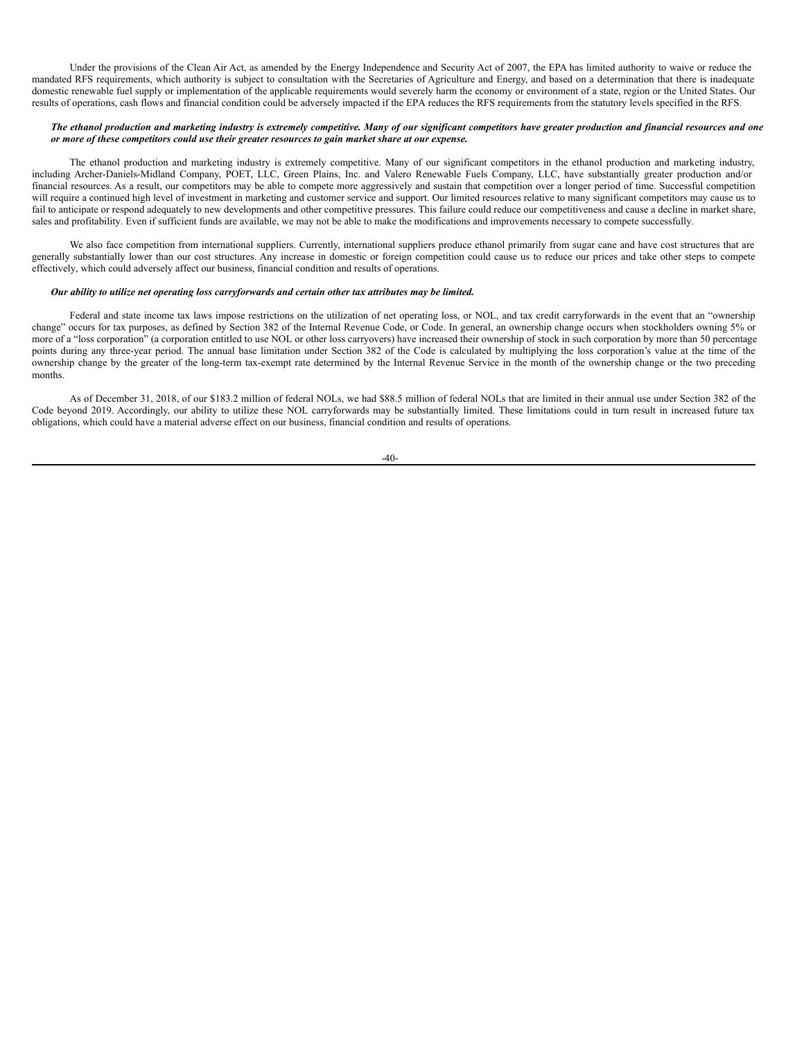Under the provisions of the Clean Air Act, as amended by the Energy Independence and Security Act of 2007, the EPA has limited authority to waive or reduce the mandated RFS requirements, which authority is subject to consultation with the Secretaries of Agriculture and Energy, and based on a determination that there is inadequate domestic renewable fuel supply or implementation of the applicable requirements would severely harm the economy or environment of a state, region or the United States. Our results of operations, cash flows and financial condition could be adversely impacted if the EPA reduces the RFS requirements from the statutory levels specified in the RFS.

***The ethanol production and marketing industry is extremely competitive. Many of our significant competitors have greater production and financial resources and one or more of these competitors could use their greater resources to gain market share at our expense.***

The ethanol production and marketing industry is extremely competitive. Many of our significant competitors in the ethanol production and marketing industry, including Archer-Daniels-Midland Company, POET, LLC, Green Plains, Inc. and Valero Renewable Fuels Company, LLC, have substantially greater production and/or financial resources. As a result, our competitors may be able to compete more aggressively and sustain that competition over a longer period of time. Successful competition will require a continued high level of investment in marketing and customer service and support. Our limited resources relative to many significant competitors may cause us to fail to anticipate or respond adequately to new developments and other competitive pressures. This failure could reduce our competitiveness and cause a decline in market share, sales and profitability. Even if sufficient funds are available, we may not be able to make the modifications and improvements necessary to compete successfully.

We also face competition from international suppliers. Currently, international suppliers produce ethanol primarily from sugar cane and have cost structures that are generally substantially lower than our cost structures. Any increase in domestic or foreign competition could cause us to reduce our prices and take other steps to compete effectively, which could adversely affect our business, financial condition and results of operations.

***Our ability to utilize net operating loss carryforwards and certain other tax attributes may be limited.***

Federal and state income tax laws impose restrictions on the utilization of net operating loss, or NOL, and tax credit carryforwards in the event that an "ownership change" occurs for tax purposes, as defined by Section 382 of the Internal Revenue Code, or Code. In general, an ownership change occurs when stockholders owning 5% or more of a "loss corporation" (a corporation entitled to use NOL or other loss carryovers) have increased their ownership of stock in such corporation by more than 50 percentage points during any three-year period. The annual base limitation under Section 382 of the Code is calculated by multiplying the loss corporation's value at the time of the ownership change by the greater of the long-term tax-exempt rate determined by the Internal Revenue Service in the month of the ownership change or the two preceding months.

As of December 31, 2018, of our $183.2 million of federal NOLs, we had $88.5 million of federal NOLs that are limited in their annual use under Section 382 of the Code beyond 2019. Accordingly, our ability to utilize these NOL carryforwards may be substantially limited. These limitations could in turn result in increased future tax obligations, which could have a material adverse effect on our business, financial condition and results of operations.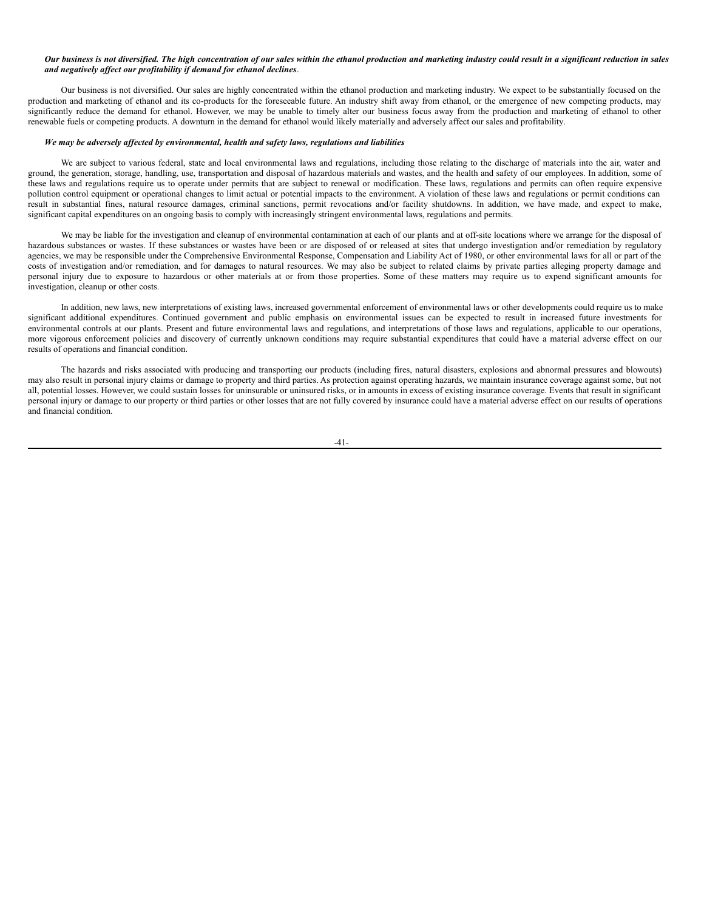***Our business is not diversified. The high concentration of our sales within the ethanol production and marketing industry could result in a significant reduction in sales and negatively affect our profitability if demand for ethanol declines*.**

Our business is not diversified. Our sales are highly concentrated within the ethanol production and marketing industry. We expect to be substantially focused on the production and marketing of ethanol and its co-products for the foreseeable future. An industry shift away from ethanol, or the emergence of new competing products, may significantly reduce the demand for ethanol. However, we may be unable to timely alter our business focus away from the production and marketing of ethanol to other renewable fuels or competing products. A downturn in the demand for ethanol would likely materially and adversely affect our sales and profitability.

***We may be adversely affected by environmental, health and safety laws, regulations and liabilities***

We are subject to various federal, state and local environmental laws and regulations, including those relating to the discharge of materials into the air, water and ground, the generation, storage, handling, use, transportation and disposal of hazardous materials and wastes, and the health and safety of our employees. In addition, some of these laws and regulations require us to operate under permits that are subject to renewal or modification. These laws, regulations and permits can often require expensive pollution control equipment or operational changes to limit actual or potential impacts to the environment. A violation of these laws and regulations or permit conditions can result in substantial fines, natural resource damages, criminal sanctions, permit revocations and/or facility shutdowns. In addition, we have made, and expect to make, significant capital expenditures on an ongoing basis to comply with increasingly stringent environmental laws, regulations and permits.

We may be liable for the investigation and cleanup of environmental contamination at each of our plants and at off-site locations where we arrange for the disposal of hazardous substances or wastes. If these substances or wastes have been or are disposed of or released at sites that undergo investigation and/or remediation by regulatory agencies, we may be responsible under the Comprehensive Environmental Response, Compensation and Liability Act of 1980, or other environmental laws for all or part of the costs of investigation and/or remediation, and for damages to natural resources. We may also be subject to related claims by private parties alleging property damage and personal injury due to exposure to hazardous or other materials at or from those properties. Some of these matters may require us to expend significant amounts for investigation, cleanup or other costs.

In addition, new laws, new interpretations of existing laws, increased governmental enforcement of environmental laws or other developments could require us to make significant additional expenditures. Continued government and public emphasis on environmental issues can be expected to result in increased future investments for environmental controls at our plants. Present and future environmental laws and regulations, and interpretations of those laws and regulations, applicable to our operations, more vigorous enforcement policies and discovery of currently unknown conditions may require substantial expenditures that could have a material adverse effect on our results of operations and financial condition.

The hazards and risks associated with producing and transporting our products (including fires, natural disasters, explosions and abnormal pressures and blowouts) may also result in personal injury claims or damage to property and third parties. As protection against operating hazards, we maintain insurance coverage against some, but not all, potential losses. However, we could sustain losses for uninsurable or uninsured risks, or in amounts in excess of existing insurance coverage. Events that result in significant personal injury or damage to our property or third parties or other losses that are not fully covered by insurance could have a material adverse effect on our results of operations and financial condition.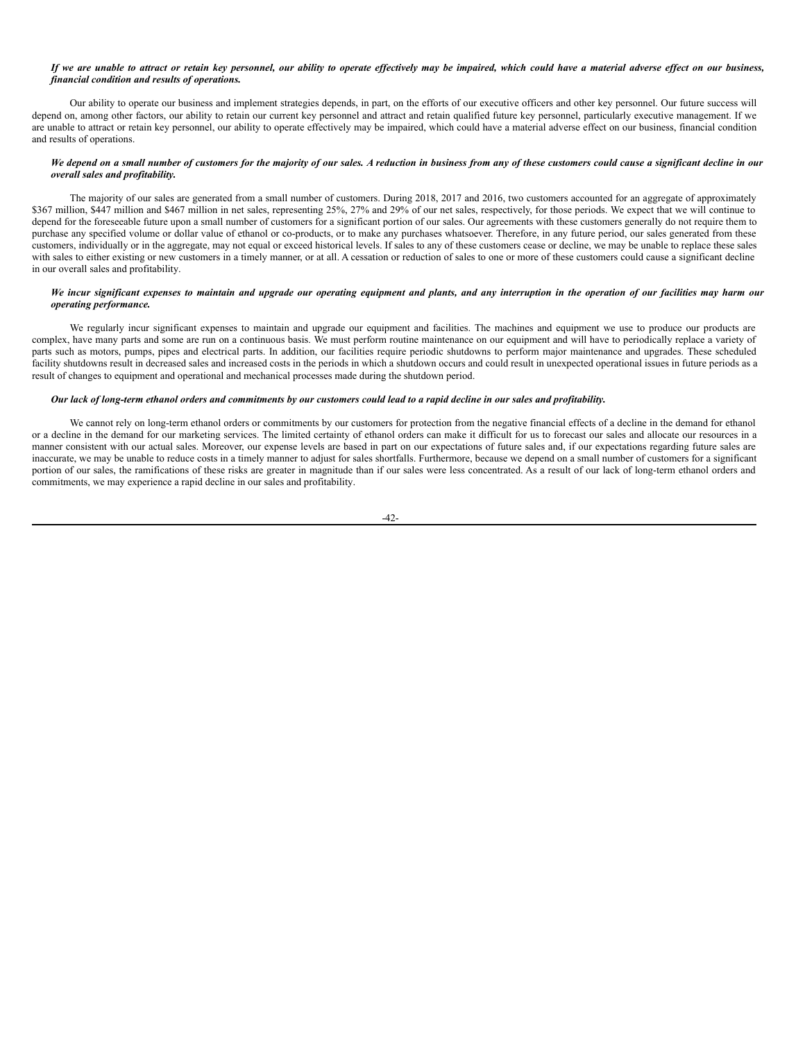***If we are unable to attract or retain key personnel, our ability to operate effectively may be impaired, which could have a material adverse effect on our business, financial condition and results of operations.***

Our ability to operate our business and implement strategies depends, in part, on the efforts of our executive officers and other key personnel. Our future success will depend on, among other factors, our ability to retain our current key personnel and attract and retain qualified future key personnel, particularly executive management. If we are unable to attract or retain key personnel, our ability to operate effectively may be impaired, which could have a material adverse effect on our business, financial condition and results of operations.

***We depend on a small number of customers for the majority of our sales. A reduction in business from any of these customers could cause a significant decline in our overall sales and profitability.***

The majority of our sales are generated from a small number of customers. During 2018, 2017 and 2016, two customers accounted for an aggregate of approximately $367 million, $447 million and $467 million in net sales, representing 25%, 27% and 29% of our net sales, respectively, for those periods. We expect that we will continue to depend for the foreseeable future upon a small number of customers for a significant portion of our sales. Our agreements with these customers generally do not require them to purchase any specified volume or dollar value of ethanol or co-products, or to make any purchases whatsoever. Therefore, in any future period, our sales generated from these customers, individually or in the aggregate, may not equal or exceed historical levels. If sales to any of these customers cease or decline, we may be unable to replace these sales with sales to either existing or new customers in a timely manner, or at all. A cessation or reduction of sales to one or more of these customers could cause a significant decline in our overall sales and profitability.

***We incur significant expenses to maintain and upgrade our operating equipment and plants, and any interruption in the operation of our facilities may harm our operating performance.***

We regularly incur significant expenses to maintain and upgrade our equipment and facilities. The machines and equipment we use to produce our products are complex, have many parts and some are run on a continuous basis. We must perform routine maintenance on our equipment and will have to periodically replace a variety of parts such as motors, pumps, pipes and electrical parts. In addition, our facilities require periodic shutdowns to perform major maintenance and upgrades. These scheduled facility shutdowns result in decreased sales and increased costs in the periods in which a shutdown occurs and could result in unexpected operational issues in future periods as a result of changes to equipment and operational and mechanical processes made during the shutdown period.

***Our lack of long-term ethanol orders and commitments by our customers could lead to a rapid decline in our sales and profitability.***

We cannot rely on long-term ethanol orders or commitments by our customers for protection from the negative financial effects of a decline in the demand for ethanol or a decline in the demand for our marketing services. The limited certainty of ethanol orders can make it difficult for us to forecast our sales and allocate our resources in a manner consistent with our actual sales. Moreover, our expense levels are based in part on our expectations of future sales and, if our expectations regarding future sales are inaccurate, we may be unable to reduce costs in a timely manner to adjust for sales shortfalls. Furthermore, because we depend on a small number of customers for a significant portion of our sales, the ramifications of these risks are greater in magnitude than if our sales were less concentrated. As a result of our lack of long-term ethanol orders and commitments, we may experience a rapid decline in our sales and profitability.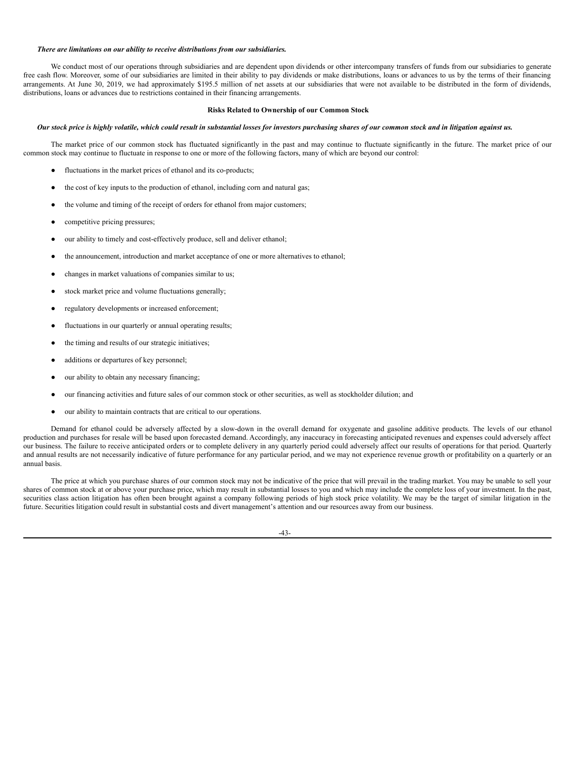***There are limitations on our ability to receive distributions from our subsidiaries.***

We conduct most of our operations through subsidiaries and are dependent upon dividends or other intercompany transfers of funds from our subsidiaries to generate free cash flow. Moreover, some of our subsidiaries are limited in their ability to pay dividends or make distributions, loans or advances to us by the terms of their financing arrangements. At June 30, 2019, we had approximately $195.5 million of net assets at our subsidiaries that were not available to be distributed in the form of dividends, distributions, loans or advances due to restrictions contained in their financing arrangements.

**Risks Related to Ownership of our Common Stock**

***Our stock price is highly volatile, which could result in substantial losses for investors purchasing shares of our common stock and in litigation against us.***

The market price of our common stock has fluctuated significantly in the past and may continue to fluctuate significantly in the future. The market price of our common stock may continue to fluctuate in response to one or more of the following factors, many of which are beyond our control:

- fluctuations in the market prices of ethanol and its co-products;
- the cost of key inputs to the production of ethanol, including corn and natural gas;
- the volume and timing of the receipt of orders for ethanol from major customers;
- competitive pricing pressures;
- our ability to timely and cost-effectively produce, sell and deliver ethanol;
- the announcement, introduction and market acceptance of one or more alternatives to ethanol;
- changes in market valuations of companies similar to us;
- stock market price and volume fluctuations generally;
- regulatory developments or increased enforcement;
- fluctuations in our quarterly or annual operating results;
- the timing and results of our strategic initiatives;
- additions or departures of key personnel;
- our ability to obtain any necessary financing;
- our financing activities and future sales of our common stock or other securities, as well as stockholder dilution; and
- our ability to maintain contracts that are critical to our operations.

Demand for ethanol could be adversely affected by a slow-down in the overall demand for oxygenate and gasoline additive products. The levels of our ethanol production and purchases for resale will be based upon forecasted demand. Accordingly, any inaccuracy in forecasting anticipated revenues and expenses could adversely affect our business. The failure to receive anticipated orders or to complete delivery in any quarterly period could adversely affect our results of operations for that period. Quarterly and annual results are not necessarily indicative of future performance for any particular period, and we may not experience revenue growth or profitability on a quarterly or an annual basis.

The price at which you purchase shares of our common stock may not be indicative of the price that will prevail in the trading market. You may be unable to sell your shares of common stock at or above your purchase price, which may result in substantial losses to you and which may include the complete loss of your investment. In the past, securities class action litigation has often been brought against a company following periods of high stock price volatility. We may be the target of similar litigation in the future. Securities litigation could result in substantial costs and divert management's attention and our resources away from our business.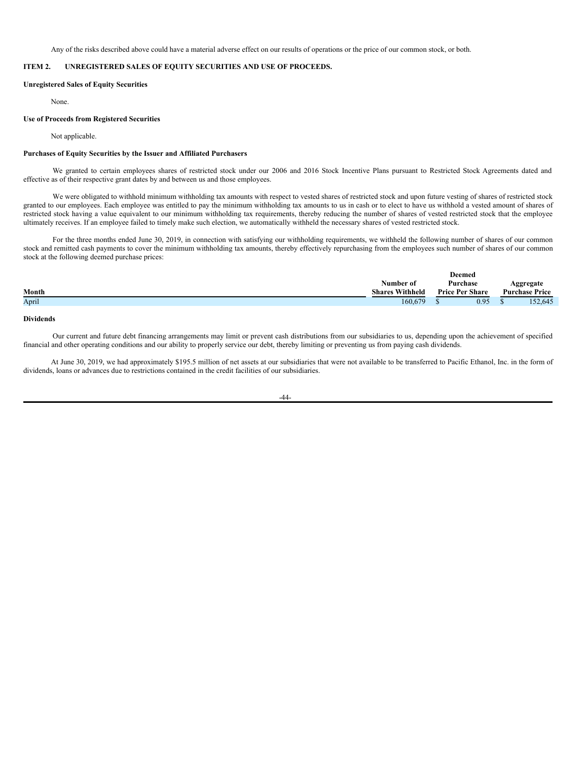Any of the risks described above could have a material adverse effect on our results of operations or the price of our common stock, or both.

## ITEM 2. UNREGISTERED SALES OF EQUITY SECURITIES AND USE OF PROCEEDS.

**Unregistered Sales of Equity Securities**

None.

**Use of Proceeds from Registered Securities**

Not applicable.

**Purchases of Equity Securities by the Issuer and Affiliated Purchasers**

We granted to certain employees shares of restricted stock under our 2006 and 2016 Stock Incentive Plans pursuant to Restricted Stock Agreements dated and effective as of their respective grant dates by and between us and those employees.

We were obligated to withhold minimum withholding tax amounts with respect to vested shares of restricted stock and upon future vesting of shares of restricted stock granted to our employees. Each employee was entitled to pay the minimum withholding tax amounts to us in cash or to elect to have us withhold a vested amount of shares of restricted stock having a value equivalent to our minimum withholding tax requirements, thereby reducing the number of shares of vested restricted stock that the employee ultimately receives. If an employee failed to timely make such election, we automatically withheld the necessary shares of vested restricted stock.

For the three months ended June 30, 2019, in connection with satisfying our withholding requirements, we withheld the following number of shares of our common stock and remitted cash payments to cover the minimum withholding tax amounts, thereby effectively repurchasing from the employees such number of shares of our common stock at the following deemed purchase prices:

| Month | Number of Shares Withheld | Deemed Purchase Price Per Share | Aggregate Purchase Price |
|---|---|---|---|
| April | 160,679 | $ 0.95 | $ 152,645 |

**Dividends**

Our current and future debt financing arrangements may limit or prevent cash distributions from our subsidiaries to us, depending upon the achievement of specified financial and other operating conditions and our ability to properly service our debt, thereby limiting or preventing us from paying cash dividends.

At June 30, 2019, we had approximately $195.5 million of net assets at our subsidiaries that were not available to be transferred to Pacific Ethanol, Inc. in the form of dividends, loans or advances due to restrictions contained in the credit facilities of our subsidiaries.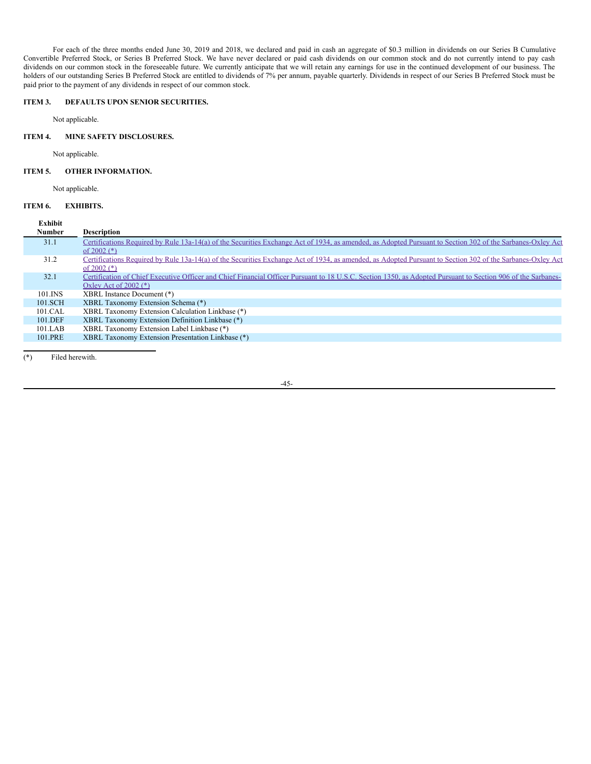For each of the three months ended June 30, 2019 and 2018, we declared and paid in cash an aggregate of $0.3 million in dividends on our Series B Cumulative Convertible Preferred Stock, or Series B Preferred Stock. We have never declared or paid cash dividends on our common stock and do not currently intend to pay cash dividends on our common stock in the foreseeable future. We currently anticipate that we will retain any earnings for use in the continued development of our business. The holders of our outstanding Series B Preferred Stock are entitled to dividends of 7% per annum, payable quarterly. Dividends in respect of our Series B Preferred Stock must be paid prior to the payment of any dividends in respect of our common stock.

## ITEM 3. DEFAULTS UPON SENIOR SECURITIES.

Not applicable.

## ITEM 4. MINE SAFETY DISCLOSURES.

Not applicable.

## ITEM 5. OTHER INFORMATION.

Not applicable.

## ITEM 6. EXHIBITS.

| Exhibit Number | Description |
|---|---|
| 31.1 | Certifications Required by Rule 13a-14(a) of the Securities Exchange Act of 1934, as amended, as Adopted Pursuant to Section 302 of the Sarbanes-Oxley Act of 2002 (*) |
| 31.2 | Certifications Required by Rule 13a-14(a) of the Securities Exchange Act of 1934, as amended, as Adopted Pursuant to Section 302 of the Sarbanes-Oxley Act of 2002 (*) |
| 32.1 | Certification of Chief Executive Officer and Chief Financial Officer Pursuant to 18 U.S.C. Section 1350, as Adopted Pursuant to Section 906 of the Sarbanes-Oxley Act of 2002 (*) |
| 101.INS | XBRL Instance Document (*) |
| 101.SCH | XBRL Taxonomy Extension Schema (*) |
| 101.CAL | XBRL Taxonomy Extension Calculation Linkbase (*) |
| 101.DEF | XBRL Taxonomy Extension Definition Linkbase (*) |
| 101.LAB | XBRL Taxonomy Extension Label Linkbase (*) |
| 101.PRE | XBRL Taxonomy Extension Presentation Linkbase (*) |

(*) Filed herewith.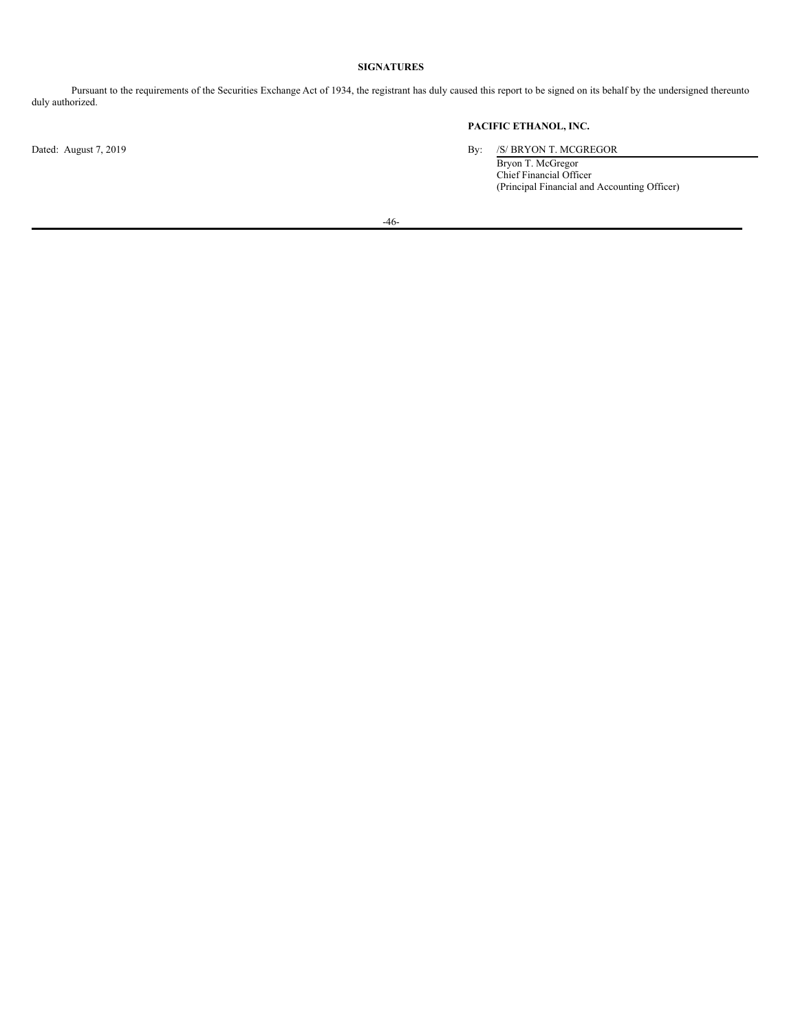**SIGNATURES**

Pursuant to the requirements of the Securities Exchange Act of 1934, the registrant has duly caused this report to be signed on its behalf by the undersigned thereunto duly authorized.

**PACIFIC ETHANOL, INC.**

Dated: August 7, 2019

By: /S/ BRYON T. MCGREGOR
Bryon T. McGregor
Chief Financial Officer
(Principal Financial and Accounting Officer)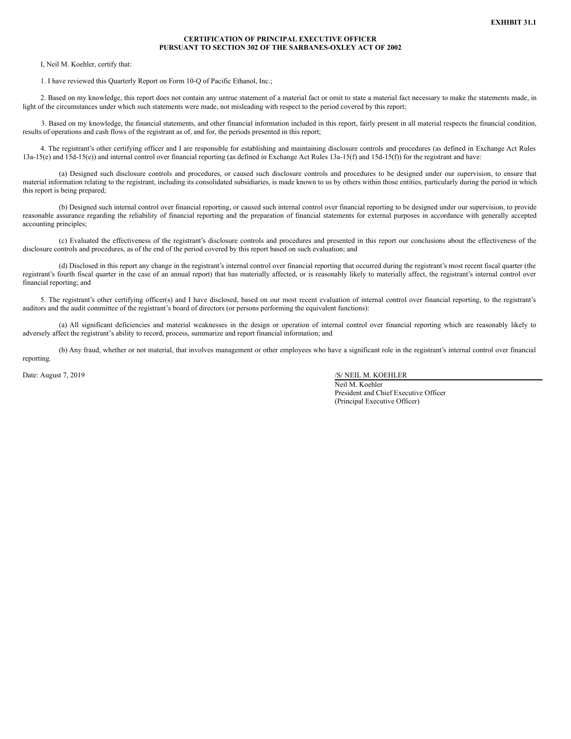**EXHIBIT 31.1**

**CERTIFICATION OF PRINCIPAL EXECUTIVE OFFICER**
**PURSUANT TO SECTION 302 OF THE SARBANES-OXLEY ACT OF 2002**

I, Neil M. Koehler, certify that:

1. I have reviewed this Quarterly Report on Form 10-Q of Pacific Ethanol, Inc.;

2. Based on my knowledge, this report does not contain any untrue statement of a material fact or omit to state a material fact necessary to make the statements made, in light of the circumstances under which such statements were made, not misleading with respect to the period covered by this report;

3. Based on my knowledge, the financial statements, and other financial information included in this report, fairly present in all material respects the financial condition, results of operations and cash flows of the registrant as of, and for, the periods presented in this report;

4. The registrant's other certifying officer and I are responsible for establishing and maintaining disclosure controls and procedures (as defined in Exchange Act Rules 13a-15(e) and 15d-15(e)) and internal control over financial reporting (as defined in Exchange Act Rules 13a-15(f) and 15d-15(f)) for the registrant and have:

(a) Designed such disclosure controls and procedures, or caused such disclosure controls and procedures to be designed under our supervision, to ensure that material information relating to the registrant, including its consolidated subsidiaries, is made known to us by others within those entities, particularly during the period in which this report is being prepared;

(b) Designed such internal control over financial reporting, or caused such internal control over financial reporting to be designed under our supervision, to provide reasonable assurance regarding the reliability of financial reporting and the preparation of financial statements for external purposes in accordance with generally accepted accounting principles;

(c) Evaluated the effectiveness of the registrant's disclosure controls and procedures and presented in this report our conclusions about the effectiveness of the disclosure controls and procedures, as of the end of the period covered by this report based on such evaluation; and

(d) Disclosed in this report any change in the registrant's internal control over financial reporting that occurred during the registrant's most recent fiscal quarter (the registrant's fourth fiscal quarter in the case of an annual report) that has materially affected, or is reasonably likely to materially affect, the registrant's internal control over financial reporting; and

5. The registrant's other certifying officer(s) and I have disclosed, based on our most recent evaluation of internal control over financial reporting, to the registrant's auditors and the audit committee of the registrant's board of directors (or persons performing the equivalent functions):

(a) All significant deficiencies and material weaknesses in the design or operation of internal control over financial reporting which are reasonably likely to adversely affect the registrant's ability to record, process, summarize and report financial information; and

(b) Any fraud, whether or not material, that involves management or other employees who have a significant role in the registrant's internal control over financial reporting.

Date: August 7, 2019

/S/ NEIL M. KOEHLER
Neil M. Koehler
President and Chief Executive Officer
(Principal Executive Officer)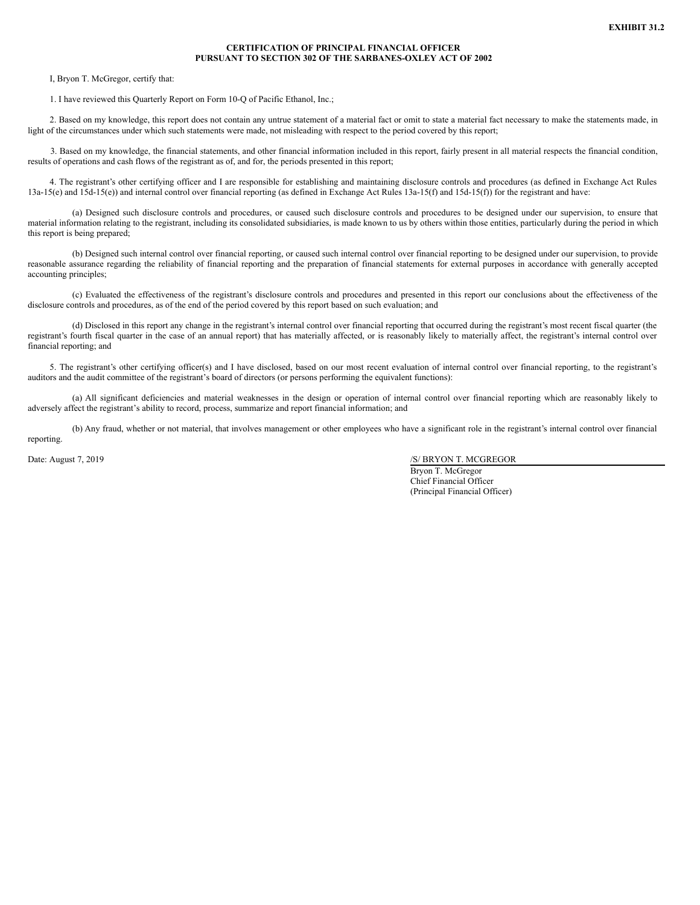**EXHIBIT 31.2**

**CERTIFICATION OF PRINCIPAL FINANCIAL OFFICER**
**PURSUANT TO SECTION 302 OF THE SARBANES-OXLEY ACT OF 2002**

I, Bryon T. McGregor, certify that:

1. I have reviewed this Quarterly Report on Form 10-Q of Pacific Ethanol, Inc.;

2. Based on my knowledge, this report does not contain any untrue statement of a material fact or omit to state a material fact necessary to make the statements made, in light of the circumstances under which such statements were made, not misleading with respect to the period covered by this report;

3. Based on my knowledge, the financial statements, and other financial information included in this report, fairly present in all material respects the financial condition, results of operations and cash flows of the registrant as of, and for, the periods presented in this report;

4. The registrant's other certifying officer and I are responsible for establishing and maintaining disclosure controls and procedures (as defined in Exchange Act Rules 13a-15(e) and 15d-15(e)) and internal control over financial reporting (as defined in Exchange Act Rules 13a-15(f) and 15d-15(f)) for the registrant and have:

(a) Designed such disclosure controls and procedures, or caused such disclosure controls and procedures to be designed under our supervision, to ensure that material information relating to the registrant, including its consolidated subsidiaries, is made known to us by others within those entities, particularly during the period in which this report is being prepared;

(b) Designed such internal control over financial reporting, or caused such internal control over financial reporting to be designed under our supervision, to provide reasonable assurance regarding the reliability of financial reporting and the preparation of financial statements for external purposes in accordance with generally accepted accounting principles;

(c) Evaluated the effectiveness of the registrant's disclosure controls and procedures and presented in this report our conclusions about the effectiveness of the disclosure controls and procedures, as of the end of the period covered by this report based on such evaluation; and

(d) Disclosed in this report any change in the registrant's internal control over financial reporting that occurred during the registrant's most recent fiscal quarter (the registrant's fourth fiscal quarter in the case of an annual report) that has materially affected, or is reasonably likely to materially affect, the registrant's internal control over financial reporting; and

5. The registrant's other certifying officer(s) and I have disclosed, based on our most recent evaluation of internal control over financial reporting, to the registrant's auditors and the audit committee of the registrant's board of directors (or persons performing the equivalent functions):

(a) All significant deficiencies and material weaknesses in the design or operation of internal control over financial reporting which are reasonably likely to adversely affect the registrant's ability to record, process, summarize and report financial information; and

(b) Any fraud, whether or not material, that involves management or other employees who have a significant role in the registrant's internal control over financial reporting.

Date: August 7, 2019

/S/ BRYON T. MCGREGOR
Bryon T. McGregor
Chief Financial Officer
(Principal Financial Officer)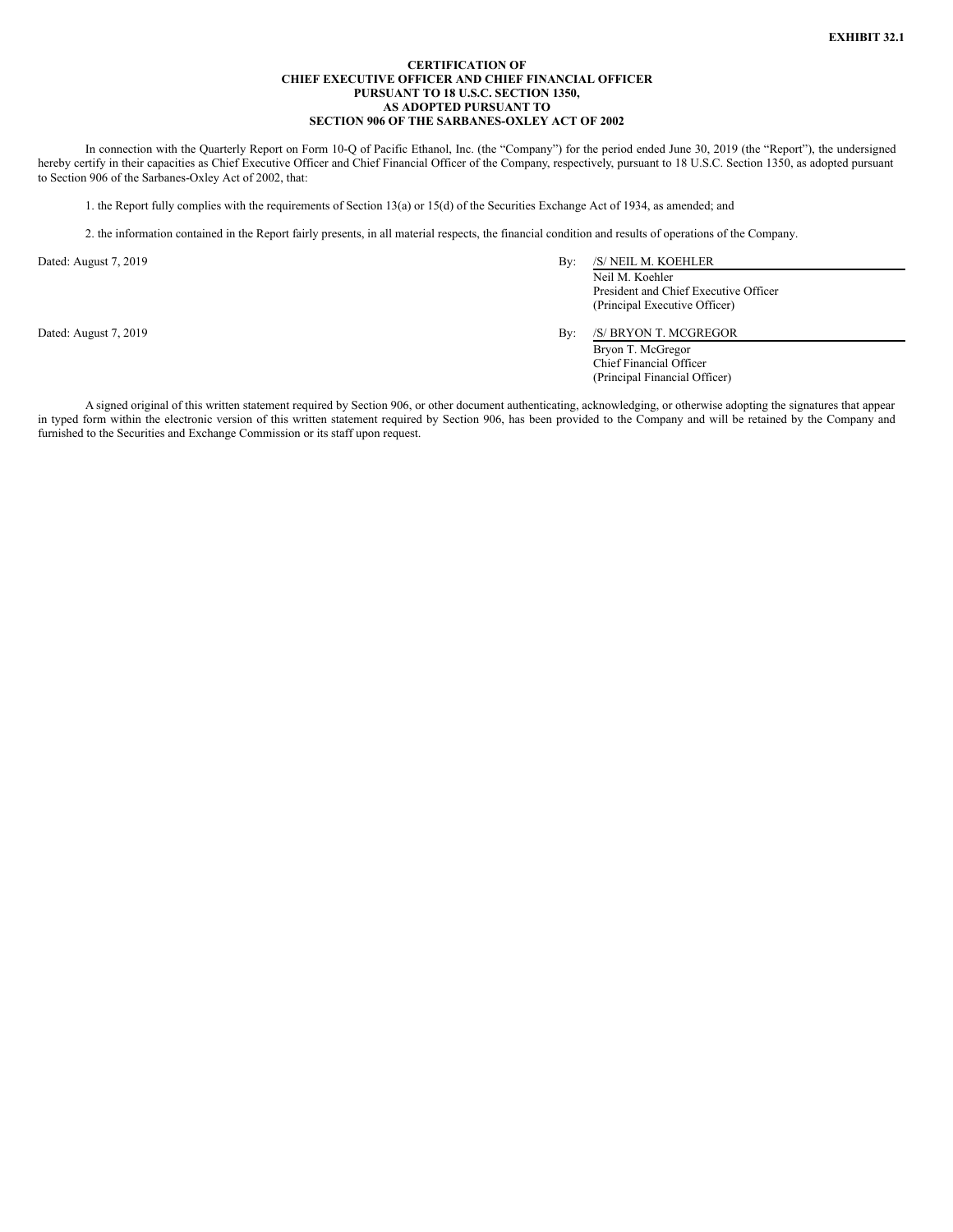**EXHIBIT 32.1**

**CERTIFICATION OF**
**CHIEF EXECUTIVE OFFICER AND CHIEF FINANCIAL OFFICER**
**PURSUANT TO 18 U.S.C. SECTION 1350,**
**AS ADOPTED PURSUANT TO**
**SECTION 906 OF THE SARBANES-OXLEY ACT OF 2002**

In connection with the Quarterly Report on Form 10-Q of Pacific Ethanol, Inc. (the “Company”) for the period ended June 30, 2019 (the “Report”), the undersigned hereby certify in their capacities as Chief Executive Officer and Chief Financial Officer of the Company, respectively, pursuant to 18 U.S.C. Section 1350, as adopted pursuant to Section 906 of the Sarbanes-Oxley Act of 2002, that:

1. the Report fully complies with the requirements of Section 13(a) or 15(d) of the Securities Exchange Act of 1934, as amended; and

2. the information contained in the Report fairly presents, in all material respects, the financial condition and results of operations of the Company.

Dated: August 7, 2019

By: /S/ NEIL M. KOEHLER
Neil M. Koehler
President and Chief Executive Officer
(Principal Executive Officer)

Dated: August 7, 2019

By: /S/ BRYON T. MCGREGOR
Bryon T. McGregor
Chief Financial Officer
(Principal Financial Officer)

A signed original of this written statement required by Section 906, or other document authenticating, acknowledging, or otherwise adopting the signatures that appear in typed form within the electronic version of this written statement required by Section 906, has been provided to the Company and will be retained by the Company and furnished to the Securities and Exchange Commission or its staff upon request.